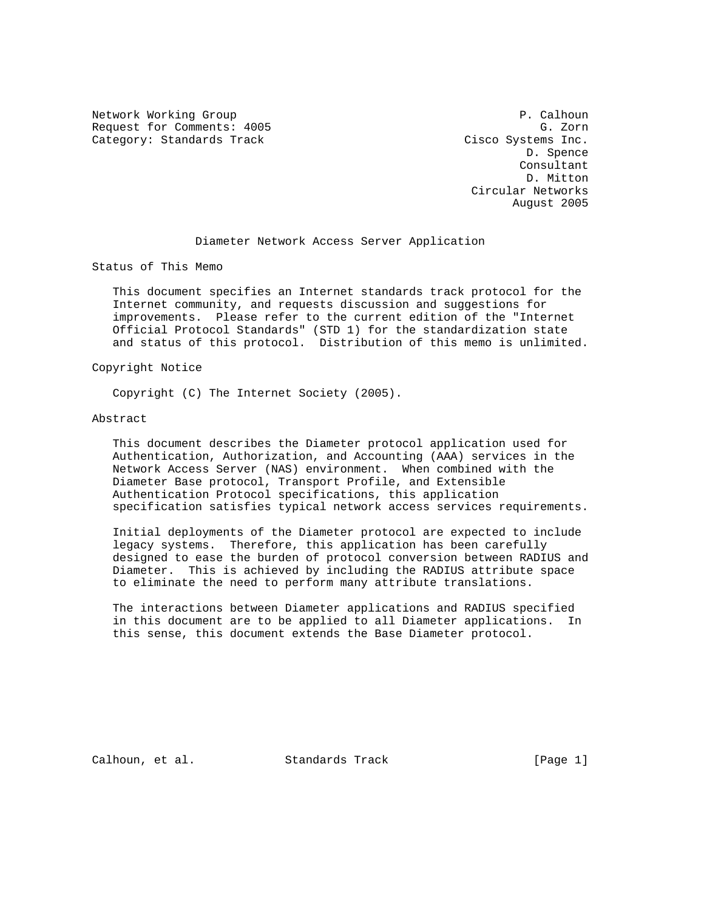Network Working Group P. Calhoun
Request for Comments: 4005 G. Zorn
Category: Standards Track Cisco Systems Inc.
D. Spence
Consultant
D. Mitton
Circular Networks
August 2005

# Diameter Network Access Server Application

## Status of This Memo

This document specifies an Internet standards track protocol for the Internet community, and requests discussion and suggestions for improvements. Please refer to the current edition of the "Internet Official Protocol Standards" (STD 1) for the standardization state and status of this protocol. Distribution of this memo is unlimited.

## Copyright Notice

Copyright (C) The Internet Society (2005).

## Abstract

This document describes the Diameter protocol application used for Authentication, Authorization, and Accounting (AAA) services in the Network Access Server (NAS) environment. When combined with the Diameter Base protocol, Transport Profile, and Extensible Authentication Protocol specifications, this application specification satisfies typical network access services requirements.

Initial deployments of the Diameter protocol are expected to include legacy systems. Therefore, this application has been carefully designed to ease the burden of protocol conversion between RADIUS and Diameter. This is achieved by including the RADIUS attribute space to eliminate the need to perform many attribute translations.

The interactions between Diameter applications and RADIUS specified in this document are to be applied to all Diameter applications. In this sense, this document extends the Base Diameter protocol.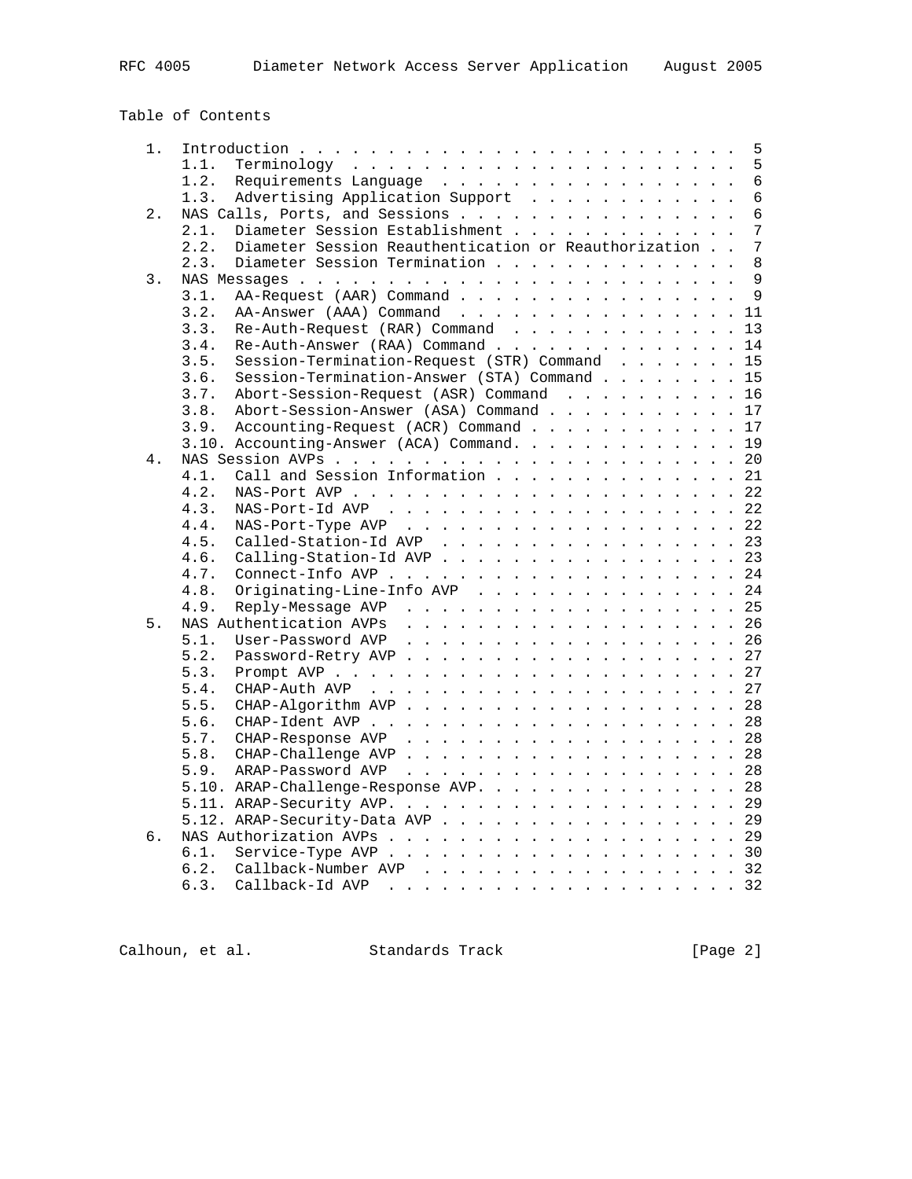Table of Contents

```
   1.  Introduction . . . . . . . . . . . . . . . . . . . . . . . . .  5
       1.1.  Terminology  . . . . . . . . . . . . . . . . . . . . . .  5
       1.2.  Requirements Language  . . . . . . . . . . . . . . . . .  6
       1.3.  Advertising Application Support  . . . . . . . . . . . .  6
   2.  NAS Calls, Ports, and Sessions . . . . . . . . . . . . . . . .  6
       2.1.  Diameter Session Establishment . . . . . . . . . . . . .  7
       2.2.  Diameter Session Reauthentication or Reauthorization . .  7
       2.3.  Diameter Session Termination . . . . . . . . . . . . . .  8
   3.  NAS Messages . . . . . . . . . . . . . . . . . . . . . . . . .  9
       3.1.  AA-Request (AAR) Command . . . . . . . . . . . . . . . .  9
       3.2.  AA-Answer (AAA) Command  . . . . . . . . . . . . . . . . 11
       3.3.  Re-Auth-Request (RAR) Command  . . . . . . . . . . . . . 13
       3.4.  Re-Auth-Answer (RAA) Command . . . . . . . . . . . . . . 14
       3.5.  Session-Termination-Request (STR) Command  . . . . . . . 15
       3.6.  Session-Termination-Answer (STA) Command . . . . . . . . 15
       3.7.  Abort-Session-Request (ASR) Command  . . . . . . . . . . 16
       3.8.  Abort-Session-Answer (ASA) Command . . . . . . . . . . . 17
       3.9.  Accounting-Request (ACR) Command . . . . . . . . . . . . 17
       3.10. Accounting-Answer (ACA) Command. . . . . . . . . . . . . 19
   4.  NAS Session AVPs . . . . . . . . . . . . . . . . . . . . . . . 20
       4.1.  Call and Session Information . . . . . . . . . . . . . . 21
       4.2.  NAS-Port AVP . . . . . . . . . . . . . . . . . . . . . . 22
       4.3.  NAS-Port-Id AVP  . . . . . . . . . . . . . . . . . . . . 22
       4.4.  NAS-Port-Type AVP  . . . . . . . . . . . . . . . . . . . 22
       4.5.  Called-Station-Id AVP  . . . . . . . . . . . . . . . . . 23
       4.6.  Calling-Station-Id AVP . . . . . . . . . . . . . . . . . 23
       4.7.  Connect-Info AVP . . . . . . . . . . . . . . . . . . . . 24
       4.8.  Originating-Line-Info AVP  . . . . . . . . . . . . . . . 24
       4.9.  Reply-Message AVP  . . . . . . . . . . . . . . . . . . . 25
   5.  NAS Authentication AVPs  . . . . . . . . . . . . . . . . . . . 26
       5.1.  User-Password AVP  . . . . . . . . . . . . . . . . . . . 26
       5.2.  Password-Retry AVP . . . . . . . . . . . . . . . . . . . 27
       5.3.  Prompt AVP . . . . . . . . . . . . . . . . . . . . . . . 27
       5.4.  CHAP-Auth AVP  . . . . . . . . . . . . . . . . . . . . . 27
       5.5.  CHAP-Algorithm AVP . . . . . . . . . . . . . . . . . . . 28
       5.6.  CHAP-Ident AVP . . . . . . . . . . . . . . . . . . . . . 28
       5.7.  CHAP-Response AVP  . . . . . . . . . . . . . . . . . . . 28
       5.8.  CHAP-Challenge AVP . . . . . . . . . . . . . . . . . . . 28
       5.9.  ARAP-Password AVP  . . . . . . . . . . . . . . . . . . . 28
       5.10. ARAP-Challenge-Response AVP. . . . . . . . . . . . . . . 28
       5.11. ARAP-Security AVP. . . . . . . . . . . . . . . . . . . . 29
       5.12. ARAP-Security-Data AVP . . . . . . . . . . . . . . . . . 29
   6.  NAS Authorization AVPs . . . . . . . . . . . . . . . . . . . . 29
       6.1.  Service-Type AVP . . . . . . . . . . . . . . . . . . . . 30
       6.2.  Callback-Number AVP  . . . . . . . . . . . . . . . . . . 32
       6.3.  Callback-Id AVP  . . . . . . . . . . . . . . . . . . . . 32
```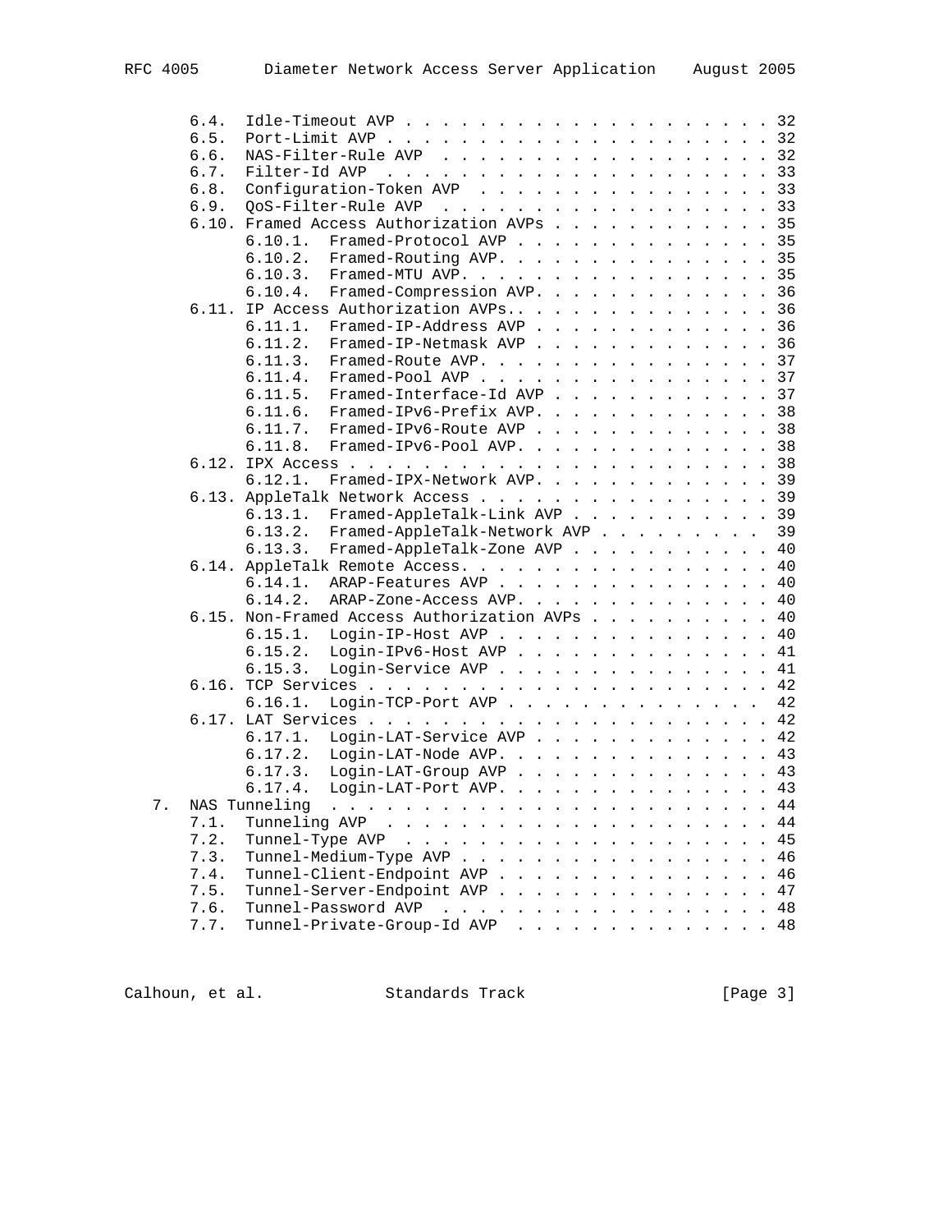```
      6.4.  Idle-Timeout AVP . . . . . . . . . . . . . . . . . . . . . 32
      6.5.  Port-Limit AVP . . . . . . . . . . . . . . . . . . . . . . 32
      6.6.  NAS-Filter-Rule AVP  . . . . . . . . . . . . . . . . . . . 32
      6.7.  Filter-Id AVP  . . . . . . . . . . . . . . . . . . . . . . 33
      6.8.  Configuration-Token AVP  . . . . . . . . . . . . . . . . . 33
      6.9.  QoS-Filter-Rule AVP  . . . . . . . . . . . . . . . . . . . 33
      6.10. Framed Access Authorization AVPs . . . . . . . . . . . . . 35
            6.10.1.  Framed-Protocol AVP . . . . . . . . . . . . . . . 35
            6.10.2.  Framed-Routing AVP. . . . . . . . . . . . . . . . 35
            6.10.3.  Framed-MTU AVP. . . . . . . . . . . . . . . . . . 35
            6.10.4.  Framed-Compression AVP. . . . . . . . . . . . . . 36
      6.11. IP Access Authorization AVPs.. . . . . . . . . . . . . . . 36
            6.11.1.  Framed-IP-Address AVP . . . . . . . . . . . . . . 36
            6.11.2.  Framed-IP-Netmask AVP . . . . . . . . . . . . . . 36
            6.11.3.  Framed-Route AVP. . . . . . . . . . . . . . . . . 37
            6.11.4.  Framed-Pool AVP . . . . . . . . . . . . . . . . . 37
            6.11.5.  Framed-Interface-Id AVP . . . . . . . . . . . . . 37
            6.11.6.  Framed-IPv6-Prefix AVP. . . . . . . . . . . . . . 38
            6.11.7.  Framed-IPv6-Route AVP . . . . . . . . . . . . . . 38
            6.11.8.  Framed-IPv6-Pool AVP. . . . . . . . . . . . . . . 38
      6.12. IPX Access . . . . . . . . . . . . . . . . . . . . . . . . 38
            6.12.1.  Framed-IPX-Network AVP. . . . . . . . . . . . . . 39
      6.13. AppleTalk Network Access . . . . . . . . . . . . . . . . . 39
            6.13.1.  Framed-AppleTalk-Link AVP . . . . . . . . . . . . 39
            6.13.2.  Framed-AppleTalk-Network AVP  . . . . . . . . . . 39
            6.13.3.  Framed-AppleTalk-Zone AVP . . . . . . . . . . . . 40
      6.14. AppleTalk Remote Access. . . . . . . . . . . . . . . . . . 40
            6.14.1.  ARAP-Features AVP . . . . . . . . . . . . . . . . 40
            6.14.2.  ARAP-Zone-Access AVP. . . . . . . . . . . . . . . 40
      6.15. Non-Framed Access Authorization AVPs . . . . . . . . . . . 40
            6.15.1.  Login-IP-Host AVP . . . . . . . . . . . . . . . . 40
            6.15.2.  Login-IPv6-Host AVP . . . . . . . . . . . . . . . 41
            6.15.3.  Login-Service AVP . . . . . . . . . . . . . . . . 41
      6.16. TCP Services . . . . . . . . . . . . . . . . . . . . . . . 42
            6.16.1.  Login-TCP-Port AVP . . . . . . . . . . . . . . .  42
      6.17. LAT Services . . . . . . . . . . . . . . . . . . . . . . . 42
            6.17.1.  Login-LAT-Service AVP . . . . . . . . . . . . . . 42
            6.17.2.  Login-LAT-Node AVP. . . . . . . . . . . . . . . . 43
            6.17.3.  Login-LAT-Group AVP . . . . . . . . . . . . . . . 43
            6.17.4.  Login-LAT-Port AVP. . . . . . . . . . . . . . . . 43
   7.  NAS Tunneling  . . . . . . . . . . . . . . . . . . . . . . . . 44
      7.1.  Tunneling AVP  . . . . . . . . . . . . . . . . . . . . . . 44
      7.2.  Tunnel-Type AVP  . . . . . . . . . . . . . . . . . . . . . 45
      7.3.  Tunnel-Medium-Type AVP . . . . . . . . . . . . . . . . . . 46
      7.4.  Tunnel-Client-Endpoint AVP . . . . . . . . . . . . . . . . 46
      7.5.  Tunnel-Server-Endpoint AVP . . . . . . . . . . . . . . . . 47
      7.6.  Tunnel-Password AVP  . . . . . . . . . . . . . . . . . . . 48
      7.7.  Tunnel-Private-Group-Id AVP  . . . . . . . . . . . . . . . 48
```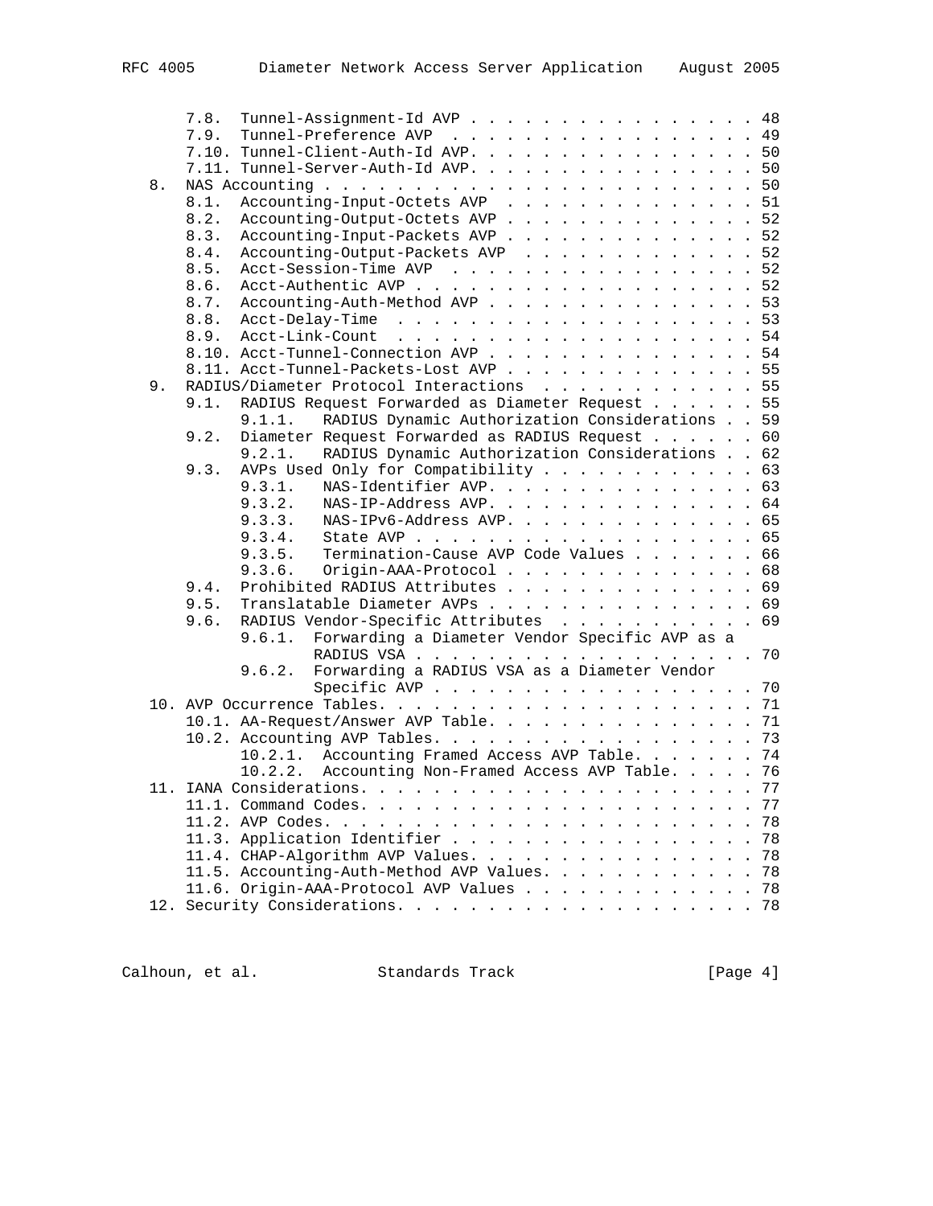```
      7.8.  Tunnel-Assignment-Id AVP . . . . . . . . . . . . . . . . . 48
      7.9.  Tunnel-Preference AVP  . . . . . . . . . . . . . . . . . . 49
      7.10. Tunnel-Client-Auth-Id AVP. . . . . . . . . . . . . . . . . 50
      7.11. Tunnel-Server-Auth-Id AVP. . . . . . . . . . . . . . . . . 50
   8.  NAS Accounting . . . . . . . . . . . . . . . . . . . . . . . . 50
      8.1.  Accounting-Input-Octets AVP  . . . . . . . . . . . . . . . 51
      8.2.  Accounting-Output-Octets AVP . . . . . . . . . . . . . . . 52
      8.3.  Accounting-Input-Packets AVP . . . . . . . . . . . . . . . 52
      8.4.  Accounting-Output-Packets AVP  . . . . . . . . . . . . . . 52
      8.5.  Acct-Session-Time AVP  . . . . . . . . . . . . . . . . . . 52
      8.6.  Acct-Authentic AVP . . . . . . . . . . . . . . . . . . . . 52
      8.7.  Accounting-Auth-Method AVP . . . . . . . . . . . . . . . . 53
      8.8.  Acct-Delay-Time  . . . . . . . . . . . . . . . . . . . . . 53
      8.9.  Acct-Link-Count  . . . . . . . . . . . . . . . . . . . . . 54
      8.10. Acct-Tunnel-Connection AVP . . . . . . . . . . . . . . . . 54
      8.11. Acct-Tunnel-Packets-Lost AVP . . . . . . . . . . . . . . . 55
   9.  RADIUS/Diameter Protocol Interactions  . . . . . . . . . . . . 55
      9.1.  RADIUS Request Forwarded as Diameter Request . . . . . . . 55
            9.1.1.  RADIUS Dynamic Authorization Considerations . . 59
      9.2.  Diameter Request Forwarded as RADIUS Request . . . . . . . 60
            9.2.1.  RADIUS Dynamic Authorization Considerations . . 62
      9.3.  AVPs Used Only for Compatibility . . . . . . . . . . . . . 63
            9.3.1.  NAS-Identifier AVP. . . . . . . . . . . . . . . 63
            9.3.2.  NAS-IP-Address AVP. . . . . . . . . . . . . . . 64
            9.3.3.  NAS-IPv6-Address AVP. . . . . . . . . . . . . . 65
            9.3.4.  State AVP . . . . . . . . . . . . . . . . . . . 65
            9.3.5.  Termination-Cause AVP Code Values . . . . . . . 66
            9.3.6.  Origin-AAA-Protocol . . . . . . . . . . . . . . 68
      9.4.  Prohibited RADIUS Attributes . . . . . . . . . . . . . . . 69
      9.5.  Translatable Diameter AVPs . . . . . . . . . . . . . . . . 69
      9.6.  RADIUS Vendor-Specific Attributes  . . . . . . . . . . . . 69
            9.6.1.  Forwarding a Diameter Vendor Specific AVP as a
                    RADIUS VSA . . . . . . . . . . . . . . . . . . . 70
            9.6.2.  Forwarding a RADIUS VSA as a Diameter Vendor
                    Specific AVP . . . . . . . . . . . . . . . . . . 70
   10. AVP Occurrence Tables. . . . . . . . . . . . . . . . . . . . . 71
      10.1. AA-Request/Answer AVP Table. . . . . . . . . . . . . . . . 71
      10.2. Accounting AVP Tables. . . . . . . . . . . . . . . . . . . 73
            10.2.1.  Accounting Framed Access AVP Table. . . . . . . 74
            10.2.2.  Accounting Non-Framed Access AVP Table. . . . . 76
   11. IANA Considerations. . . . . . . . . . . . . . . . . . . . . . 77
      11.1. Command Codes. . . . . . . . . . . . . . . . . . . . . . . 77
      11.2. AVP Codes. . . . . . . . . . . . . . . . . . . . . . . . . 78
      11.3. Application Identifier . . . . . . . . . . . . . . . . . . 78
      11.4. CHAP-Algorithm AVP Values. . . . . . . . . . . . . . . . . 78
      11.5. Accounting-Auth-Method AVP Values. . . . . . . . . . . . . 78
      11.6. Origin-AAA-Protocol AVP Values . . . . . . . . . . . . . . 78
   12. Security Considerations. . . . . . . . . . . . . . . . . . . . 78
```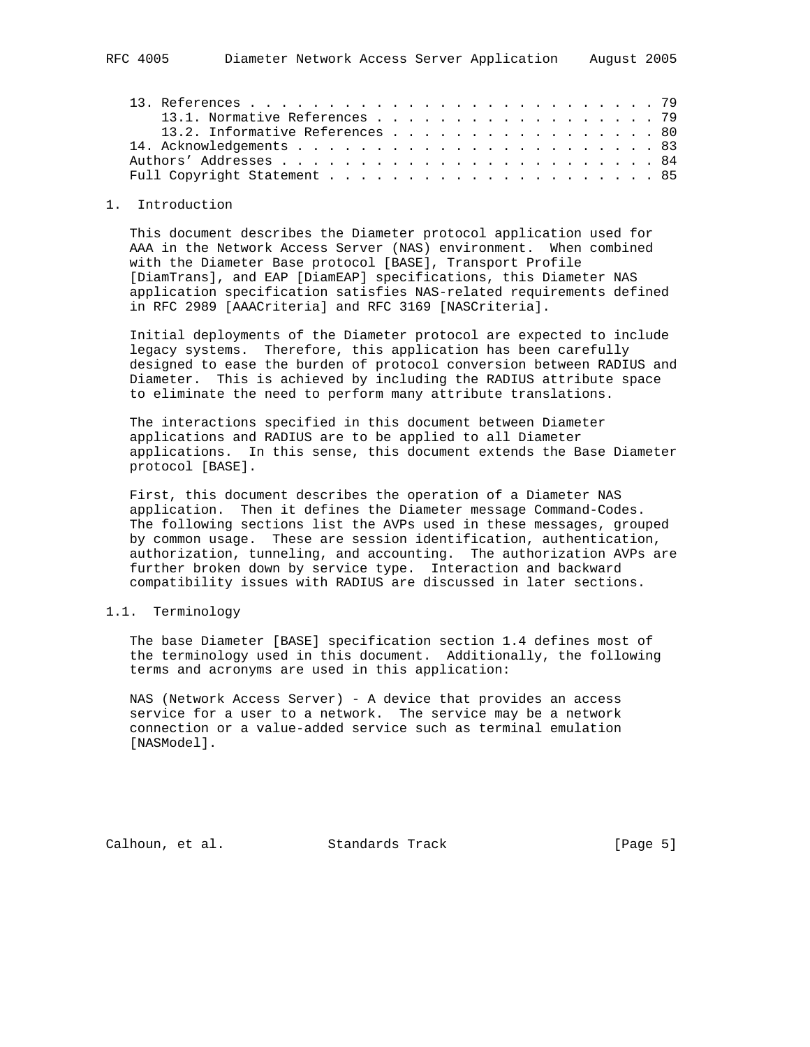13. References . . . . . . . . . . . . . . . . . . . . . . . . . 79
    13.1. Normative References . . . . . . . . . . . . . . . . . . 79
    13.2. Informative References . . . . . . . . . . . . . . . . . 80
14. Acknowledgements . . . . . . . . . . . . . . . . . . . . . . . 83
Authors' Addresses . . . . . . . . . . . . . . . . . . . . . . . . 84
Full Copyright Statement . . . . . . . . . . . . . . . . . . . . . 85

# 1. Introduction

This document describes the Diameter protocol application used for AAA in the Network Access Server (NAS) environment. When combined with the Diameter Base protocol [BASE], Transport Profile [DiamTrans], and EAP [DiamEAP] specifications, this Diameter NAS application specification satisfies NAS-related requirements defined in RFC 2989 [AAACriteria] and RFC 3169 [NASCriteria].

Initial deployments of the Diameter protocol are expected to include legacy systems. Therefore, this application has been carefully designed to ease the burden of protocol conversion between RADIUS and Diameter. This is achieved by including the RADIUS attribute space to eliminate the need to perform many attribute translations.

The interactions specified in this document between Diameter applications and RADIUS are to be applied to all Diameter applications. In this sense, this document extends the Base Diameter protocol [BASE].

First, this document describes the operation of a Diameter NAS application. Then it defines the Diameter message Command-Codes. The following sections list the AVPs used in these messages, grouped by common usage. These are session identification, authentication, authorization, tunneling, and accounting. The authorization AVPs are further broken down by service type. Interaction and backward compatibility issues with RADIUS are discussed in later sections.

## 1.1. Terminology

The base Diameter [BASE] specification section 1.4 defines most of the terminology used in this document. Additionally, the following terms and acronyms are used in this application:

NAS (Network Access Server) - A device that provides an access service for a user to a network. The service may be a network connection or a value-added service such as terminal emulation [NASModel].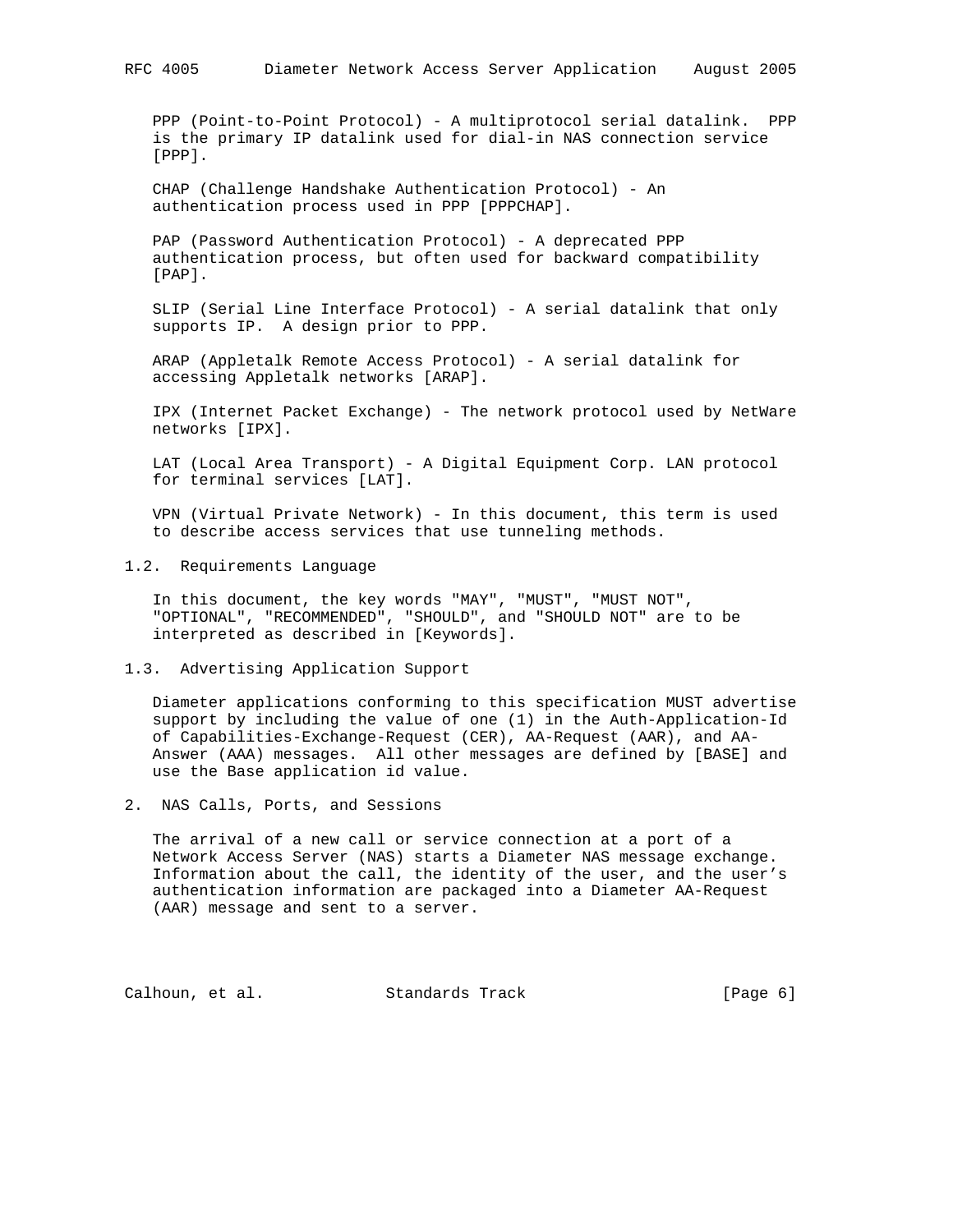PPP (Point-to-Point Protocol) - A multiprotocol serial datalink. PPP is the primary IP datalink used for dial-in NAS connection service [PPP].

CHAP (Challenge Handshake Authentication Protocol) - An authentication process used in PPP [PPPCHAP].

PAP (Password Authentication Protocol) - A deprecated PPP authentication process, but often used for backward compatibility [PAP].

SLIP (Serial Line Interface Protocol) - A serial datalink that only supports IP. A design prior to PPP.

ARAP (Appletalk Remote Access Protocol) - A serial datalink for accessing Appletalk networks [ARAP].

IPX (Internet Packet Exchange) - The network protocol used by NetWare networks [IPX].

LAT (Local Area Transport) - A Digital Equipment Corp. LAN protocol for terminal services [LAT].

VPN (Virtual Private Network) - In this document, this term is used to describe access services that use tunneling methods.

### 1.2. Requirements Language

In this document, the key words "MAY", "MUST", "MUST NOT", "OPTIONAL", "RECOMMENDED", "SHOULD", and "SHOULD NOT" are to be interpreted as described in [Keywords].

### 1.3. Advertising Application Support

Diameter applications conforming to this specification MUST advertise support by including the value of one (1) in the Auth-Application-Id of Capabilities-Exchange-Request (CER), AA-Request (AAR), and AA-Answer (AAA) messages. All other messages are defined by [BASE] and use the Base application id value.

## 2. NAS Calls, Ports, and Sessions

The arrival of a new call or service connection at a port of a Network Access Server (NAS) starts a Diameter NAS message exchange. Information about the call, the identity of the user, and the user's authentication information are packaged into a Diameter AA-Request (AAR) message and sent to a server.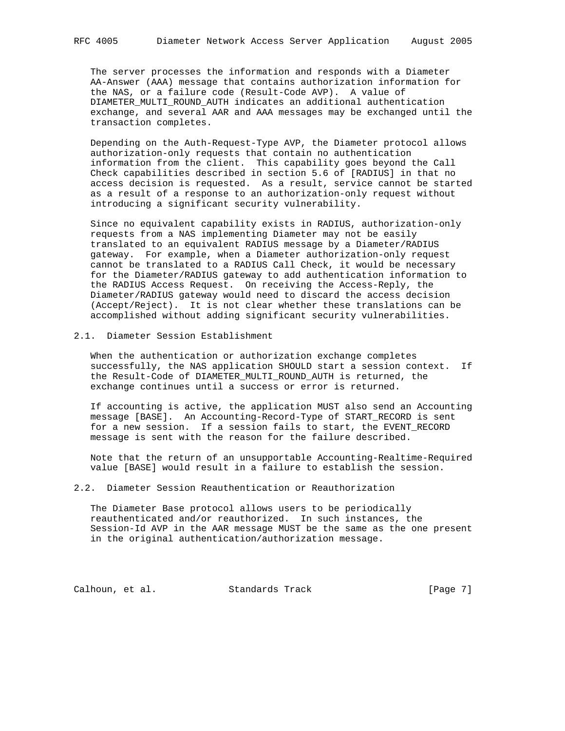The server processes the information and responds with a Diameter AA-Answer (AAA) message that contains authorization information for the NAS, or a failure code (Result-Code AVP). A value of DIAMETER_MULTI_ROUND_AUTH indicates an additional authentication exchange, and several AAR and AAA messages may be exchanged until the transaction completes.

Depending on the Auth-Request-Type AVP, the Diameter protocol allows authorization-only requests that contain no authentication information from the client. This capability goes beyond the Call Check capabilities described in section 5.6 of [RADIUS] in that no access decision is requested. As a result, service cannot be started as a result of a response to an authorization-only request without introducing a significant security vulnerability.

Since no equivalent capability exists in RADIUS, authorization-only requests from a NAS implementing Diameter may not be easily translated to an equivalent RADIUS message by a Diameter/RADIUS gateway. For example, when a Diameter authorization-only request cannot be translated to a RADIUS Call Check, it would be necessary for the Diameter/RADIUS gateway to add authentication information to the RADIUS Access Request. On receiving the Access-Reply, the Diameter/RADIUS gateway would need to discard the access decision (Accept/Reject). It is not clear whether these translations can be accomplished without adding significant security vulnerabilities.

## 2.1. Diameter Session Establishment

When the authentication or authorization exchange completes successfully, the NAS application SHOULD start a session context. If the Result-Code of DIAMETER_MULTI_ROUND_AUTH is returned, the exchange continues until a success or error is returned.

If accounting is active, the application MUST also send an Accounting message [BASE]. An Accounting-Record-Type of START_RECORD is sent for a new session. If a session fails to start, the EVENT_RECORD message is sent with the reason for the failure described.

Note that the return of an unsupportable Accounting-Realtime-Required value [BASE] would result in a failure to establish the session.

## 2.2. Diameter Session Reauthentication or Reauthorization

The Diameter Base protocol allows users to be periodically reauthenticated and/or reauthorized. In such instances, the Session-Id AVP in the AAR message MUST be the same as the one present in the original authentication/authorization message.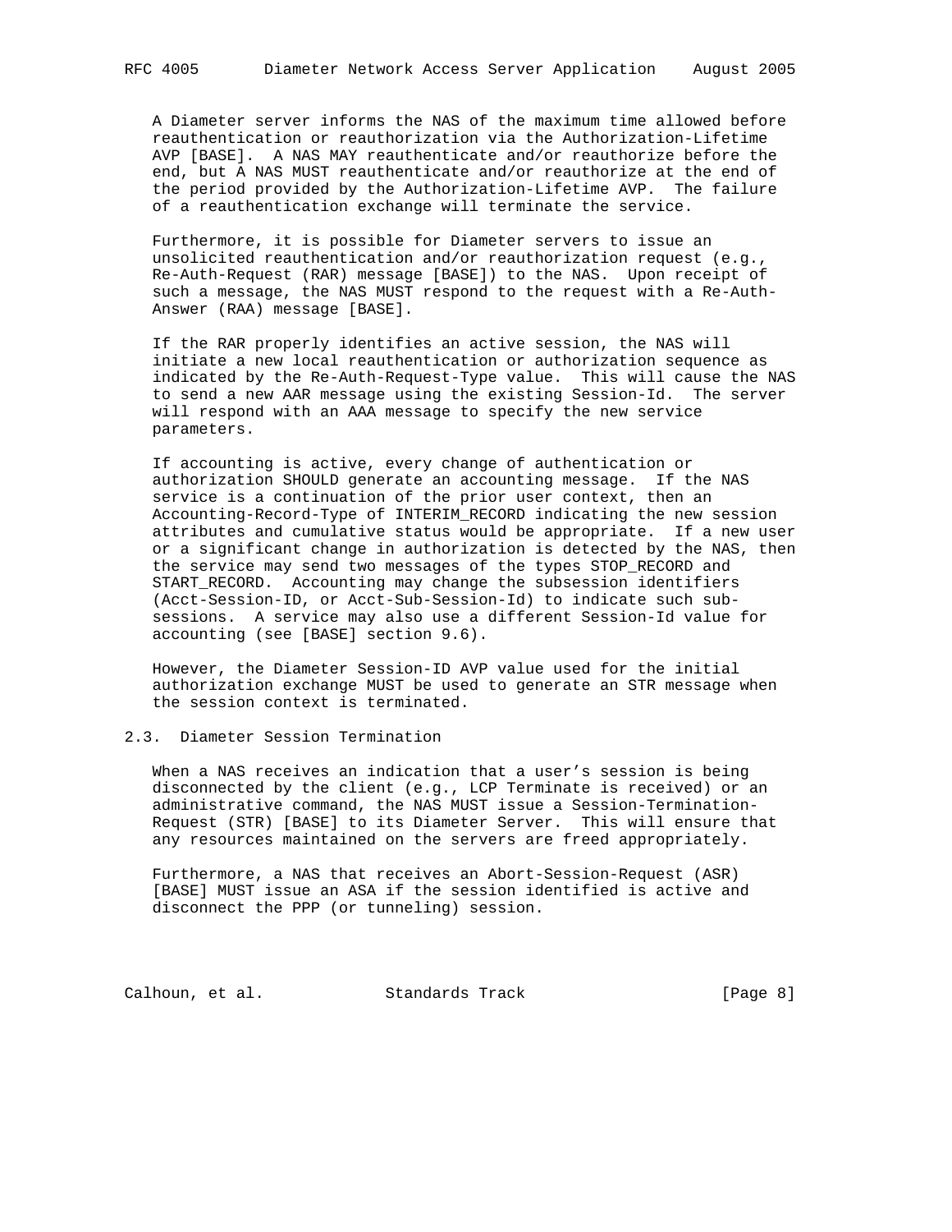A Diameter server informs the NAS of the maximum time allowed before reauthentication or reauthorization via the Authorization-Lifetime AVP [BASE]. A NAS MAY reauthenticate and/or reauthorize before the end, but A NAS MUST reauthenticate and/or reauthorize at the end of the period provided by the Authorization-Lifetime AVP. The failure of a reauthentication exchange will terminate the service.

Furthermore, it is possible for Diameter servers to issue an unsolicited reauthentication and/or reauthorization request (e.g., Re-Auth-Request (RAR) message [BASE]) to the NAS. Upon receipt of such a message, the NAS MUST respond to the request with a Re-Auth-Answer (RAA) message [BASE].

If the RAR properly identifies an active session, the NAS will initiate a new local reauthentication or authorization sequence as indicated by the Re-Auth-Request-Type value. This will cause the NAS to send a new AAR message using the existing Session-Id. The server will respond with an AAA message to specify the new service parameters.

If accounting is active, every change of authentication or authorization SHOULD generate an accounting message. If the NAS service is a continuation of the prior user context, then an Accounting-Record-Type of INTERIM_RECORD indicating the new session attributes and cumulative status would be appropriate. If a new user or a significant change in authorization is detected by the NAS, then the service may send two messages of the types STOP_RECORD and START_RECORD. Accounting may change the subsession identifiers (Acct-Session-ID, or Acct-Sub-Session-Id) to indicate such sub-sessions. A service may also use a different Session-Id value for accounting (see [BASE] section 9.6).

However, the Diameter Session-ID AVP value used for the initial authorization exchange MUST be used to generate an STR message when the session context is terminated.

## 2.3. Diameter Session Termination

When a NAS receives an indication that a user's session is being disconnected by the client (e.g., LCP Terminate is received) or an administrative command, the NAS MUST issue a Session-Termination-Request (STR) [BASE] to its Diameter Server. This will ensure that any resources maintained on the servers are freed appropriately.

Furthermore, a NAS that receives an Abort-Session-Request (ASR) [BASE] MUST issue an ASA if the session identified is active and disconnect the PPP (or tunneling) session.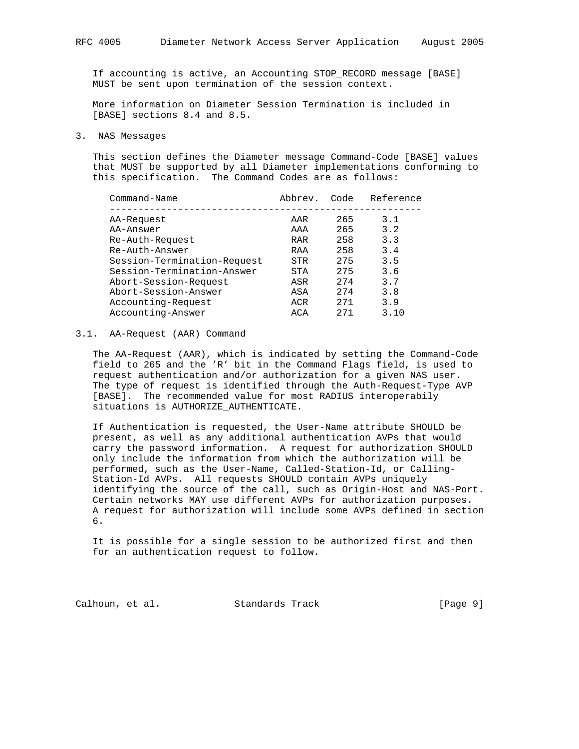If accounting is active, an Accounting STOP_RECORD message [BASE] MUST be sent upon termination of the session context.

More information on Diameter Session Termination is included in [BASE] sections 8.4 and 8.5.

## 3. NAS Messages

This section defines the Diameter message Command-Code [BASE] values that MUST be supported by all Diameter implementations conforming to this specification. The Command Codes are as follows:

| Command-Name | Abbrev. | Code | Reference |
|---|---|---|---|
| AA-Request | AAR | 265 | 3.1 |
| AA-Answer | AAA | 265 | 3.2 |
| Re-Auth-Request | RAR | 258 | 3.3 |
| Re-Auth-Answer | RAA | 258 | 3.4 |
| Session-Termination-Request | STR | 275 | 3.5 |
| Session-Termination-Answer | STA | 275 | 3.6 |
| Abort-Session-Request | ASR | 274 | 3.7 |
| Abort-Session-Answer | ASA | 274 | 3.8 |
| Accounting-Request | ACR | 271 | 3.9 |
| Accounting-Answer | ACA | 271 | 3.10 |

### 3.1. AA-Request (AAR) Command

The AA-Request (AAR), which is indicated by setting the Command-Code field to 265 and the 'R' bit in the Command Flags field, is used to request authentication and/or authorization for a given NAS user. The type of request is identified through the Auth-Request-Type AVP [BASE]. The recommended value for most RADIUS interoperabily situations is AUTHORIZE_AUTHENTICATE.

If Authentication is requested, the User-Name attribute SHOULD be present, as well as any additional authentication AVPs that would carry the password information. A request for authorization SHOULD only include the information from which the authorization will be performed, such as the User-Name, Called-Station-Id, or Calling-Station-Id AVPs. All requests SHOULD contain AVPs uniquely identifying the source of the call, such as Origin-Host and NAS-Port. Certain networks MAY use different AVPs for authorization purposes. A request for authorization will include some AVPs defined in section 6.

It is possible for a single session to be authorized first and then for an authentication request to follow.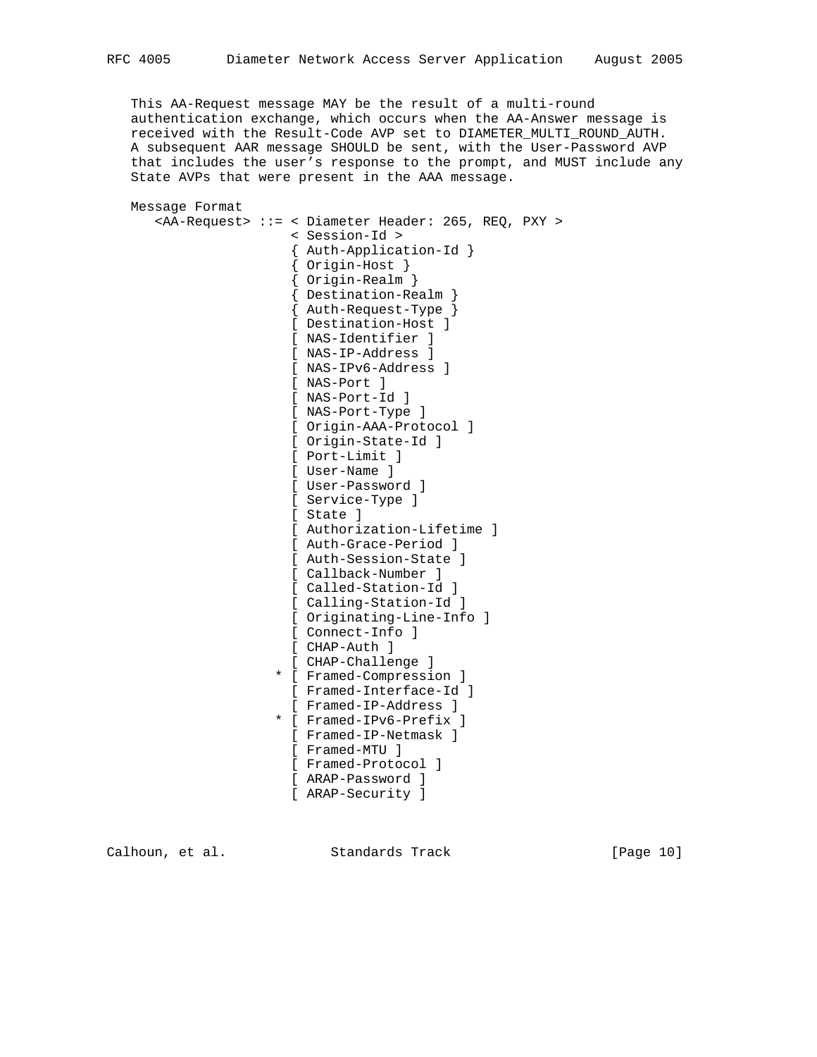This AA-Request message MAY be the result of a multi-round authentication exchange, which occurs when the AA-Answer message is received with the Result-Code AVP set to DIAMETER_MULTI_ROUND_AUTH. A subsequent AAR message SHOULD be sent, with the User-Password AVP that includes the user's response to the prompt, and MUST include any State AVPs that were present in the AAA message.

Message Format

```
   <AA-Request> ::= < Diameter Header: 265, REQ, PXY >
                    < Session-Id >
                    { Auth-Application-Id }
                    { Origin-Host }
                    { Origin-Realm }
                    { Destination-Realm }
                    { Auth-Request-Type }
                    [ Destination-Host ]
                    [ NAS-Identifier ]
                    [ NAS-IP-Address ]
                    [ NAS-IPv6-Address ]
                    [ NAS-Port ]
                    [ NAS-Port-Id ]
                    [ NAS-Port-Type ]
                    [ Origin-AAA-Protocol ]
                    [ Origin-State-Id ]
                    [ Port-Limit ]
                    [ User-Name ]
                    [ User-Password ]
                    [ Service-Type ]
                    [ State ]
                    [ Authorization-Lifetime ]
                    [ Auth-Grace-Period ]
                    [ Auth-Session-State ]
                    [ Callback-Number ]
                    [ Called-Station-Id ]
                    [ Calling-Station-Id ]
                    [ Originating-Line-Info ]
                    [ Connect-Info ]
                    [ CHAP-Auth ]
                    [ CHAP-Challenge ]
                  * [ Framed-Compression ]
                    [ Framed-Interface-Id ]
                    [ Framed-IP-Address ]
                  * [ Framed-IPv6-Prefix ]
                    [ Framed-IP-Netmask ]
                    [ Framed-MTU ]
                    [ Framed-Protocol ]
                    [ ARAP-Password ]
                    [ ARAP-Security ]
```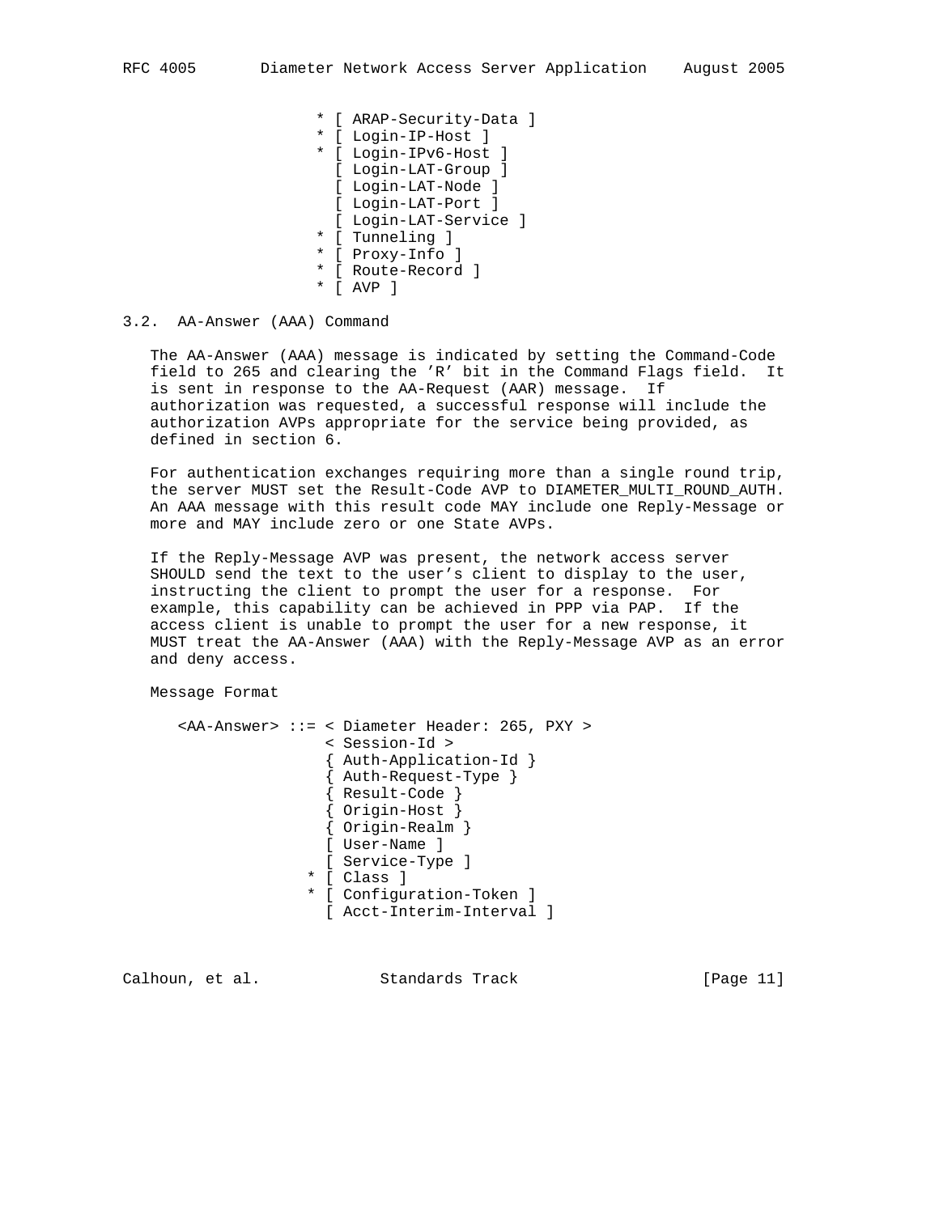```
                     * [ ARAP-Security-Data ]
                     * [ Login-IP-Host ]
                     * [ Login-IPv6-Host ]
                       [ Login-LAT-Group ]
                       [ Login-LAT-Node ]
                       [ Login-LAT-Port ]
                       [ Login-LAT-Service ]
                     * [ Tunneling ]
                     * [ Proxy-Info ]
                     * [ Route-Record ]
                     * [ AVP ]
```

## 3.2. AA-Answer (AAA) Command

The AA-Answer (AAA) message is indicated by setting the Command-Code field to 265 and clearing the 'R' bit in the Command Flags field. It is sent in response to the AA-Request (AAR) message. If authorization was requested, a successful response will include the authorization AVPs appropriate for the service being provided, as defined in section 6.

For authentication exchanges requiring more than a single round trip, the server MUST set the Result-Code AVP to DIAMETER_MULTI_ROUND_AUTH. An AAA message with this result code MAY include one Reply-Message or more and MAY include zero or one State AVPs.

If the Reply-Message AVP was present, the network access server SHOULD send the text to the user's client to display to the user, instructing the client to prompt the user for a response. For example, this capability can be achieved in PPP via PAP. If the access client is unable to prompt the user for a new response, it MUST treat the AA-Answer (AAA) with the Reply-Message AVP as an error and deny access.

Message Format

```
   <AA-Answer> ::= < Diameter Header: 265, PXY >
                   < Session-Id >
                   { Auth-Application-Id }
                   { Auth-Request-Type }
                   { Result-Code }
                   { Origin-Host }
                   { Origin-Realm }
                   [ User-Name ]
                   [ Service-Type ]
                 * [ Class ]
                 * [ Configuration-Token ]
                   [ Acct-Interim-Interval ]
```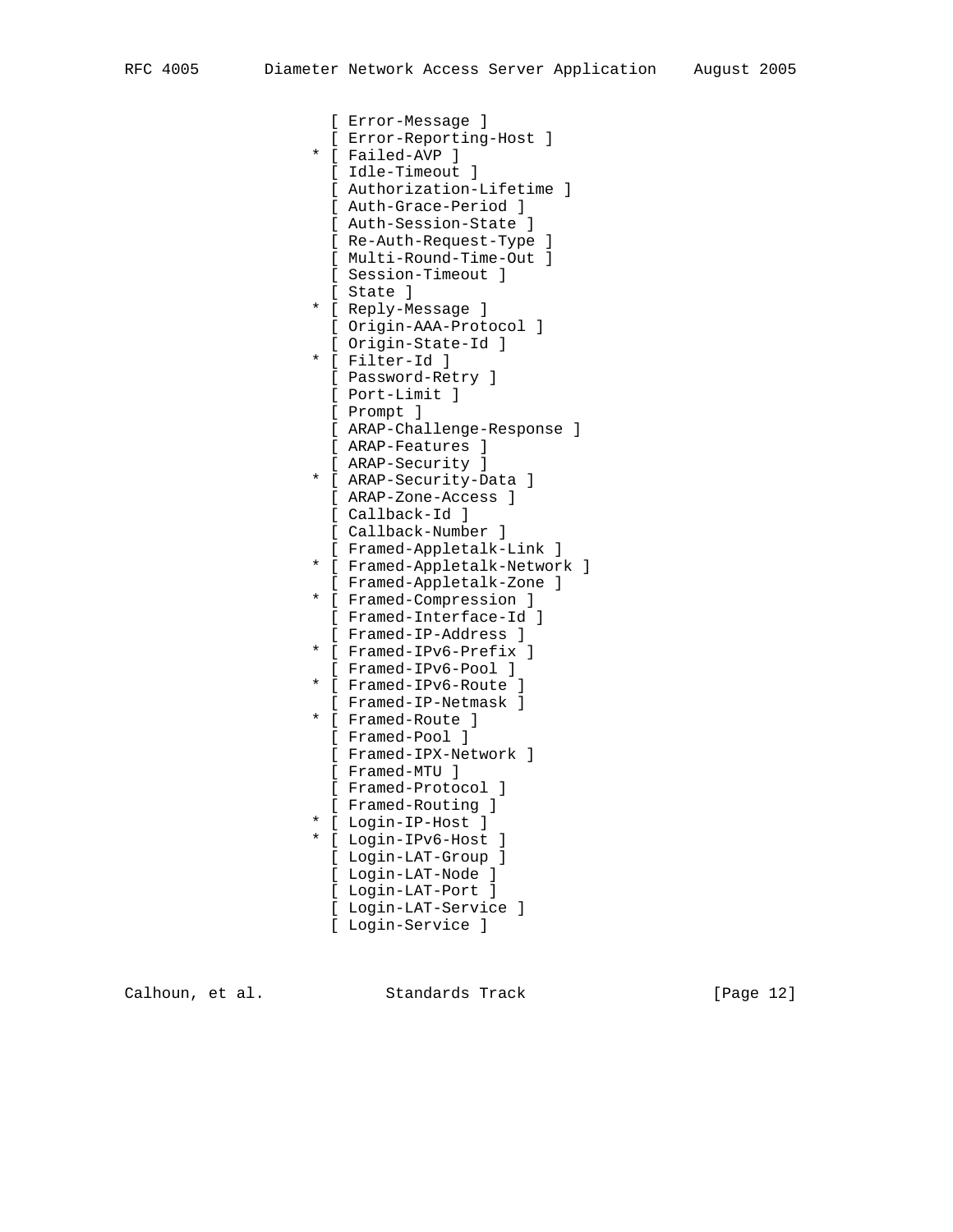```
                              [ Error-Message ]
                              [ Error-Reporting-Host ]
                            * [ Failed-AVP ]
                              [ Idle-Timeout ]
                              [ Authorization-Lifetime ]
                              [ Auth-Grace-Period ]
                              [ Auth-Session-State ]
                              [ Re-Auth-Request-Type ]
                              [ Multi-Round-Time-Out ]
                              [ Session-Timeout ]
                              [ State ]
                            * [ Reply-Message ]
                              [ Origin-AAA-Protocol ]
                              [ Origin-State-Id ]
                            * [ Filter-Id ]
                              [ Password-Retry ]
                              [ Port-Limit ]
                              [ Prompt ]
                              [ ARAP-Challenge-Response ]
                              [ ARAP-Features ]
                              [ ARAP-Security ]
                            * [ ARAP-Security-Data ]
                              [ ARAP-Zone-Access ]
                              [ Callback-Id ]
                              [ Callback-Number ]
                              [ Framed-Appletalk-Link ]
                            * [ Framed-Appletalk-Network ]
                              [ Framed-Appletalk-Zone ]
                            * [ Framed-Compression ]
                              [ Framed-Interface-Id ]
                              [ Framed-IP-Address ]
                            * [ Framed-IPv6-Prefix ]
                              [ Framed-IPv6-Pool ]
                            * [ Framed-IPv6-Route ]
                              [ Framed-IP-Netmask ]
                            * [ Framed-Route ]
                              [ Framed-Pool ]
                              [ Framed-IPX-Network ]
                              [ Framed-MTU ]
                              [ Framed-Protocol ]
                              [ Framed-Routing ]
                            * [ Login-IP-Host ]
                            * [ Login-IPv6-Host ]
                              [ Login-LAT-Group ]
                              [ Login-LAT-Node ]
                              [ Login-LAT-Port ]
                              [ Login-LAT-Service ]
                              [ Login-Service ]
```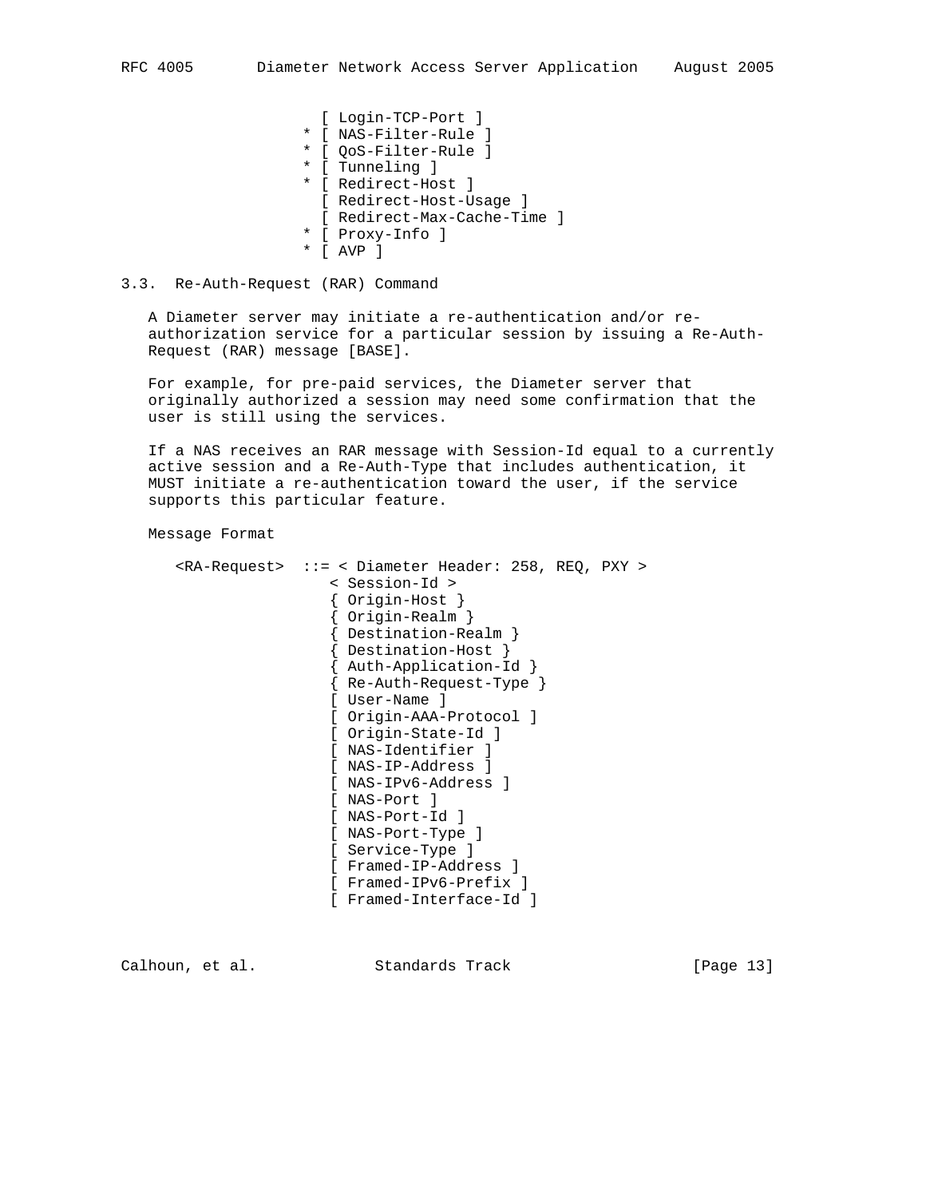```
                    [ Login-TCP-Port ]
                  * [ NAS-Filter-Rule ]
                  * [ QoS-Filter-Rule ]
                  * [ Tunneling ]
                  * [ Redirect-Host ]
                    [ Redirect-Host-Usage ]
                    [ Redirect-Max-Cache-Time ]
                  * [ Proxy-Info ]
                  * [ AVP ]
```

## 3.3. Re-Auth-Request (RAR) Command

A Diameter server may initiate a re-authentication and/or re-authorization service for a particular session by issuing a Re-Auth-Request (RAR) message [BASE].

For example, for pre-paid services, the Diameter server that originally authorized a session may need some confirmation that the user is still using the services.

If a NAS receives an RAR message with Session-Id equal to a currently active session and a Re-Auth-Type that includes authentication, it MUST initiate a re-authentication toward the user, if the service supports this particular feature.

Message Format

```
   <RA-Request>  ::= < Diameter Header: 258, REQ, PXY >
                     < Session-Id >
                     { Origin-Host }
                     { Origin-Realm }
                     { Destination-Realm }
                     { Destination-Host }
                     { Auth-Application-Id }
                     { Re-Auth-Request-Type }
                     [ User-Name ]
                     [ Origin-AAA-Protocol ]
                     [ Origin-State-Id ]
                     [ NAS-Identifier ]
                     [ NAS-IP-Address ]
                     [ NAS-IPv6-Address ]
                     [ NAS-Port ]
                     [ NAS-Port-Id ]
                     [ NAS-Port-Type ]
                     [ Service-Type ]
                     [ Framed-IP-Address ]
                     [ Framed-IPv6-Prefix ]
                     [ Framed-Interface-Id ]
```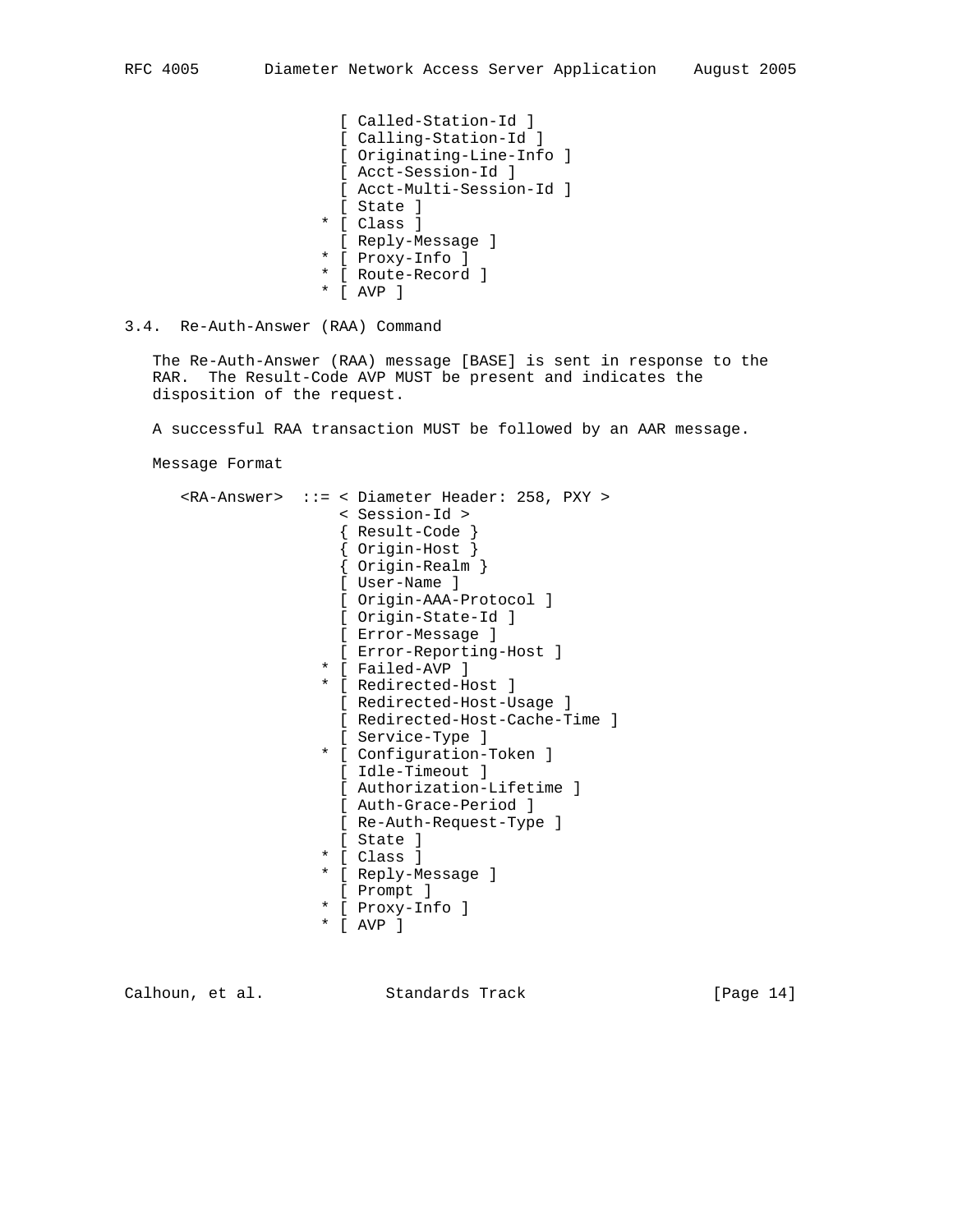```
                      [ Called-Station-Id ]
                      [ Calling-Station-Id ]
                      [ Originating-Line-Info ]
                      [ Acct-Session-Id ]
                      [ Acct-Multi-Session-Id ]
                      [ State ]
                    * [ Class ]
                      [ Reply-Message ]
                    * [ Proxy-Info ]
                    * [ Route-Record ]
                    * [ AVP ]
```

## 3.4. Re-Auth-Answer (RAA) Command

The Re-Auth-Answer (RAA) message [BASE] is sent in response to the RAR. The Result-Code AVP MUST be present and indicates the disposition of the request.

A successful RAA transaction MUST be followed by an AAR message.

Message Format

```
   <RA-Answer>  ::= < Diameter Header: 258, PXY >
                    < Session-Id >
                    { Result-Code }
                    { Origin-Host }
                    { Origin-Realm }
                    [ User-Name ]
                    [ Origin-AAA-Protocol ]
                    [ Origin-State-Id ]
                    [ Error-Message ]
                    [ Error-Reporting-Host ]
                  * [ Failed-AVP ]
                  * [ Redirected-Host ]
                    [ Redirected-Host-Usage ]
                    [ Redirected-Host-Cache-Time ]
                    [ Service-Type ]
                  * [ Configuration-Token ]
                    [ Idle-Timeout ]
                    [ Authorization-Lifetime ]
                    [ Auth-Grace-Period ]
                    [ Re-Auth-Request-Type ]
                    [ State ]
                  * [ Class ]
                  * [ Reply-Message ]
                    [ Prompt ]
                  * [ Proxy-Info ]
                  * [ AVP ]
```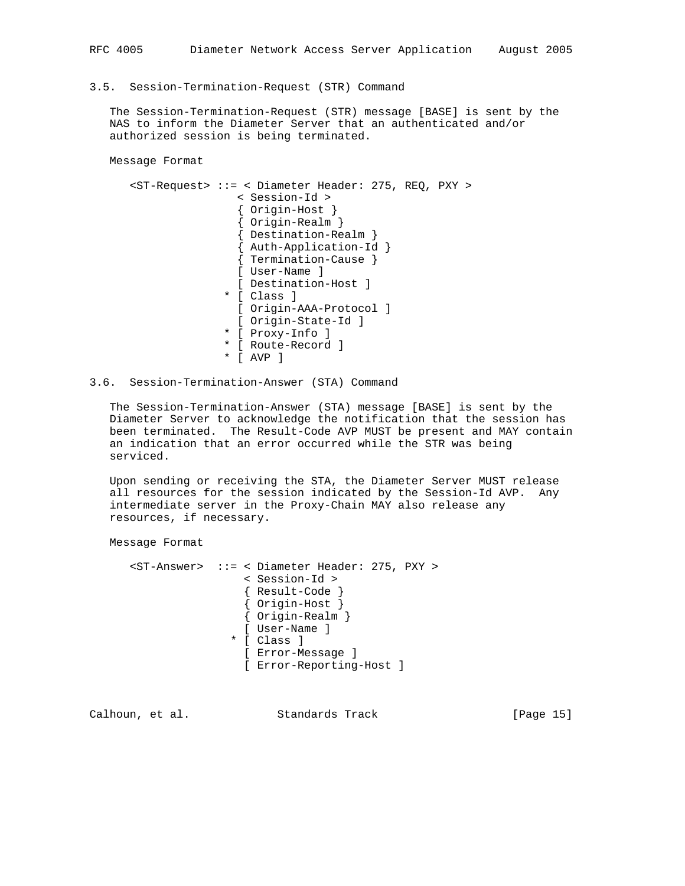### 3.5. Session-Termination-Request (STR) Command

The Session-Termination-Request (STR) message [BASE] is sent by the NAS to inform the Diameter Server that an authenticated and/or authorized session is being terminated.

Message Format

```
<ST-Request> ::= < Diameter Header: 275, REQ, PXY >
                < Session-Id >
                { Origin-Host }
                { Origin-Realm }
                { Destination-Realm }
                { Auth-Application-Id }
                { Termination-Cause }
                [ User-Name ]
                [ Destination-Host ]
              * [ Class ]
                [ Origin-AAA-Protocol ]
                [ Origin-State-Id ]
              * [ Proxy-Info ]
              * [ Route-Record ]
              * [ AVP ]
```

### 3.6. Session-Termination-Answer (STA) Command

The Session-Termination-Answer (STA) message [BASE] is sent by the Diameter Server to acknowledge the notification that the session has been terminated. The Result-Code AVP MUST be present and MAY contain an indication that an error occurred while the STR was being serviced.

Upon sending or receiving the STA, the Diameter Server MUST release all resources for the session indicated by the Session-Id AVP. Any intermediate server in the Proxy-Chain MAY also release any resources, if necessary.

Message Format

```
<ST-Answer>  ::= < Diameter Header: 275, PXY >
                 < Session-Id >
                 { Result-Code }
                 { Origin-Host }
                 { Origin-Realm }
                 [ User-Name ]
               * [ Class ]
                 [ Error-Message ]
                 [ Error-Reporting-Host ]
```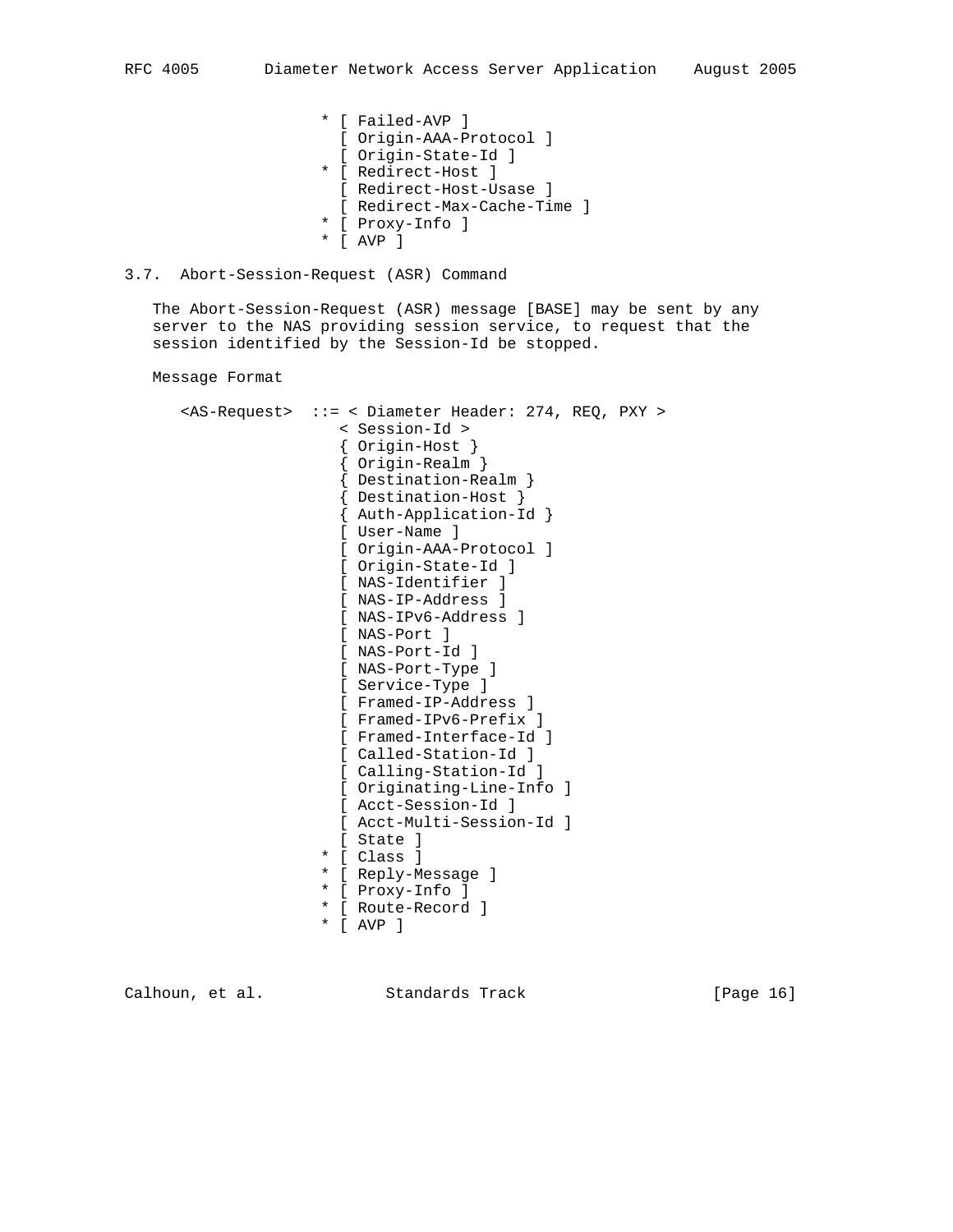```
                    * [ Failed-AVP ]
                      [ Origin-AAA-Protocol ]
                      [ Origin-State-Id ]
                    * [ Redirect-Host ]
                      [ Redirect-Host-Usase ]
                      [ Redirect-Max-Cache-Time ]
                    * [ Proxy-Info ]
                    * [ AVP ]
```

## 3.7. Abort-Session-Request (ASR) Command

The Abort-Session-Request (ASR) message [BASE] may be sent by any server to the NAS providing session service, to request that the session identified by the Session-Id be stopped.

Message Format

```
   <AS-Request>  ::= < Diameter Header: 274, REQ, PXY >
                      < Session-Id >
                      { Origin-Host }
                      { Origin-Realm }
                      { Destination-Realm }
                      { Destination-Host }
                      { Auth-Application-Id }
                      [ User-Name ]
                      [ Origin-AAA-Protocol ]
                      [ Origin-State-Id ]
                      [ NAS-Identifier ]
                      [ NAS-IP-Address ]
                      [ NAS-IPv6-Address ]
                      [ NAS-Port ]
                      [ NAS-Port-Id ]
                      [ NAS-Port-Type ]
                      [ Service-Type ]
                      [ Framed-IP-Address ]
                      [ Framed-IPv6-Prefix ]
                      [ Framed-Interface-Id ]
                      [ Called-Station-Id ]
                      [ Calling-Station-Id ]
                      [ Originating-Line-Info ]
                      [ Acct-Session-Id ]
                      [ Acct-Multi-Session-Id ]
                      [ State ]
                    * [ Class ]
                    * [ Reply-Message ]
                    * [ Proxy-Info ]
                    * [ Route-Record ]
                    * [ AVP ]
```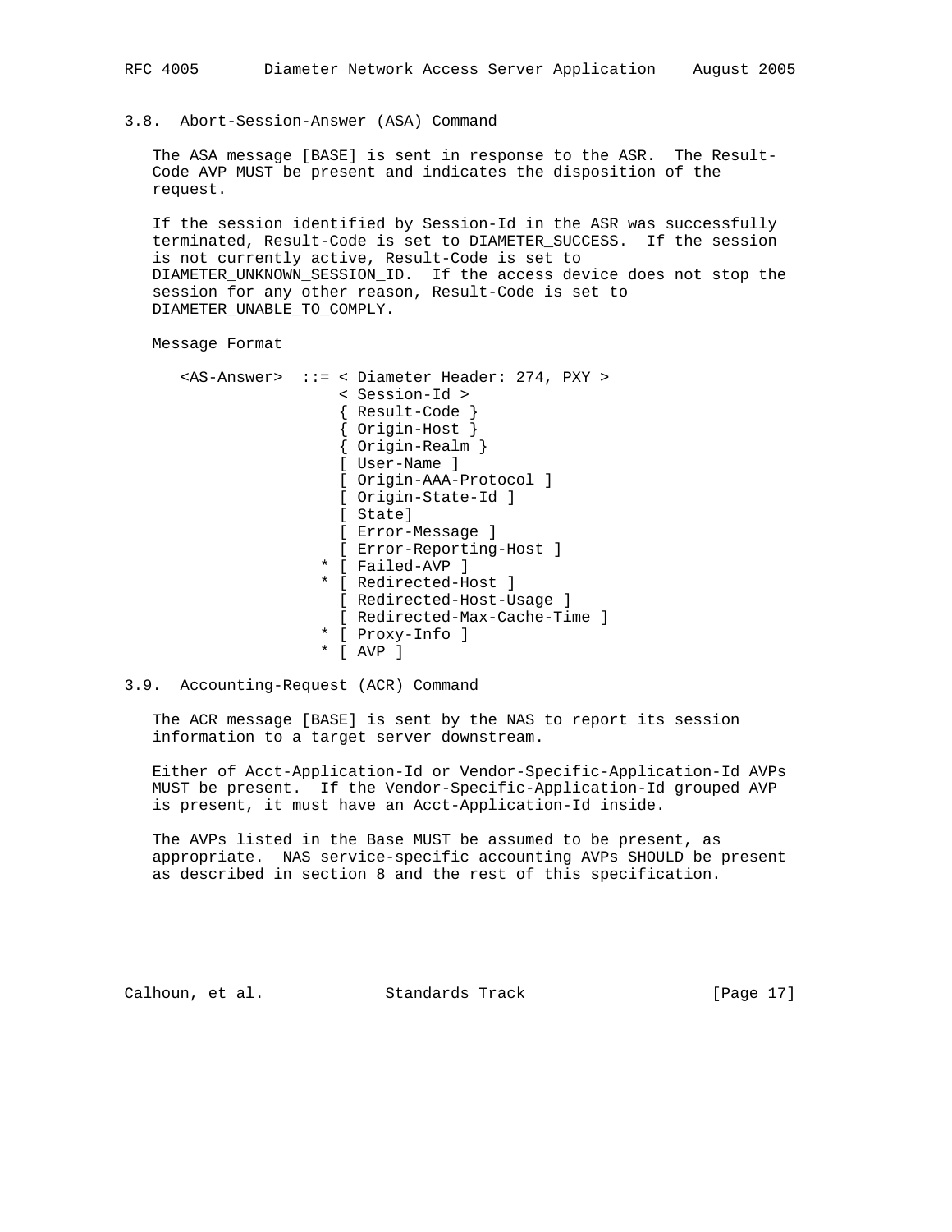### 3.8. Abort-Session-Answer (ASA) Command

The ASA message [BASE] is sent in response to the ASR. The Result-Code AVP MUST be present and indicates the disposition of the request.

If the session identified by Session-Id in the ASR was successfully terminated, Result-Code is set to DIAMETER_SUCCESS. If the session is not currently active, Result-Code is set to DIAMETER_UNKNOWN_SESSION_ID. If the access device does not stop the session for any other reason, Result-Code is set to DIAMETER_UNABLE_TO_COMPLY.

Message Format

```
<AS-Answer>  ::= < Diameter Header: 274, PXY >
                 < Session-Id >
                 { Result-Code }
                 { Origin-Host }
                 { Origin-Realm }
                 [ User-Name ]
                 [ Origin-AAA-Protocol ]
                 [ Origin-State-Id ]
                 [ State]
                 [ Error-Message ]
                 [ Error-Reporting-Host ]
               * [ Failed-AVP ]
               * [ Redirected-Host ]
                 [ Redirected-Host-Usage ]
                 [ Redirected-Max-Cache-Time ]
               * [ Proxy-Info ]
               * [ AVP ]
```

### 3.9. Accounting-Request (ACR) Command

The ACR message [BASE] is sent by the NAS to report its session information to a target server downstream.

Either of Acct-Application-Id or Vendor-Specific-Application-Id AVPs MUST be present. If the Vendor-Specific-Application-Id grouped AVP is present, it must have an Acct-Application-Id inside.

The AVPs listed in the Base MUST be assumed to be present, as appropriate. NAS service-specific accounting AVPs SHOULD be present as described in section 8 and the rest of this specification.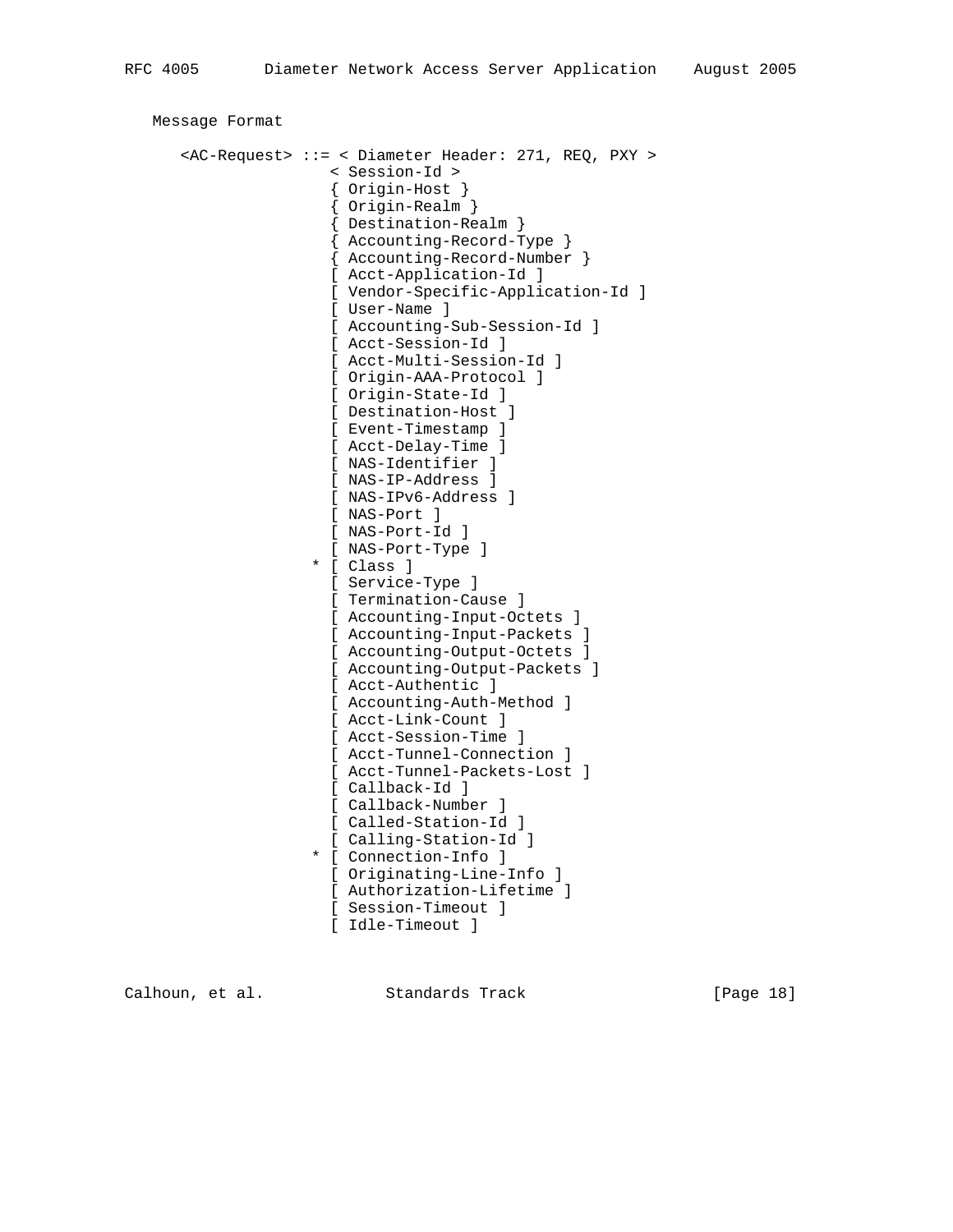Message Format

```
<AC-Request> ::= < Diameter Header: 271, REQ, PXY >
                 < Session-Id >
                 { Origin-Host }
                 { Origin-Realm }
                 { Destination-Realm }
                 { Accounting-Record-Type }
                 { Accounting-Record-Number }
                 [ Acct-Application-Id ]
                 [ Vendor-Specific-Application-Id ]
                 [ User-Name ]
                 [ Accounting-Sub-Session-Id ]
                 [ Acct-Session-Id ]
                 [ Acct-Multi-Session-Id ]
                 [ Origin-AAA-Protocol ]
                 [ Origin-State-Id ]
                 [ Destination-Host ]
                 [ Event-Timestamp ]
                 [ Acct-Delay-Time ]
                 [ NAS-Identifier ]
                 [ NAS-IP-Address ]
                 [ NAS-IPv6-Address ]
                 [ NAS-Port ]
                 [ NAS-Port-Id ]
                 [ NAS-Port-Type ]
               * [ Class ]
                 [ Service-Type ]
                 [ Termination-Cause ]
                 [ Accounting-Input-Octets ]
                 [ Accounting-Input-Packets ]
                 [ Accounting-Output-Octets ]
                 [ Accounting-Output-Packets ]
                 [ Acct-Authentic ]
                 [ Accounting-Auth-Method ]
                 [ Acct-Link-Count ]
                 [ Acct-Session-Time ]
                 [ Acct-Tunnel-Connection ]
                 [ Acct-Tunnel-Packets-Lost ]
                 [ Callback-Id ]
                 [ Callback-Number ]
                 [ Called-Station-Id ]
                 [ Calling-Station-Id ]
               * [ Connection-Info ]
                 [ Originating-Line-Info ]
                 [ Authorization-Lifetime ]
                 [ Session-Timeout ]
                 [ Idle-Timeout ]
```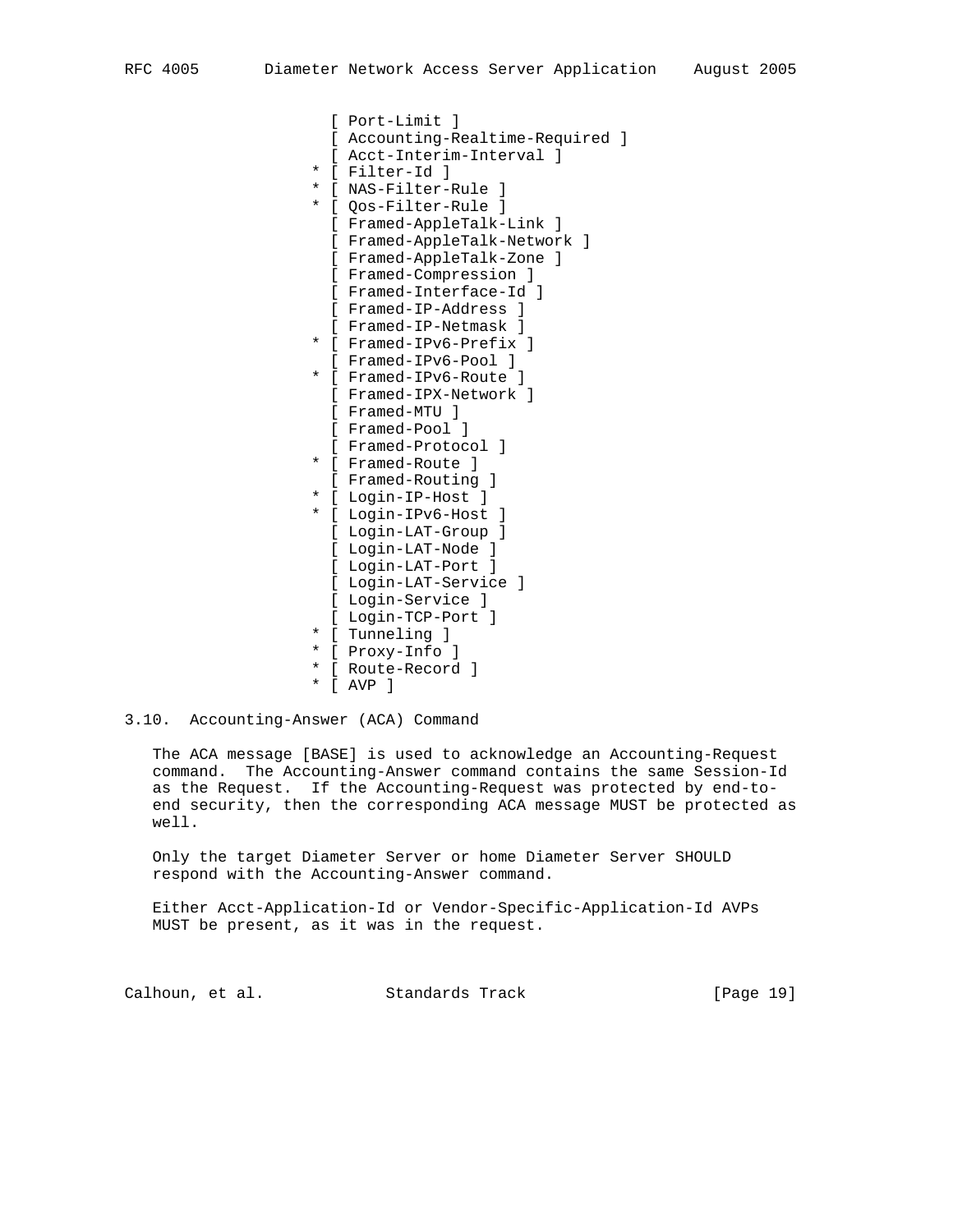```
                 [ Port-Limit ]
                 [ Accounting-Realtime-Required ]
                 [ Acct-Interim-Interval ]
               * [ Filter-Id ]
               * [ NAS-Filter-Rule ]
               * [ Qos-Filter-Rule ]
                 [ Framed-AppleTalk-Link ]
                 [ Framed-AppleTalk-Network ]
                 [ Framed-AppleTalk-Zone ]
                 [ Framed-Compression ]
                 [ Framed-Interface-Id ]
                 [ Framed-IP-Address ]
                 [ Framed-IP-Netmask ]
               * [ Framed-IPv6-Prefix ]
                 [ Framed-IPv6-Pool ]
               * [ Framed-IPv6-Route ]
                 [ Framed-IPX-Network ]
                 [ Framed-MTU ]
                 [ Framed-Pool ]
                 [ Framed-Protocol ]
               * [ Framed-Route ]
                 [ Framed-Routing ]
               * [ Login-IP-Host ]
               * [ Login-IPv6-Host ]
                 [ Login-LAT-Group ]
                 [ Login-LAT-Node ]
                 [ Login-LAT-Port ]
                 [ Login-LAT-Service ]
                 [ Login-Service ]
                 [ Login-TCP-Port ]
               * [ Tunneling ]
               * [ Proxy-Info ]
               * [ Route-Record ]
               * [ AVP ]
```

### 3.10. Accounting-Answer (ACA) Command

The ACA message [BASE] is used to acknowledge an Accounting-Request command. The Accounting-Answer command contains the same Session-Id as the Request. If the Accounting-Request was protected by end-to-end security, then the corresponding ACA message MUST be protected as well.

Only the target Diameter Server or home Diameter Server SHOULD respond with the Accounting-Answer command.

Either Acct-Application-Id or Vendor-Specific-Application-Id AVPs MUST be present, as it was in the request.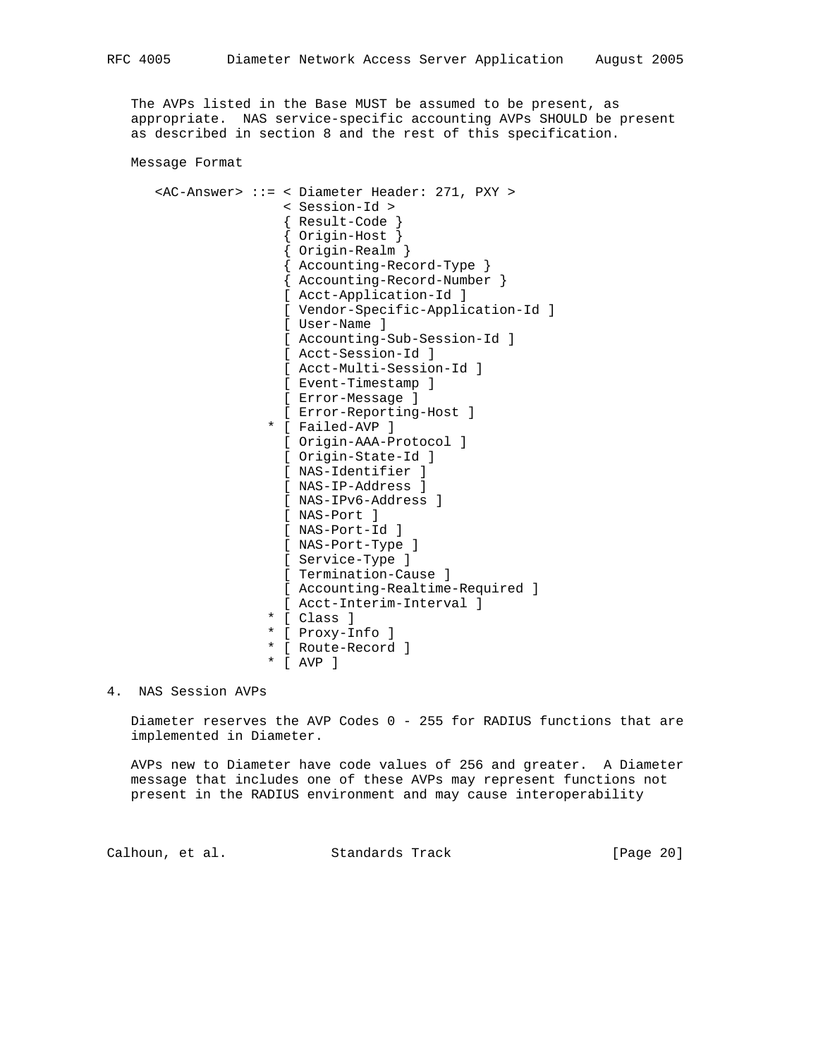The AVPs listed in the Base MUST be assumed to be present, as appropriate. NAS service-specific accounting AVPs SHOULD be present as described in section 8 and the rest of this specification.

Message Format

```
<AC-Answer> ::= < Diameter Header: 271, PXY >
                 < Session-Id >
                 { Result-Code }
                 { Origin-Host }
                 { Origin-Realm }
                 { Accounting-Record-Type }
                 { Accounting-Record-Number }
                 [ Acct-Application-Id ]
                 [ Vendor-Specific-Application-Id ]
                 [ User-Name ]
                 [ Accounting-Sub-Session-Id ]
                 [ Acct-Session-Id ]
                 [ Acct-Multi-Session-Id ]
                 [ Event-Timestamp ]
                 [ Error-Message ]
                 [ Error-Reporting-Host ]
               * [ Failed-AVP ]
                 [ Origin-AAA-Protocol ]
                 [ Origin-State-Id ]
                 [ NAS-Identifier ]
                 [ NAS-IP-Address ]
                 [ NAS-IPv6-Address ]
                 [ NAS-Port ]
                 [ NAS-Port-Id ]
                 [ NAS-Port-Type ]
                 [ Service-Type ]
                 [ Termination-Cause ]
                 [ Accounting-Realtime-Required ]
                 [ Acct-Interim-Interval ]
               * [ Class ]
               * [ Proxy-Info ]
               * [ Route-Record ]
               * [ AVP ]
```

# 4. NAS Session AVPs

Diameter reserves the AVP Codes 0 - 255 for RADIUS functions that are implemented in Diameter.

AVPs new to Diameter have code values of 256 and greater. A Diameter message that includes one of these AVPs may represent functions not present in the RADIUS environment and may cause interoperability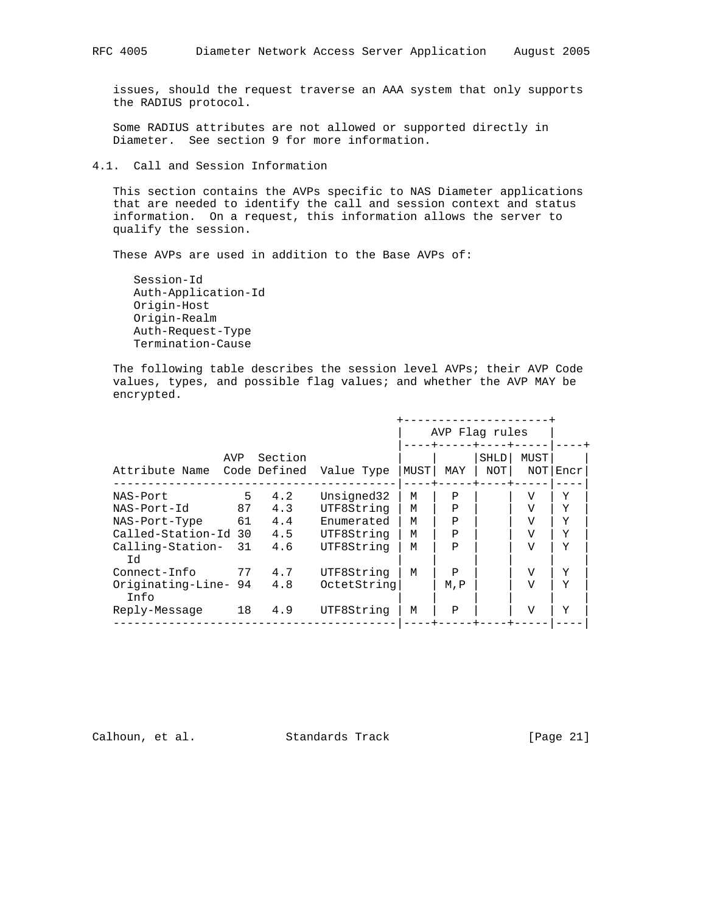issues, should the request traverse an AAA system that only supports the RADIUS protocol.

Some RADIUS attributes are not allowed or supported directly in Diameter. See section 9 for more information.

### 4.1. Call and Session Information

This section contains the AVPs specific to NAS Diameter applications that are needed to identify the call and session context and status information. On a request, this information allows the server to qualify the session.

These AVPs are used in addition to the Base AVPs of:

- Session-Id
- Auth-Application-Id
- Origin-Host
- Origin-Realm
- Auth-Request-Type
- Termination-Cause

The following table describes the session level AVPs; their AVP Code values, types, and possible flag values; and whether the AVP MAY be encrypted.

| | | | | AVP Flag rules | | | | |
|---|---|---|---|---|---|---|---|---|
| Attribute Name | AVP Code | Section Defined | Value Type | MUST | MAY | SHLD NOT | MUST NOT | Encr |
| NAS-Port | 5 | 4.2 | Unsigned32 | M | P | | V | Y |
| NAS-Port-Id | 87 | 4.3 | UTF8String | M | P | | V | Y |
| NAS-Port-Type | 61 | 4.4 | Enumerated | M | P | | V | Y |
| Called-Station-Id | 30 | 4.5 | UTF8String | M | P | | V | Y |
| Calling-Station-Id | 31 | 4.6 | UTF8String | M | P | | V | Y |
| Connect-Info | 77 | 4.7 | UTF8String | M | P | | V | Y |
| Originating-Line-Info | 94 | 4.8 | OctetString | | M,P | | V | Y |
| Reply-Message | 18 | 4.9 | UTF8String | M | P | | V | Y |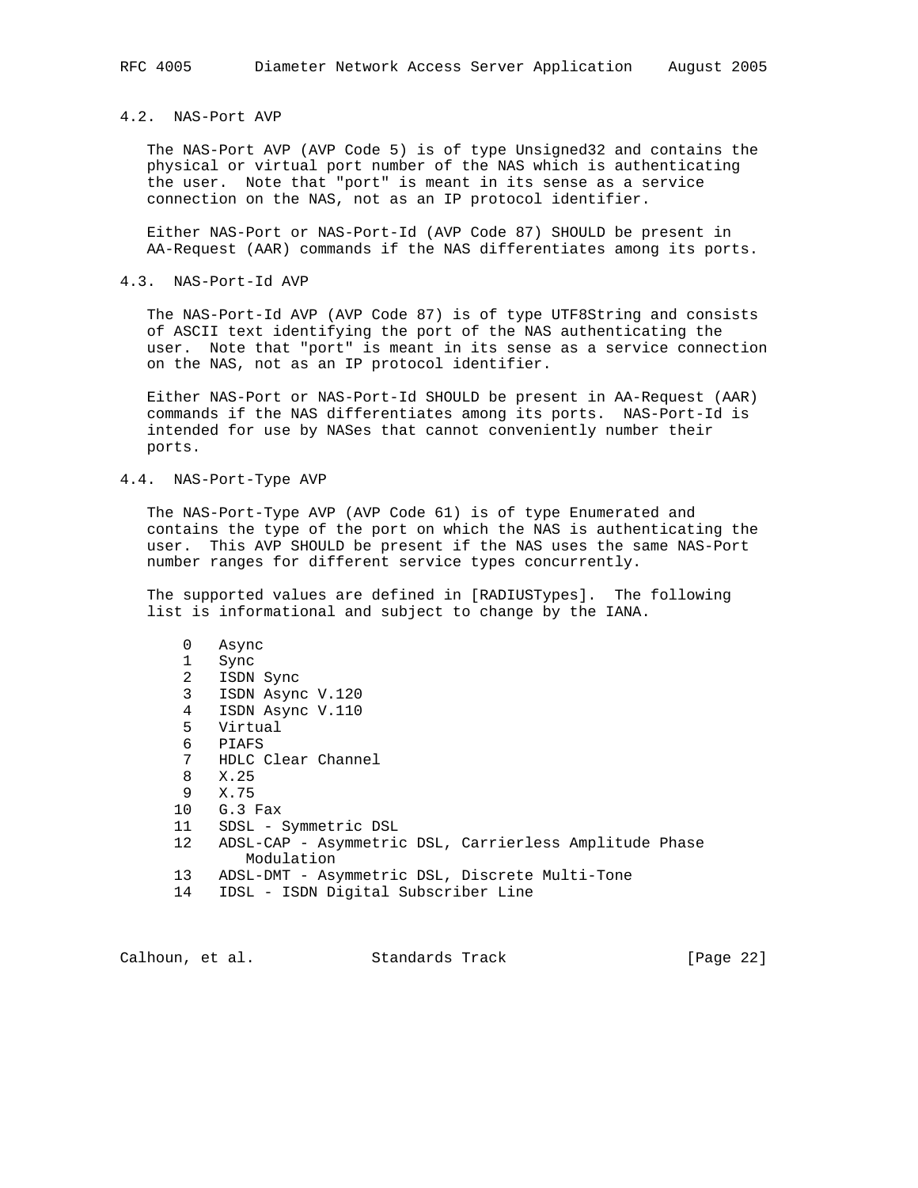### 4.2. NAS-Port AVP

The NAS-Port AVP (AVP Code 5) is of type Unsigned32 and contains the physical or virtual port number of the NAS which is authenticating the user. Note that "port" is meant in its sense as a service connection on the NAS, not as an IP protocol identifier.

Either NAS-Port or NAS-Port-Id (AVP Code 87) SHOULD be present in AA-Request (AAR) commands if the NAS differentiates among its ports.

### 4.3. NAS-Port-Id AVP

The NAS-Port-Id AVP (AVP Code 87) is of type UTF8String and consists of ASCII text identifying the port of the NAS authenticating the user. Note that "port" is meant in its sense as a service connection on the NAS, not as an IP protocol identifier.

Either NAS-Port or NAS-Port-Id SHOULD be present in AA-Request (AAR) commands if the NAS differentiates among its ports. NAS-Port-Id is intended for use by NASes that cannot conveniently number their ports.

### 4.4. NAS-Port-Type AVP

The NAS-Port-Type AVP (AVP Code 61) is of type Enumerated and contains the type of the port on which the NAS is authenticating the user. This AVP SHOULD be present if the NAS uses the same NAS-Port number ranges for different service types concurrently.

The supported values are defined in [RADIUSTypes]. The following list is informational and subject to change by the IANA.

```
 0   Async
 1   Sync
 2   ISDN Sync
 3   ISDN Async V.120
 4   ISDN Async V.110
 5   Virtual
 6   PIAFS
 7   HDLC Clear Channel
 8   X.25
 9   X.75
10   G.3 Fax
11   SDSL - Symmetric DSL
12   ADSL-CAP - Asymmetric DSL, Carrierless Amplitude Phase
        Modulation
13   ADSL-DMT - Asymmetric DSL, Discrete Multi-Tone
14   IDSL - ISDN Digital Subscriber Line
```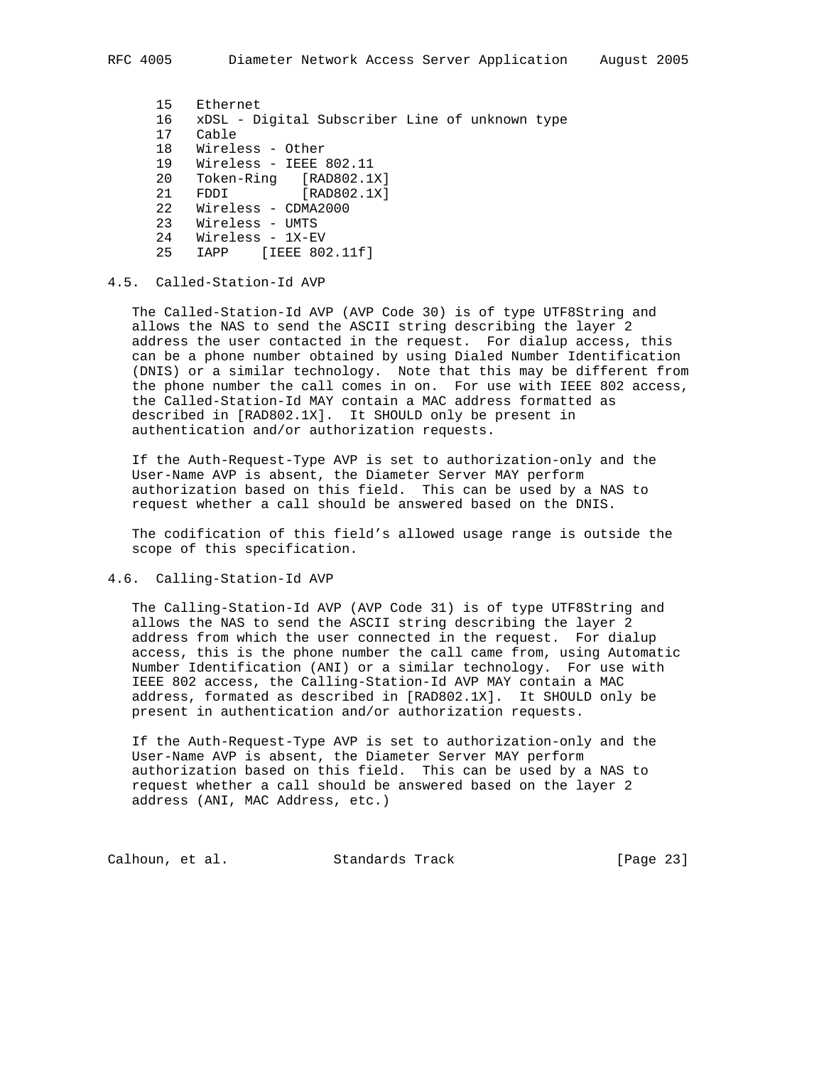15   Ethernet
16   xDSL - Digital Subscriber Line of unknown type
17   Cable
18   Wireless - Other
19   Wireless - IEEE 802.11
20   Token-Ring   [RAD802.1X]
21   FDDI         [RAD802.1X]
22   Wireless - CDMA2000
23   Wireless - UMTS
24   Wireless - 1X-EV
25   IAPP    [IEEE 802.11f]

### 4.5. Called-Station-Id AVP

The Called-Station-Id AVP (AVP Code 30) is of type UTF8String and allows the NAS to send the ASCII string describing the layer 2 address the user contacted in the request. For dialup access, this can be a phone number obtained by using Dialed Number Identification (DNIS) or a similar technology. Note that this may be different from the phone number the call comes in on. For use with IEEE 802 access, the Called-Station-Id MAY contain a MAC address formatted as described in [RAD802.1X]. It SHOULD only be present in authentication and/or authorization requests.

If the Auth-Request-Type AVP is set to authorization-only and the User-Name AVP is absent, the Diameter Server MAY perform authorization based on this field. This can be used by a NAS to request whether a call should be answered based on the DNIS.

The codification of this field's allowed usage range is outside the scope of this specification.

### 4.6. Calling-Station-Id AVP

The Calling-Station-Id AVP (AVP Code 31) is of type UTF8String and allows the NAS to send the ASCII string describing the layer 2 address from which the user connected in the request. For dialup access, this is the phone number the call came from, using Automatic Number Identification (ANI) or a similar technology. For use with IEEE 802 access, the Calling-Station-Id AVP MAY contain a MAC address, formated as described in [RAD802.1X]. It SHOULD only be present in authentication and/or authorization requests.

If the Auth-Request-Type AVP is set to authorization-only and the User-Name AVP is absent, the Diameter Server MAY perform authorization based on this field. This can be used by a NAS to request whether a call should be answered based on the layer 2 address (ANI, MAC Address, etc.)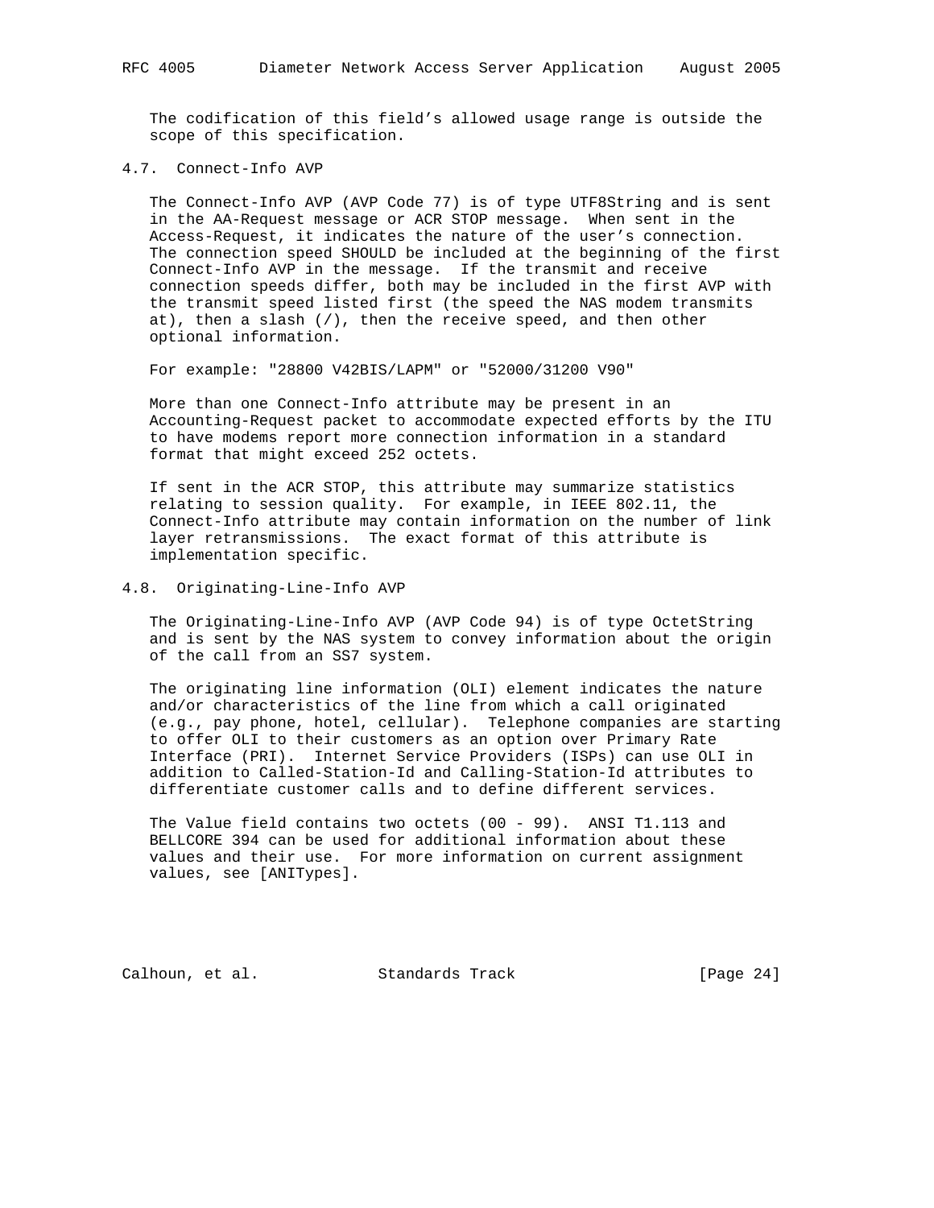The codification of this field’s allowed usage range is outside the scope of this specification.

### 4.7. Connect-Info AVP

The Connect-Info AVP (AVP Code 77) is of type UTF8String and is sent in the AA-Request message or ACR STOP message. When sent in the Access-Request, it indicates the nature of the user’s connection. The connection speed SHOULD be included at the beginning of the first Connect-Info AVP in the message. If the transmit and receive connection speeds differ, both may be included in the first AVP with the transmit speed listed first (the speed the NAS modem transmits at), then a slash (/), then the receive speed, and then other optional information.

For example: "28800 V42BIS/LAPM" or "52000/31200 V90"

More than one Connect-Info attribute may be present in an Accounting-Request packet to accommodate expected efforts by the ITU to have modems report more connection information in a standard format that might exceed 252 octets.

If sent in the ACR STOP, this attribute may summarize statistics relating to session quality. For example, in IEEE 802.11, the Connect-Info attribute may contain information on the number of link layer retransmissions. The exact format of this attribute is implementation specific.

### 4.8. Originating-Line-Info AVP

The Originating-Line-Info AVP (AVP Code 94) is of type OctetString and is sent by the NAS system to convey information about the origin of the call from an SS7 system.

The originating line information (OLI) element indicates the nature and/or characteristics of the line from which a call originated (e.g., pay phone, hotel, cellular). Telephone companies are starting to offer OLI to their customers as an option over Primary Rate Interface (PRI). Internet Service Providers (ISPs) can use OLI in addition to Called-Station-Id and Calling-Station-Id attributes to differentiate customer calls and to define different services.

The Value field contains two octets (00 - 99). ANSI T1.113 and BELLCORE 394 can be used for additional information about these values and their use. For more information on current assignment values, see [ANITypes].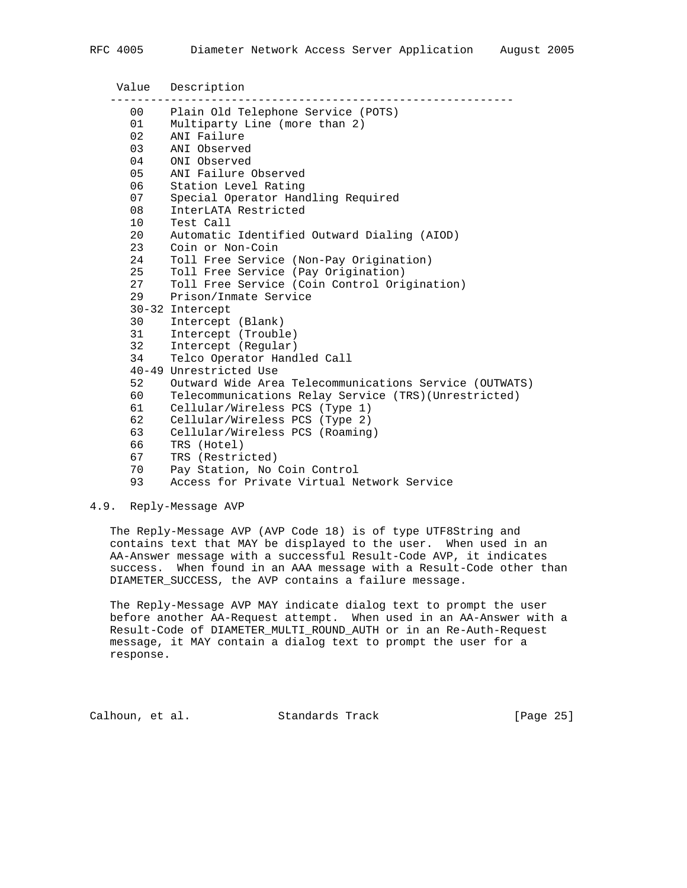| Value | Description |
| --- | --- |
| 00 | Plain Old Telephone Service (POTS) |
| 01 | Multiparty Line (more than 2) |
| 02 | ANI Failure |
| 03 | ANI Observed |
| 04 | ONI Observed |
| 05 | ANI Failure Observed |
| 06 | Station Level Rating |
| 07 | Special Operator Handling Required |
| 08 | InterLATA Restricted |
| 10 | Test Call |
| 20 | Automatic Identified Outward Dialing (AIOD) |
| 23 | Coin or Non-Coin |
| 24 | Toll Free Service (Non-Pay Origination) |
| 25 | Toll Free Service (Pay Origination) |
| 27 | Toll Free Service (Coin Control Origination) |
| 29 | Prison/Inmate Service |
| 30-32 | Intercept |
| 30 | Intercept (Blank) |
| 31 | Intercept (Trouble) |
| 32 | Intercept (Regular) |
| 34 | Telco Operator Handled Call |
| 40-49 | Unrestricted Use |
| 52 | Outward Wide Area Telecommunications Service (OUTWATS) |
| 60 | Telecommunications Relay Service (TRS)(Unrestricted) |
| 61 | Cellular/Wireless PCS (Type 1) |
| 62 | Cellular/Wireless PCS (Type 2) |
| 63 | Cellular/Wireless PCS (Roaming) |
| 66 | TRS (Hotel) |
| 67 | TRS (Restricted) |
| 70 | Pay Station, No Coin Control |
| 93 | Access for Private Virtual Network Service |

## 4.9. Reply-Message AVP

The Reply-Message AVP (AVP Code 18) is of type UTF8String and contains text that MAY be displayed to the user. When used in an AA-Answer message with a successful Result-Code AVP, it indicates success. When found in an AAA message with a Result-Code other than DIAMETER_SUCCESS, the AVP contains a failure message.

The Reply-Message AVP MAY indicate dialog text to prompt the user before another AA-Request attempt. When used in an AA-Answer with a Result-Code of DIAMETER_MULTI_ROUND_AUTH or in an Re-Auth-Request message, it MAY contain a dialog text to prompt the user for a response.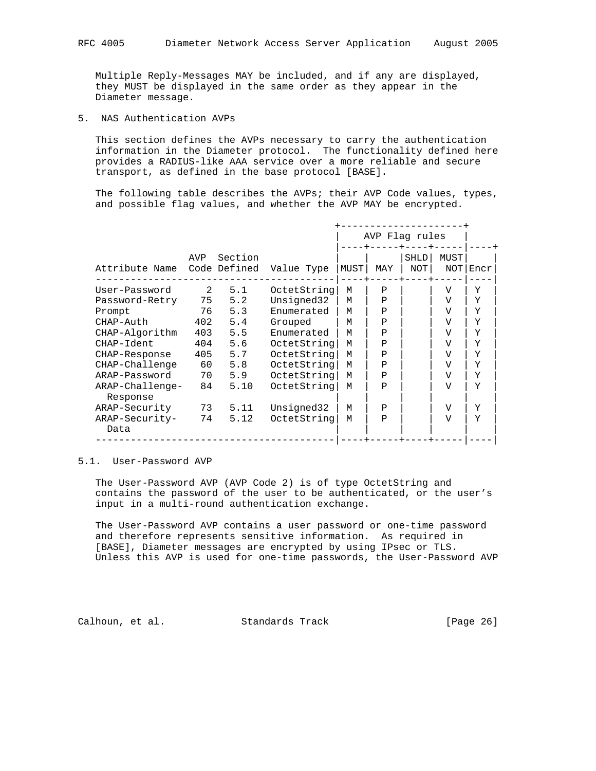Multiple Reply-Messages MAY be included, and if any are displayed, they MUST be displayed in the same order as they appear in the Diameter message.

## 5. NAS Authentication AVPs

This section defines the AVPs necessary to carry the authentication information in the Diameter protocol. The functionality defined here provides a RADIUS-like AAA service over a more reliable and secure transport, as defined in the base protocol [BASE].

The following table describes the AVPs; their AVP Code values, types, and possible flag values, and whether the AVP MAY be encrypted.

| Attribute Name | AVP Code | Section Defined | Value Type | AVP Flag rules MUST | MAY | SHLD NOT | MUST NOT | Encr |
|---|---|---|---|---|---|---|---|---|
| User-Password | 2 | 5.1 | OctetString | M | P | | V | Y |
| Password-Retry | 75 | 5.2 | Unsigned32 | M | P | | V | Y |
| Prompt | 76 | 5.3 | Enumerated | M | P | | V | Y |
| CHAP-Auth | 402 | 5.4 | Grouped | M | P | | V | Y |
| CHAP-Algorithm | 403 | 5.5 | Enumerated | M | P | | V | Y |
| CHAP-Ident | 404 | 5.6 | OctetString | M | P | | V | Y |
| CHAP-Response | 405 | 5.7 | OctetString | M | P | | V | Y |
| CHAP-Challenge | 60 | 5.8 | OctetString | M | P | | V | Y |
| ARAP-Password | 70 | 5.9 | OctetString | M | P | | V | Y |
| ARAP-Challenge-Response | 84 | 5.10 | OctetString | M | P | | V | Y |
| ARAP-Security | 73 | 5.11 | Unsigned32 | M | P | | V | Y |
| ARAP-Security-Data | 74 | 5.12 | OctetString | M | P | | V | Y |

### 5.1. User-Password AVP

The User-Password AVP (AVP Code 2) is of type OctetString and contains the password of the user to be authenticated, or the user's input in a multi-round authentication exchange.

The User-Password AVP contains a user password or one-time password and therefore represents sensitive information. As required in [BASE], Diameter messages are encrypted by using IPsec or TLS. Unless this AVP is used for one-time passwords, the User-Password AVP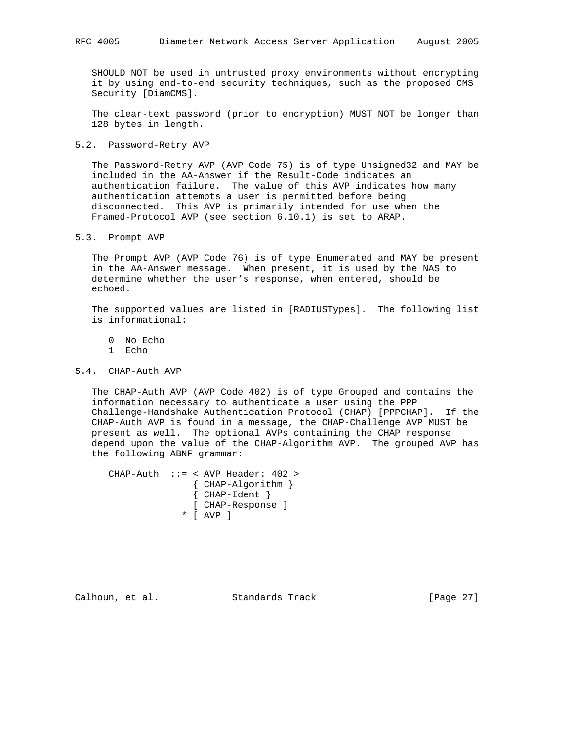SHOULD NOT be used in untrusted proxy environments without encrypting it by using end-to-end security techniques, such as the proposed CMS Security [DiamCMS].

The clear-text password (prior to encryption) MUST NOT be longer than 128 bytes in length.

### 5.2. Password-Retry AVP

The Password-Retry AVP (AVP Code 75) is of type Unsigned32 and MAY be included in the AA-Answer if the Result-Code indicates an authentication failure. The value of this AVP indicates how many authentication attempts a user is permitted before being disconnected. This AVP is primarily intended for use when the Framed-Protocol AVP (see section 6.10.1) is set to ARAP.

### 5.3. Prompt AVP

The Prompt AVP (AVP Code 76) is of type Enumerated and MAY be present in the AA-Answer message. When present, it is used by the NAS to determine whether the user's response, when entered, should be echoed.

The supported values are listed in [RADIUSTypes]. The following list is informational:

```
0  No Echo
1  Echo
```

### 5.4. CHAP-Auth AVP

The CHAP-Auth AVP (AVP Code 402) is of type Grouped and contains the information necessary to authenticate a user using the PPP Challenge-Handshake Authentication Protocol (CHAP) [PPPCHAP]. If the CHAP-Auth AVP is found in a message, the CHAP-Challenge AVP MUST be present as well. The optional AVPs containing the CHAP response depend upon the value of the CHAP-Algorithm AVP. The grouped AVP has the following ABNF grammar:

```
CHAP-Auth  ::= < AVP Header: 402 >
               { CHAP-Algorithm }
               { CHAP-Ident }
               [ CHAP-Response ]
             * [ AVP ]
```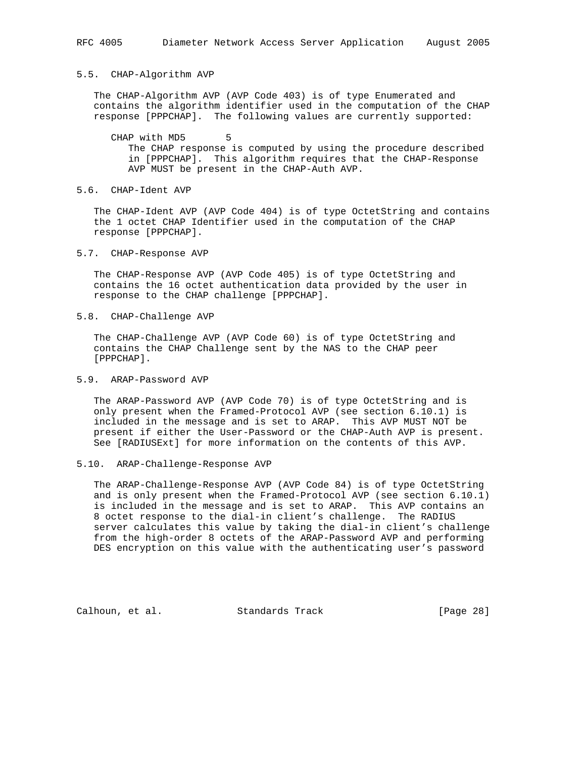### 5.5. CHAP-Algorithm AVP

The CHAP-Algorithm AVP (AVP Code 403) is of type Enumerated and contains the algorithm identifier used in the computation of the CHAP response [PPPCHAP]. The following values are currently supported:

CHAP with MD5 5

The CHAP response is computed by using the procedure described in [PPPCHAP]. This algorithm requires that the CHAP-Response AVP MUST be present in the CHAP-Auth AVP.

### 5.6. CHAP-Ident AVP

The CHAP-Ident AVP (AVP Code 404) is of type OctetString and contains the 1 octet CHAP Identifier used in the computation of the CHAP response [PPPCHAP].

### 5.7. CHAP-Response AVP

The CHAP-Response AVP (AVP Code 405) is of type OctetString and contains the 16 octet authentication data provided by the user in response to the CHAP challenge [PPPCHAP].

### 5.8. CHAP-Challenge AVP

The CHAP-Challenge AVP (AVP Code 60) is of type OctetString and contains the CHAP Challenge sent by the NAS to the CHAP peer [PPPCHAP].

### 5.9. ARAP-Password AVP

The ARAP-Password AVP (AVP Code 70) is of type OctetString and is only present when the Framed-Protocol AVP (see section 6.10.1) is included in the message and is set to ARAP. This AVP MUST NOT be present if either the User-Password or the CHAP-Auth AVP is present. See [RADIUSExt] for more information on the contents of this AVP.

### 5.10. ARAP-Challenge-Response AVP

The ARAP-Challenge-Response AVP (AVP Code 84) is of type OctetString and is only present when the Framed-Protocol AVP (see section 6.10.1) is included in the message and is set to ARAP. This AVP contains an 8 octet response to the dial-in client's challenge. The RADIUS server calculates this value by taking the dial-in client's challenge from the high-order 8 octets of the ARAP-Password AVP and performing DES encryption on this value with the authenticating user's password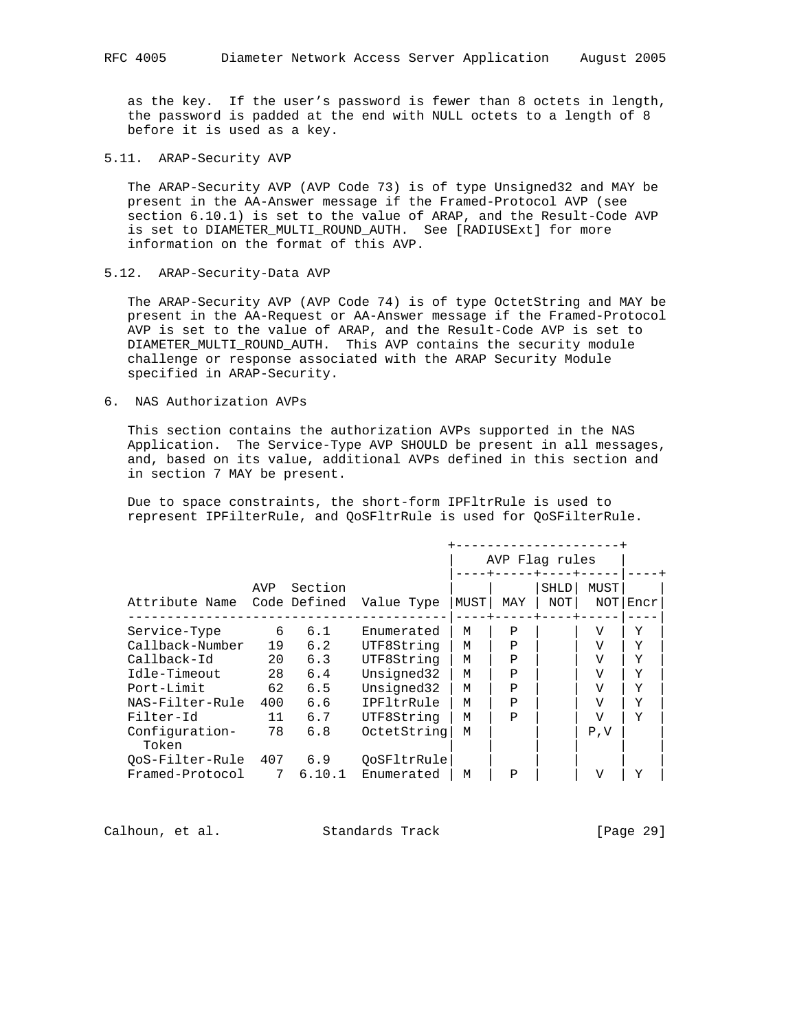as the key. If the user's password is fewer than 8 octets in length, the password is padded at the end with NULL octets to a length of 8 before it is used as a key.

## 5.11. ARAP-Security AVP

The ARAP-Security AVP (AVP Code 73) is of type Unsigned32 and MAY be present in the AA-Answer message if the Framed-Protocol AVP (see section 6.10.1) is set to the value of ARAP, and the Result-Code AVP is set to DIAMETER_MULTI_ROUND_AUTH. See [RADIUSExt] for more information on the format of this AVP.

## 5.12. ARAP-Security-Data AVP

The ARAP-Security AVP (AVP Code 74) is of type OctetString and MAY be present in the AA-Request or AA-Answer message if the Framed-Protocol AVP is set to the value of ARAP, and the Result-Code AVP is set to DIAMETER_MULTI_ROUND_AUTH. This AVP contains the security module challenge or response associated with the ARAP Security Module specified in ARAP-Security.

# 6. NAS Authorization AVPs

This section contains the authorization AVPs supported in the NAS Application. The Service-Type AVP SHOULD be present in all messages, and, based on its value, additional AVPs defined in this section and in section 7 MAY be present.

Due to space constraints, the short-form IPFltrRule is used to represent IPFilterRule, and QoSFltrRule is used for QoSFilterRule.

| Attribute Name | AVP Code | Section Defined | Value Type | AVP Flag rules: MUST | MAY | SHLD NOT | MUST NOT | Encr |
|---|---|---|---|---|---|---|---|---|
| Service-Type | 6 | 6.1 | Enumerated | M | P | | V | Y |
| Callback-Number | 19 | 6.2 | UTF8String | M | P | | V | Y |
| Callback-Id | 20 | 6.3 | UTF8String | M | P | | V | Y |
| Idle-Timeout | 28 | 6.4 | Unsigned32 | M | P | | V | Y |
| Port-Limit | 62 | 6.5 | Unsigned32 | M | P | | V | Y |
| NAS-Filter-Rule | 400 | 6.6 | IPFltrRule | M | P | | V | Y |
| Filter-Id | 11 | 6.7 | UTF8String | M | P | | V | Y |
| Configuration-Token | 78 | 6.8 | OctetString | M | | | P,V | |
| QoS-Filter-Rule | 407 | 6.9 | QoSFltrRule | | | | | |
| Framed-Protocol | 7 | 6.10.1 | Enumerated | M | P | | V | Y |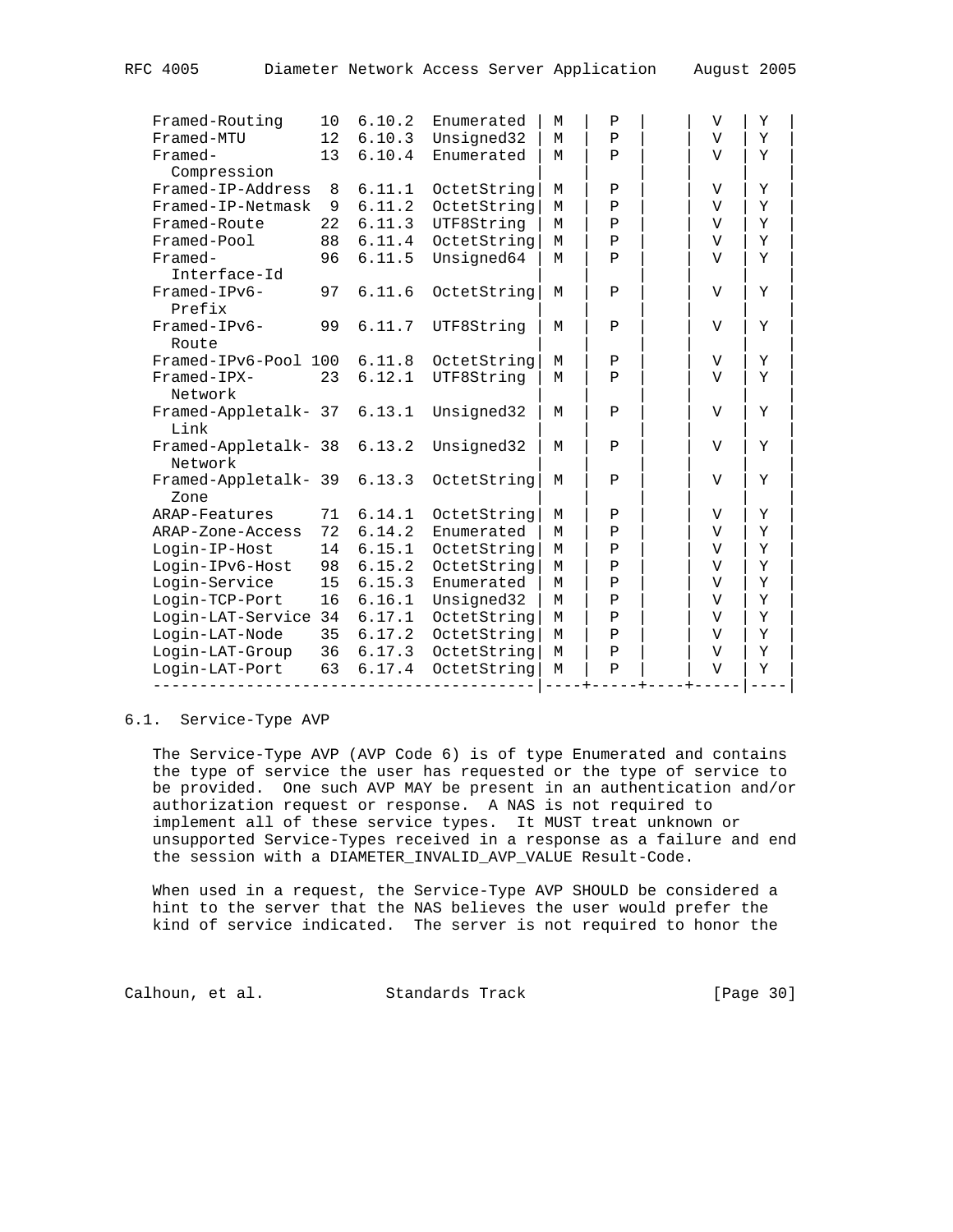```
   Framed-Routing    10  6.10.2  Enumerated | M  |  P  |    |  V  | Y  |
   Framed-MTU        12  6.10.3  Unsigned32 | M  |  P  |    |  V  | Y  |
   Framed-           13  6.10.4  Enumerated | M  |  P  |    |  V  | Y  |
     Compression                            |    |     |    |     |    |
   Framed-IP-Address  8  6.11.1  OctetString| M  |  P  |    |  V  | Y  |
   Framed-IP-Netmask  9  6.11.2  OctetString| M  |  P  |    |  V  | Y  |
   Framed-Route      22  6.11.3  UTF8String | M  |  P  |    |  V  | Y  |
   Framed-Pool       88  6.11.4  OctetString| M  |  P  |    |  V  | Y  |
   Framed-           96  6.11.5  Unsigned64 | M  |  P  |    |  V  | Y  |
     Interface-Id                           |    |     |    |     |    |
   Framed-IPv6-      97  6.11.6  OctetString| M  |  P  |    |  V  | Y  |
     Prefix                                 |    |     |    |     |    |
   Framed-IPv6-      99  6.11.7  UTF8String | M  |  P  |    |  V  | Y  |
     Route                                  |    |     |    |     |    |
   Framed-IPv6-Pool 100  6.11.8  OctetString| M  |  P  |    |  V  | Y  |
   Framed-IPX-       23  6.12.1  UTF8String | M  |  P  |    |  V  | Y  |
     Network                                |    |     |    |     |    |
   Framed-Appletalk- 37  6.13.1  Unsigned32 | M  |  P  |    |  V  | Y  |
     Link                                   |    |     |    |     |    |
   Framed-Appletalk- 38  6.13.2  Unsigned32 | M  |  P  |    |  V  | Y  |
     Network                                |    |     |    |     |    |
   Framed-Appletalk- 39  6.13.3  OctetString| M  |  P  |    |  V  | Y  |
     Zone                                   |    |     |    |     |    |
   ARAP-Features     71  6.14.1  OctetString| M  |  P  |    |  V  | Y  |
   ARAP-Zone-Access  72  6.14.2  Enumerated | M  |  P  |    |  V  | Y  |
   Login-IP-Host     14  6.15.1  OctetString| M  |  P  |    |  V  | Y  |
   Login-IPv6-Host   98  6.15.2  OctetString| M  |  P  |    |  V  | Y  |
   Login-Service     15  6.15.3  Enumerated | M  |  P  |    |  V  | Y  |
   Login-TCP-Port    16  6.16.1  Unsigned32 | M  |  P  |    |  V  | Y  |
   Login-LAT-Service 34  6.17.1  OctetString| M  |  P  |    |  V  | Y  |
   Login-LAT-Node    35  6.17.2  OctetString| M  |  P  |    |  V  | Y  |
   Login-LAT-Group   36  6.17.3  OctetString| M  |  P  |    |  V  | Y  |
   Login-LAT-Port    63  6.17.4  OctetString| M  |  P  |    |  V  | Y  |
   -----------------------------------------|----+-----+----+-----|----|
```

## 6.1. Service-Type AVP

The Service-Type AVP (AVP Code 6) is of type Enumerated and contains the type of service the user has requested or the type of service to be provided. One such AVP MAY be present in an authentication and/or authorization request or response. A NAS is not required to implement all of these service types. It MUST treat unknown or unsupported Service-Types received in a response as a failure and end the session with a DIAMETER_INVALID_AVP_VALUE Result-Code.

When used in a request, the Service-Type AVP SHOULD be considered a hint to the server that the NAS believes the user would prefer the kind of service indicated. The server is not required to honor the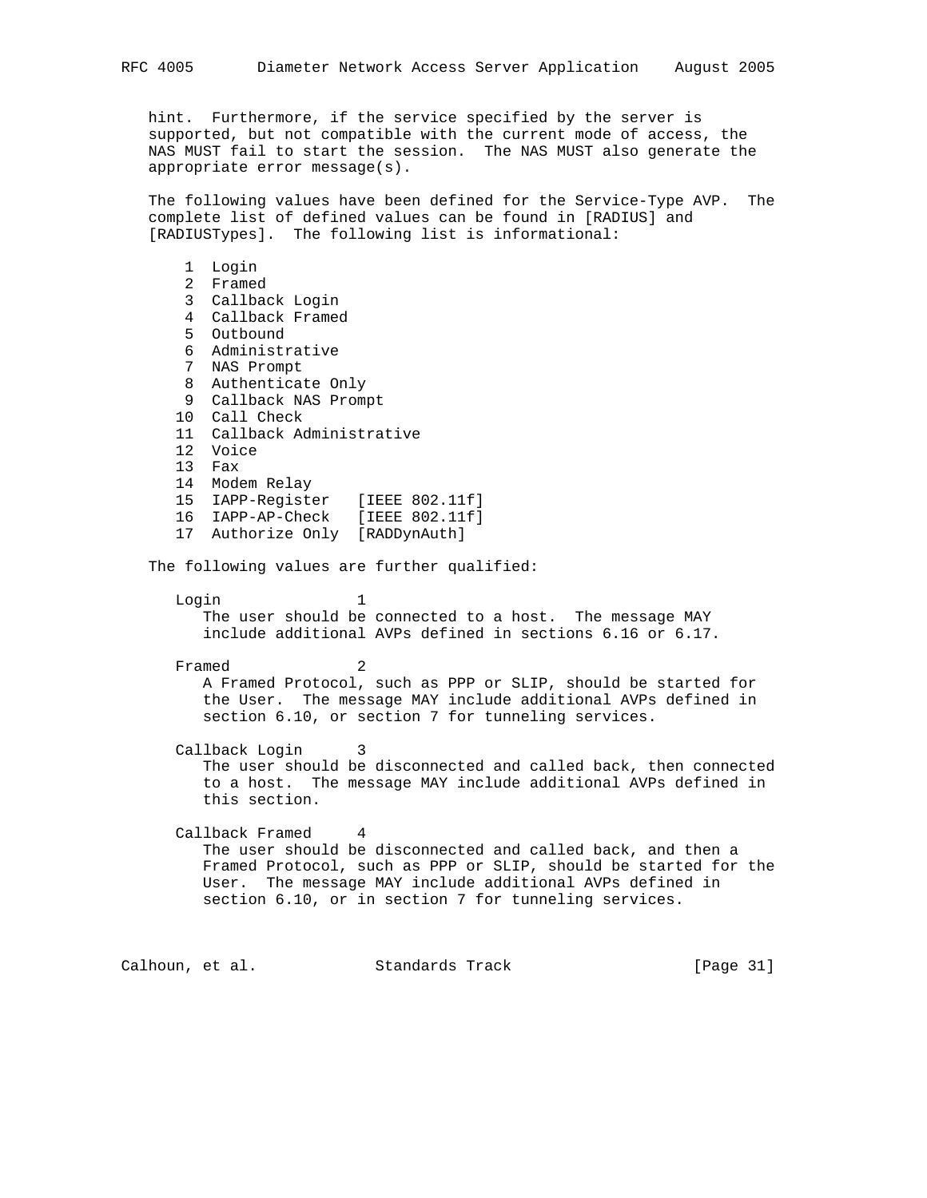hint. Furthermore, if the service specified by the server is supported, but not compatible with the current mode of access, the NAS MUST fail to start the session. The NAS MUST also generate the appropriate error message(s).

The following values have been defined for the Service-Type AVP. The complete list of defined values can be found in [RADIUS] and [RADIUSTypes]. The following list is informational:

```
 1  Login
 2  Framed
 3  Callback Login
 4  Callback Framed
 5  Outbound
 6  Administrative
 7  NAS Prompt
 8  Authenticate Only
 9  Callback NAS Prompt
10  Call Check
11  Callback Administrative
12  Voice
13  Fax
14  Modem Relay
15  IAPP-Register   [IEEE 802.11f]
16  IAPP-AP-Check   [IEEE 802.11f]
17  Authorize Only  [RADDynAuth]
```

The following values are further qualified:

Login 1
: The user should be connected to a host. The message MAY include additional AVPs defined in sections 6.16 or 6.17.

Framed 2
: A Framed Protocol, such as PPP or SLIP, should be started for the User. The message MAY include additional AVPs defined in section 6.10, or section 7 for tunneling services.

Callback Login 3
: The user should be disconnected and called back, then connected to a host. The message MAY include additional AVPs defined in this section.

Callback Framed 4
: The user should be disconnected and called back, and then a Framed Protocol, such as PPP or SLIP, should be started for the User. The message MAY include additional AVPs defined in section 6.10, or in section 7 for tunneling services.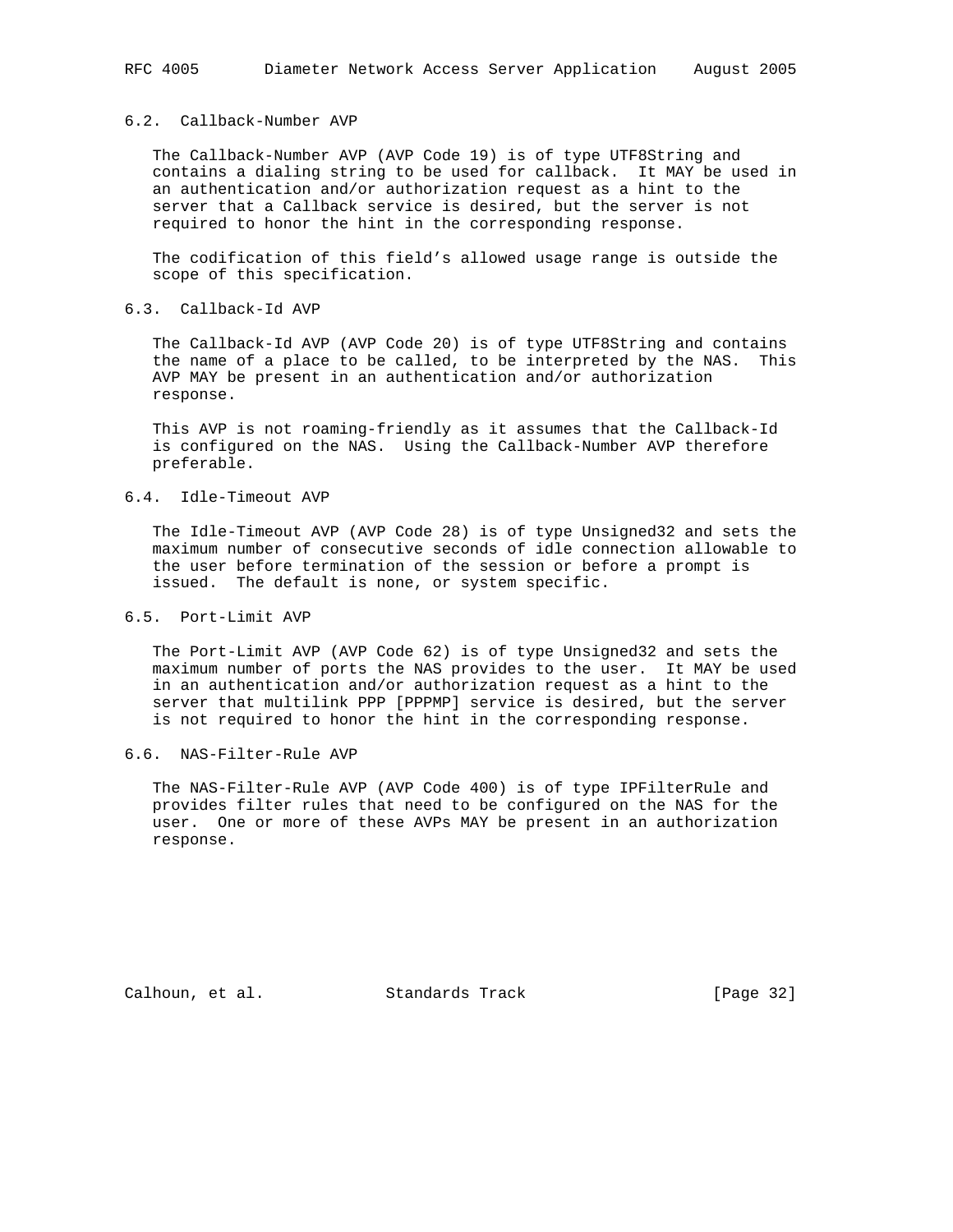### 6.2. Callback-Number AVP

The Callback-Number AVP (AVP Code 19) is of type UTF8String and contains a dialing string to be used for callback. It MAY be used in an authentication and/or authorization request as a hint to the server that a Callback service is desired, but the server is not required to honor the hint in the corresponding response.

The codification of this field’s allowed usage range is outside the scope of this specification.

### 6.3. Callback-Id AVP

The Callback-Id AVP (AVP Code 20) is of type UTF8String and contains the name of a place to be called, to be interpreted by the NAS. This AVP MAY be present in an authentication and/or authorization response.

This AVP is not roaming-friendly as it assumes that the Callback-Id is configured on the NAS. Using the Callback-Number AVP therefore preferable.

### 6.4. Idle-Timeout AVP

The Idle-Timeout AVP (AVP Code 28) is of type Unsigned32 and sets the maximum number of consecutive seconds of idle connection allowable to the user before termination of the session or before a prompt is issued. The default is none, or system specific.

### 6.5. Port-Limit AVP

The Port-Limit AVP (AVP Code 62) is of type Unsigned32 and sets the maximum number of ports the NAS provides to the user. It MAY be used in an authentication and/or authorization request as a hint to the server that multilink PPP [PPPMP] service is desired, but the server is not required to honor the hint in the corresponding response.

### 6.6. NAS-Filter-Rule AVP

The NAS-Filter-Rule AVP (AVP Code 400) is of type IPFilterRule and provides filter rules that need to be configured on the NAS for the user. One or more of these AVPs MAY be present in an authorization response.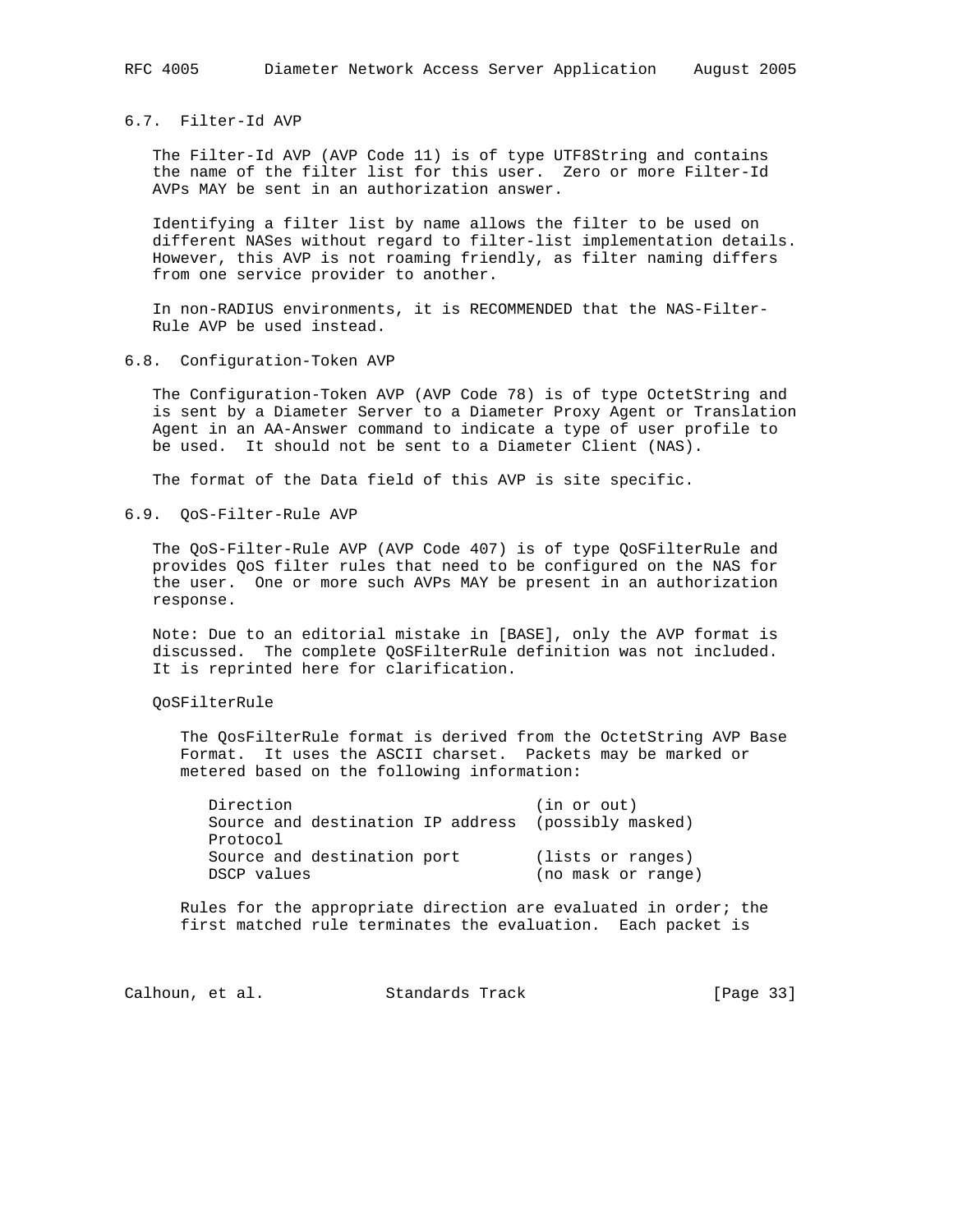### 6.7. Filter-Id AVP

The Filter-Id AVP (AVP Code 11) is of type UTF8String and contains the name of the filter list for this user. Zero or more Filter-Id AVPs MAY be sent in an authorization answer.

Identifying a filter list by name allows the filter to be used on different NASes without regard to filter-list implementation details. However, this AVP is not roaming friendly, as filter naming differs from one service provider to another.

In non-RADIUS environments, it is RECOMMENDED that the NAS-Filter-Rule AVP be used instead.

### 6.8. Configuration-Token AVP

The Configuration-Token AVP (AVP Code 78) is of type OctetString and is sent by a Diameter Server to a Diameter Proxy Agent or Translation Agent in an AA-Answer command to indicate a type of user profile to be used. It should not be sent to a Diameter Client (NAS).

The format of the Data field of this AVP is site specific.

### 6.9. QoS-Filter-Rule AVP

The QoS-Filter-Rule AVP (AVP Code 407) is of type QoSFilterRule and provides QoS filter rules that need to be configured on the NAS for the user. One or more such AVPs MAY be present in an authorization response.

Note: Due to an editorial mistake in [BASE], only the AVP format is discussed. The complete QoSFilterRule definition was not included. It is reprinted here for clarification.

QoSFilterRule

The QosFilterRule format is derived from the OctetString AVP Base Format. It uses the ASCII charset. Packets may be marked or metered based on the following information:

```
Direction                          (in or out)
Source and destination IP address  (possibly masked)
Protocol
Source and destination port        (lists or ranges)
DSCP values                        (no mask or range)
```

Rules for the appropriate direction are evaluated in order; the first matched rule terminates the evaluation. Each packet is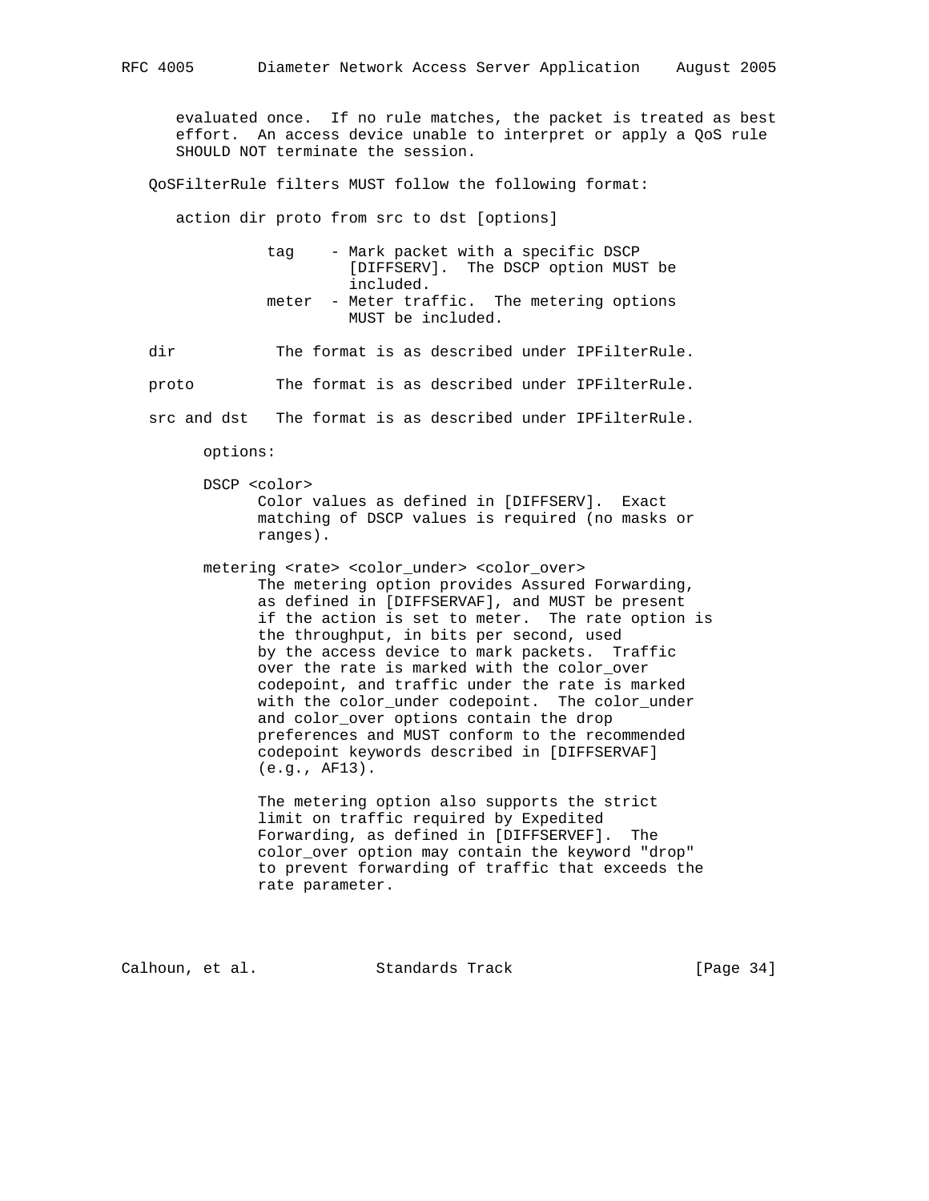evaluated once. If no rule matches, the packet is treated as best effort. An access device unable to interpret or apply a QoS rule SHOULD NOT terminate the session.

QoSFilterRule filters MUST follow the following format:

```
action dir proto from src to dst [options]
```

tag - Mark packet with a specific DSCP [DIFFSERV]. The DSCP option MUST be included.

meter - Meter traffic. The metering options MUST be included.

dir The format is as described under IPFilterRule.

proto The format is as described under IPFilterRule.

src and dst The format is as described under IPFilterRule.

options:

DSCP <color>
Color values as defined in [DIFFSERV]. Exact matching of DSCP values is required (no masks or ranges).

metering <rate> <color_under> <color_over>
The metering option provides Assured Forwarding, as defined in [DIFFSERVAF], and MUST be present if the action is set to meter. The rate option is the throughput, in bits per second, used by the access device to mark packets. Traffic over the rate is marked with the color_over codepoint, and traffic under the rate is marked with the color_under codepoint. The color_under and color_over options contain the drop preferences and MUST conform to the recommended codepoint keywords described in [DIFFSERVAF] (e.g., AF13).

The metering option also supports the strict limit on traffic required by Expedited Forwarding, as defined in [DIFFSERVEF]. The color_over option may contain the keyword "drop" to prevent forwarding of traffic that exceeds the rate parameter.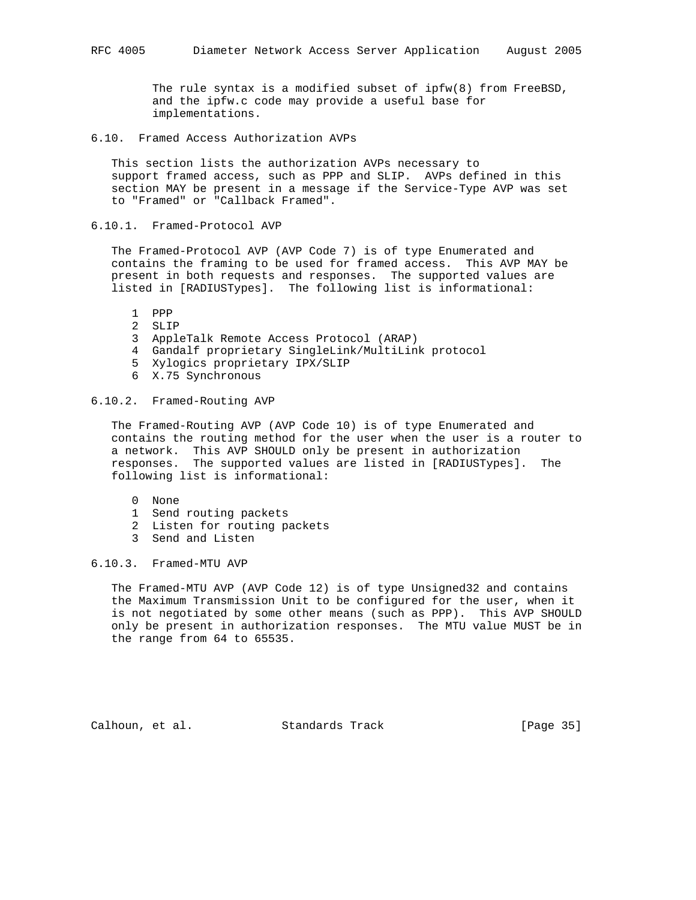The rule syntax is a modified subset of ipfw(8) from FreeBSD, and the ipfw.c code may provide a useful base for implementations.

### 6.10. Framed Access Authorization AVPs

This section lists the authorization AVPs necessary to support framed access, such as PPP and SLIP. AVPs defined in this section MAY be present in a message if the Service-Type AVP was set to "Framed" or "Callback Framed".

#### 6.10.1. Framed-Protocol AVP

The Framed-Protocol AVP (AVP Code 7) is of type Enumerated and contains the framing to be used for framed access. This AVP MAY be present in both requests and responses. The supported values are listed in [RADIUSTypes]. The following list is informational:

```
1  PPP
2  SLIP
3  AppleTalk Remote Access Protocol (ARAP)
4  Gandalf proprietary SingleLink/MultiLink protocol
5  Xylogics proprietary IPX/SLIP
6  X.75 Synchronous
```

#### 6.10.2. Framed-Routing AVP

The Framed-Routing AVP (AVP Code 10) is of type Enumerated and contains the routing method for the user when the user is a router to a network. This AVP SHOULD only be present in authorization responses. The supported values are listed in [RADIUSTypes]. The following list is informational:

```
0  None
1  Send routing packets
2  Listen for routing packets
3  Send and Listen
```

#### 6.10.3. Framed-MTU AVP

The Framed-MTU AVP (AVP Code 12) is of type Unsigned32 and contains the Maximum Transmission Unit to be configured for the user, when it is not negotiated by some other means (such as PPP). This AVP SHOULD only be present in authorization responses. The MTU value MUST be in the range from 64 to 65535.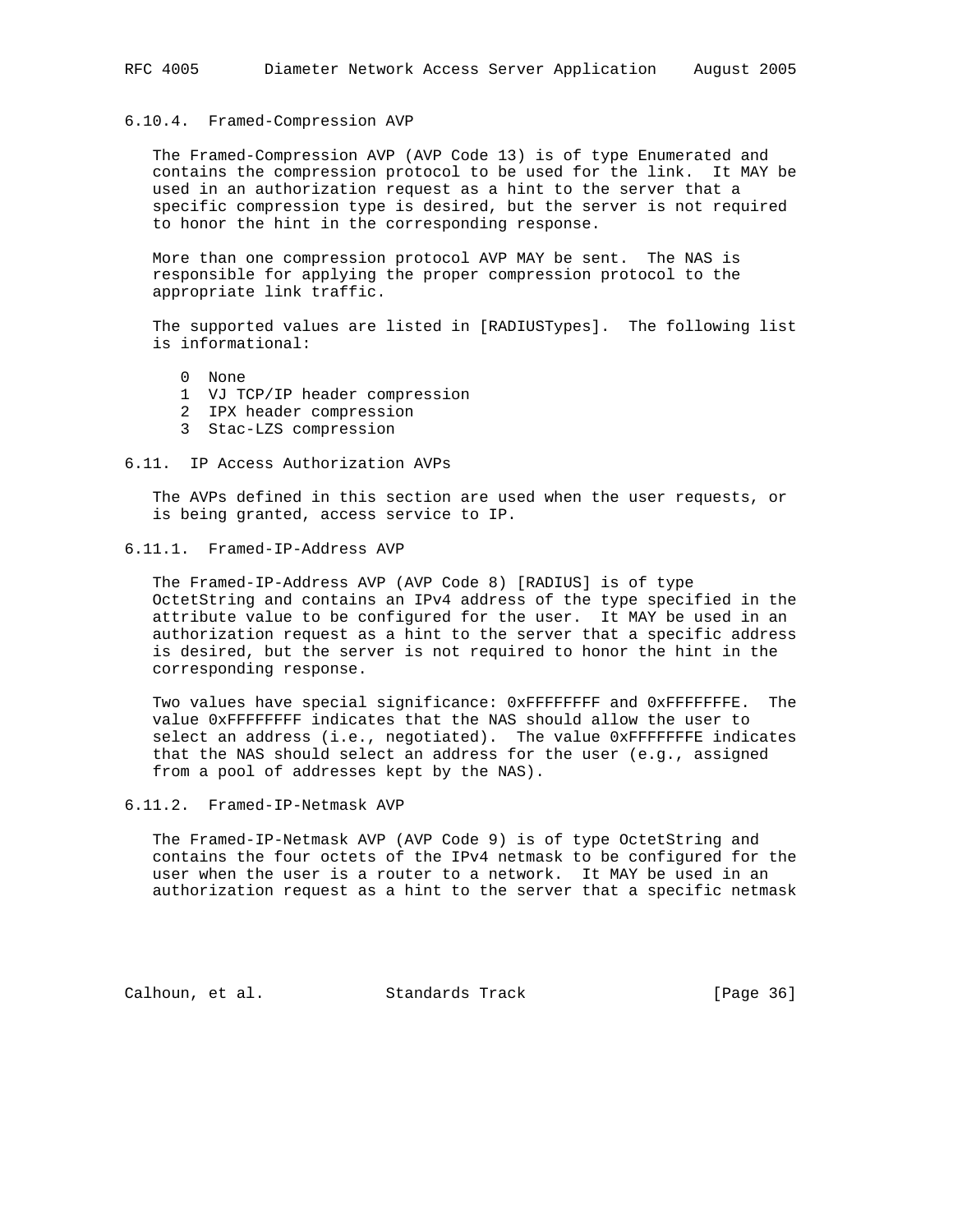### 6.10.4. Framed-Compression AVP

The Framed-Compression AVP (AVP Code 13) is of type Enumerated and contains the compression protocol to be used for the link. It MAY be used in an authorization request as a hint to the server that a specific compression type is desired, but the server is not required to honor the hint in the corresponding response.

More than one compression protocol AVP MAY be sent. The NAS is responsible for applying the proper compression protocol to the appropriate link traffic.

The supported values are listed in [RADIUSTypes]. The following list is informational:

```
0  None
1  VJ TCP/IP header compression
2  IPX header compression
3  Stac-LZS compression
```

## 6.11. IP Access Authorization AVPs

The AVPs defined in this section are used when the user requests, or is being granted, access service to IP.

### 6.11.1. Framed-IP-Address AVP

The Framed-IP-Address AVP (AVP Code 8) [RADIUS] is of type OctetString and contains an IPv4 address of the type specified in the attribute value to be configured for the user. It MAY be used in an authorization request as a hint to the server that a specific address is desired, but the server is not required to honor the hint in the corresponding response.

Two values have special significance: 0xFFFFFFFF and 0xFFFFFFFE. The value 0xFFFFFFFF indicates that the NAS should allow the user to select an address (i.e., negotiated). The value 0xFFFFFFFE indicates that the NAS should select an address for the user (e.g., assigned from a pool of addresses kept by the NAS).

### 6.11.2. Framed-IP-Netmask AVP

The Framed-IP-Netmask AVP (AVP Code 9) is of type OctetString and contains the four octets of the IPv4 netmask to be configured for the user when the user is a router to a network. It MAY be used in an authorization request as a hint to the server that a specific netmask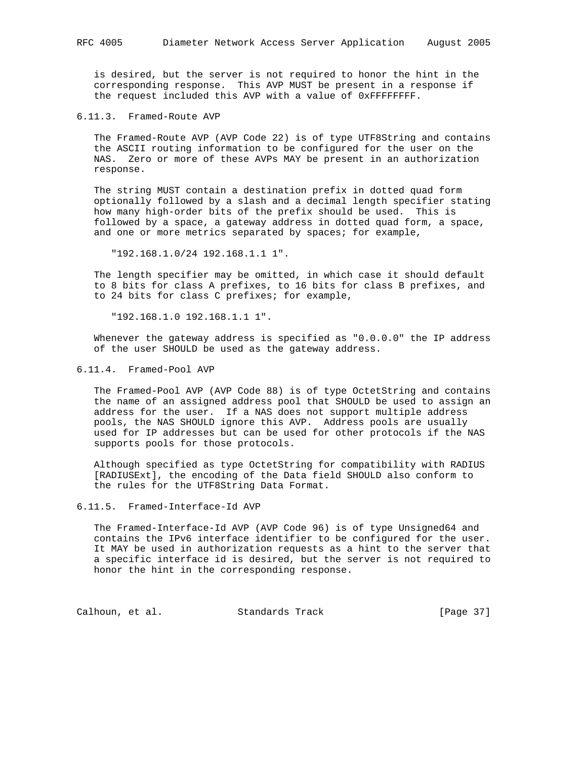is desired, but the server is not required to honor the hint in the corresponding response. This AVP MUST be present in a response if the request included this AVP with a value of 0xFFFFFFFF.

### 6.11.3. Framed-Route AVP

The Framed-Route AVP (AVP Code 22) is of type UTF8String and contains the ASCII routing information to be configured for the user on the NAS. Zero or more of these AVPs MAY be present in an authorization response.

The string MUST contain a destination prefix in dotted quad form optionally followed by a slash and a decimal length specifier stating how many high-order bits of the prefix should be used. This is followed by a space, a gateway address in dotted quad form, a space, and one or more metrics separated by spaces; for example,

```
"192.168.1.0/24 192.168.1.1 1".
```

The length specifier may be omitted, in which case it should default to 8 bits for class A prefixes, to 16 bits for class B prefixes, and to 24 bits for class C prefixes; for example,

```
"192.168.1.0 192.168.1.1 1".
```

Whenever the gateway address is specified as "0.0.0.0" the IP address of the user SHOULD be used as the gateway address.

### 6.11.4. Framed-Pool AVP

The Framed-Pool AVP (AVP Code 88) is of type OctetString and contains the name of an assigned address pool that SHOULD be used to assign an address for the user. If a NAS does not support multiple address pools, the NAS SHOULD ignore this AVP. Address pools are usually used for IP addresses but can be used for other protocols if the NAS supports pools for those protocols.

Although specified as type OctetString for compatibility with RADIUS [RADIUSExt], the encoding of the Data field SHOULD also conform to the rules for the UTF8String Data Format.

### 6.11.5. Framed-Interface-Id AVP

The Framed-Interface-Id AVP (AVP Code 96) is of type Unsigned64 and contains the IPv6 interface identifier to be configured for the user. It MAY be used in authorization requests as a hint to the server that a specific interface id is desired, but the server is not required to honor the hint in the corresponding response.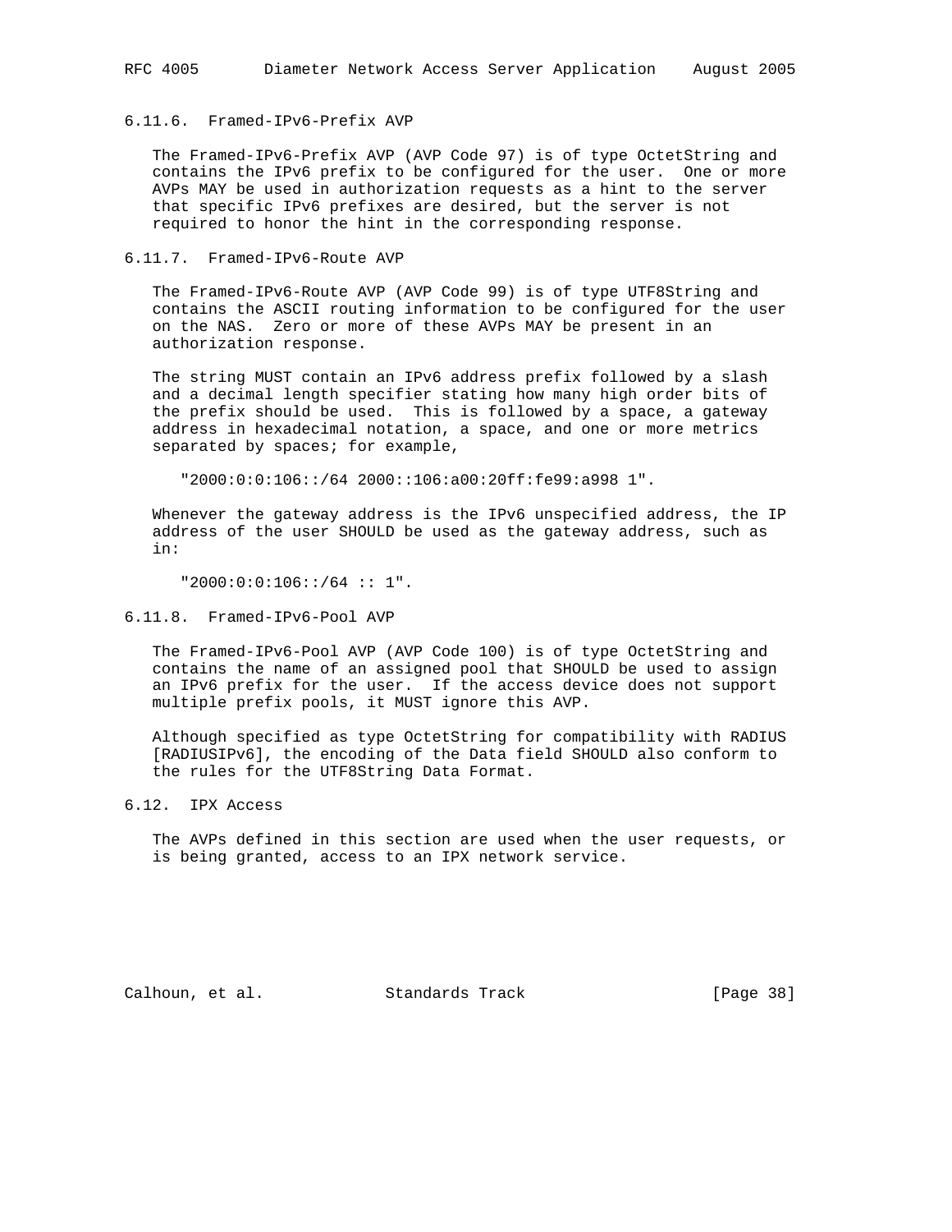### 6.11.6. Framed-IPv6-Prefix AVP

The Framed-IPv6-Prefix AVP (AVP Code 97) is of type OctetString and contains the IPv6 prefix to be configured for the user. One or more AVPs MAY be used in authorization requests as a hint to the server that specific IPv6 prefixes are desired, but the server is not required to honor the hint in the corresponding response.

### 6.11.7. Framed-IPv6-Route AVP

The Framed-IPv6-Route AVP (AVP Code 99) is of type UTF8String and contains the ASCII routing information to be configured for the user on the NAS. Zero or more of these AVPs MAY be present in an authorization response.

The string MUST contain an IPv6 address prefix followed by a slash and a decimal length specifier stating how many high order bits of the prefix should be used. This is followed by a space, a gateway address in hexadecimal notation, a space, and one or more metrics separated by spaces; for example,

```
"2000:0:0:106::/64 2000::106:a00:20ff:fe99:a998 1".
```

Whenever the gateway address is the IPv6 unspecified address, the IP address of the user SHOULD be used as the gateway address, such as in:

```
"2000:0:0:106::/64 :: 1".
```

### 6.11.8. Framed-IPv6-Pool AVP

The Framed-IPv6-Pool AVP (AVP Code 100) is of type OctetString and contains the name of an assigned pool that SHOULD be used to assign an IPv6 prefix for the user. If the access device does not support multiple prefix pools, it MUST ignore this AVP.

Although specified as type OctetString for compatibility with RADIUS [RADIUSIPv6], the encoding of the Data field SHOULD also conform to the rules for the UTF8String Data Format.

## 6.12. IPX Access

The AVPs defined in this section are used when the user requests, or is being granted, access to an IPX network service.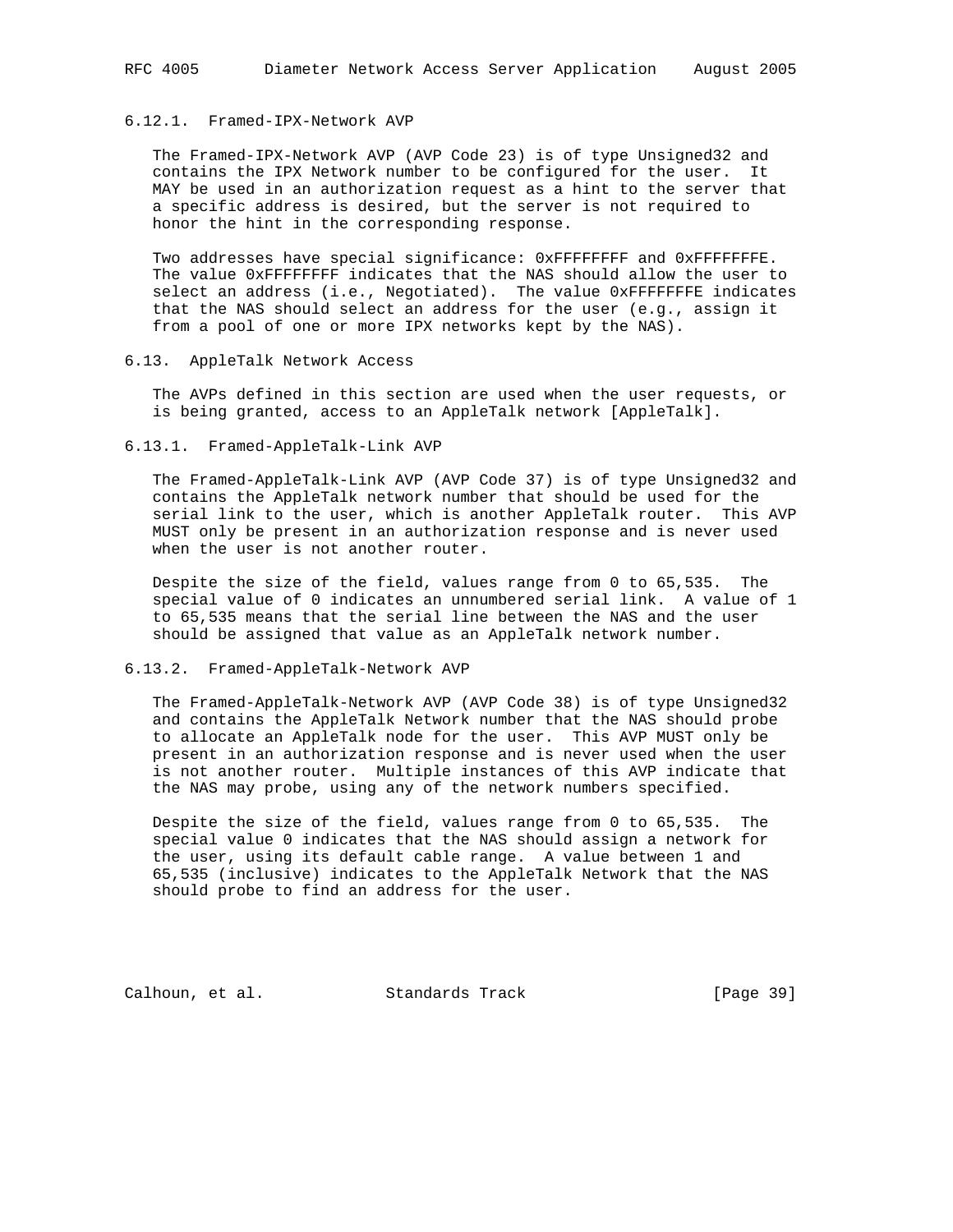### 6.12.1. Framed-IPX-Network AVP

The Framed-IPX-Network AVP (AVP Code 23) is of type Unsigned32 and contains the IPX Network number to be configured for the user. It MAY be used in an authorization request as a hint to the server that a specific address is desired, but the server is not required to honor the hint in the corresponding response.

Two addresses have special significance: 0xFFFFFFFF and 0xFFFFFFFE. The value 0xFFFFFFFF indicates that the NAS should allow the user to select an address (i.e., Negotiated). The value 0xFFFFFFFE indicates that the NAS should select an address for the user (e.g., assign it from a pool of one or more IPX networks kept by the NAS).

## 6.13. AppleTalk Network Access

The AVPs defined in this section are used when the user requests, or is being granted, access to an AppleTalk network [AppleTalk].

### 6.13.1. Framed-AppleTalk-Link AVP

The Framed-AppleTalk-Link AVP (AVP Code 37) is of type Unsigned32 and contains the AppleTalk network number that should be used for the serial link to the user, which is another AppleTalk router. This AVP MUST only be present in an authorization response and is never used when the user is not another router.

Despite the size of the field, values range from 0 to 65,535. The special value of 0 indicates an unnumbered serial link. A value of 1 to 65,535 means that the serial line between the NAS and the user should be assigned that value as an AppleTalk network number.

### 6.13.2. Framed-AppleTalk-Network AVP

The Framed-AppleTalk-Network AVP (AVP Code 38) is of type Unsigned32 and contains the AppleTalk Network number that the NAS should probe to allocate an AppleTalk node for the user. This AVP MUST only be present in an authorization response and is never used when the user is not another router. Multiple instances of this AVP indicate that the NAS may probe, using any of the network numbers specified.

Despite the size of the field, values range from 0 to 65,535. The special value 0 indicates that the NAS should assign a network for the user, using its default cable range. A value between 1 and 65,535 (inclusive) indicates to the AppleTalk Network that the NAS should probe to find an address for the user.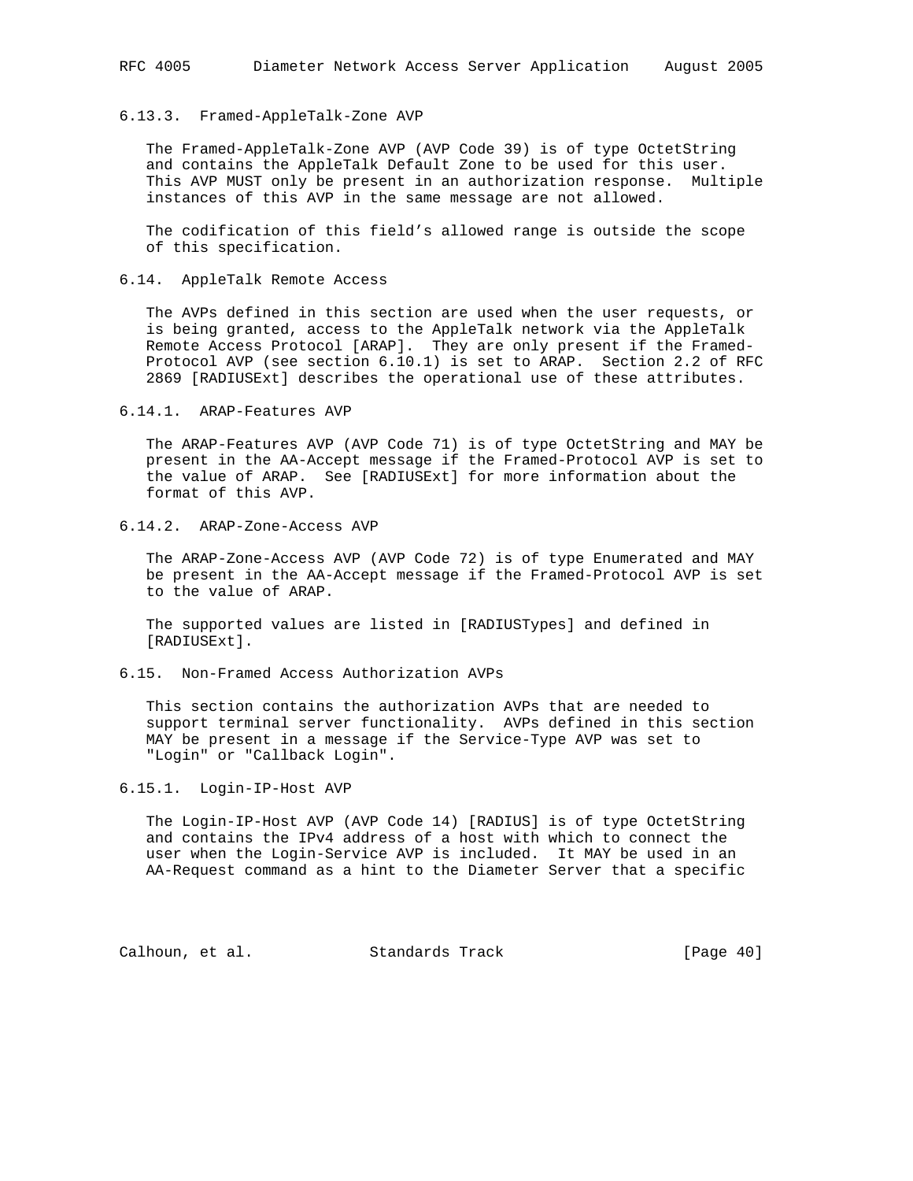### 6.13.3. Framed-AppleTalk-Zone AVP

The Framed-AppleTalk-Zone AVP (AVP Code 39) is of type OctetString and contains the AppleTalk Default Zone to be used for this user. This AVP MUST only be present in an authorization response. Multiple instances of this AVP in the same message are not allowed.

The codification of this field's allowed range is outside the scope of this specification.

## 6.14. AppleTalk Remote Access

The AVPs defined in this section are used when the user requests, or is being granted, access to the AppleTalk network via the AppleTalk Remote Access Protocol [ARAP]. They are only present if the Framed-Protocol AVP (see section 6.10.1) is set to ARAP. Section 2.2 of RFC 2869 [RADIUSExt] describes the operational use of these attributes.

### 6.14.1. ARAP-Features AVP

The ARAP-Features AVP (AVP Code 71) is of type OctetString and MAY be present in the AA-Accept message if the Framed-Protocol AVP is set to the value of ARAP. See [RADIUSExt] for more information about the format of this AVP.

### 6.14.2. ARAP-Zone-Access AVP

The ARAP-Zone-Access AVP (AVP Code 72) is of type Enumerated and MAY be present in the AA-Accept message if the Framed-Protocol AVP is set to the value of ARAP.

The supported values are listed in [RADIUSTypes] and defined in [RADIUSExt].

## 6.15. Non-Framed Access Authorization AVPs

This section contains the authorization AVPs that are needed to support terminal server functionality. AVPs defined in this section MAY be present in a message if the Service-Type AVP was set to "Login" or "Callback Login".

### 6.15.1. Login-IP-Host AVP

The Login-IP-Host AVP (AVP Code 14) [RADIUS] is of type OctetString and contains the IPv4 address of a host with which to connect the user when the Login-Service AVP is included. It MAY be used in an AA-Request command as a hint to the Diameter Server that a specific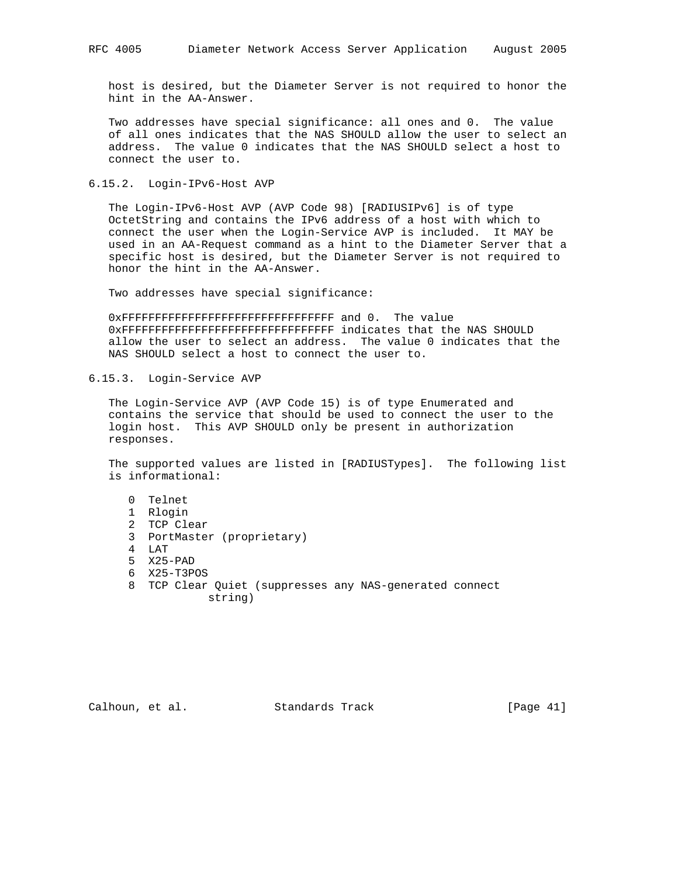host is desired, but the Diameter Server is not required to honor the hint in the AA-Answer.

Two addresses have special significance: all ones and 0. The value of all ones indicates that the NAS SHOULD allow the user to select an address. The value 0 indicates that the NAS SHOULD select a host to connect the user to.

### 6.15.2. Login-IPv6-Host AVP

The Login-IPv6-Host AVP (AVP Code 98) [RADIUSIPv6] is of type OctetString and contains the IPv6 address of a host with which to connect the user when the Login-Service AVP is included. It MAY be used in an AA-Request command as a hint to the Diameter Server that a specific host is desired, but the Diameter Server is not required to honor the hint in the AA-Answer.

Two addresses have special significance:

0xFFFFFFFFFFFFFFFFFFFFFFFFFFFFFFFF and 0. The value 0xFFFFFFFFFFFFFFFFFFFFFFFFFFFFFFFF indicates that the NAS SHOULD allow the user to select an address. The value 0 indicates that the NAS SHOULD select a host to connect the user to.

### 6.15.3. Login-Service AVP

The Login-Service AVP (AVP Code 15) is of type Enumerated and contains the service that should be used to connect the user to the login host. This AVP SHOULD only be present in authorization responses.

The supported values are listed in [RADIUSTypes]. The following list is informational:

```
   0  Telnet
   1  Rlogin
   2  TCP Clear
   3  PortMaster (proprietary)
   4  LAT
   5  X25-PAD
   6  X25-T3POS
   8  TCP Clear Quiet (suppresses any NAS-generated connect
               string)
```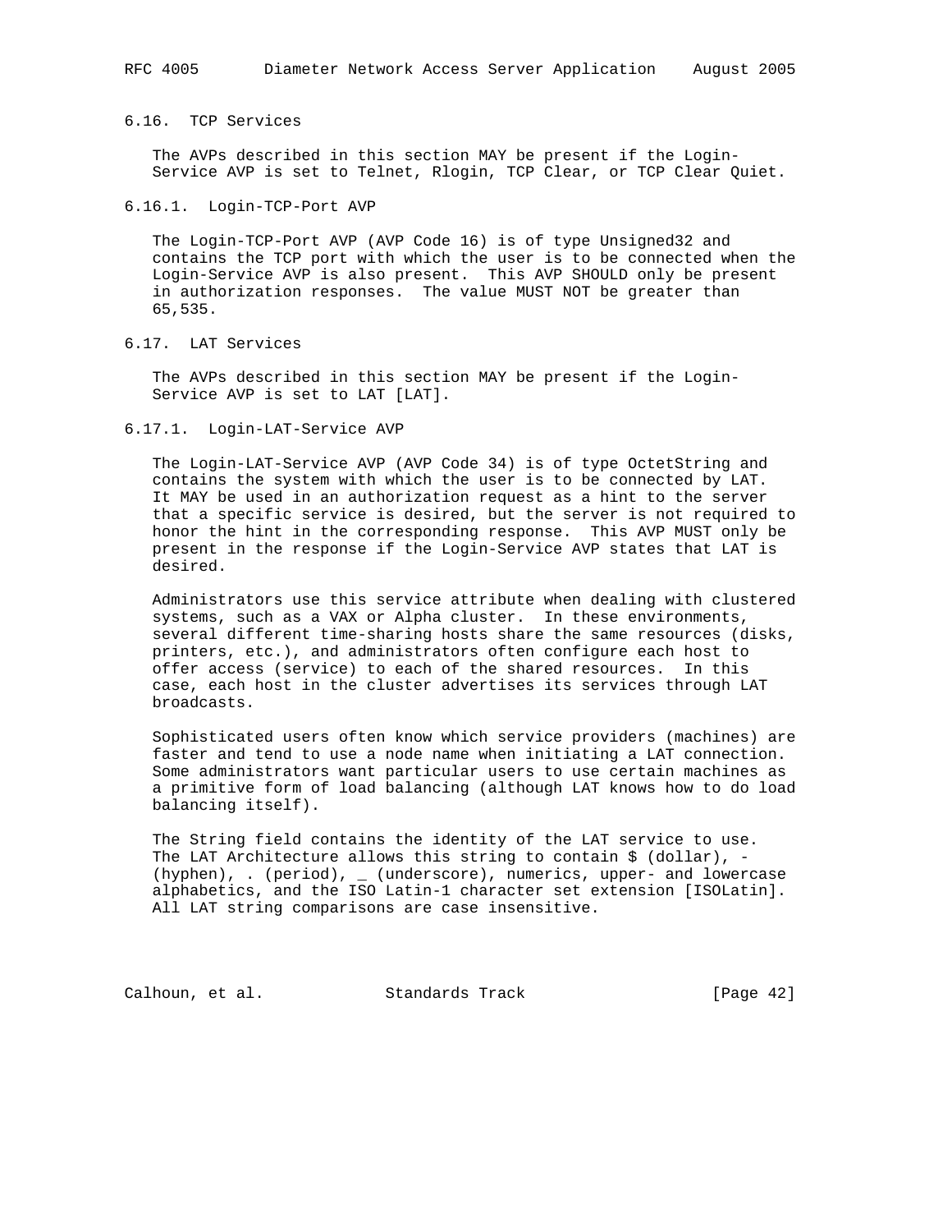### 6.16. TCP Services

The AVPs described in this section MAY be present if the Login-Service AVP is set to Telnet, Rlogin, TCP Clear, or TCP Clear Quiet.

#### 6.16.1. Login-TCP-Port AVP

The Login-TCP-Port AVP (AVP Code 16) is of type Unsigned32 and contains the TCP port with which the user is to be connected when the Login-Service AVP is also present. This AVP SHOULD only be present in authorization responses. The value MUST NOT be greater than 65,535.

### 6.17. LAT Services

The AVPs described in this section MAY be present if the Login-Service AVP is set to LAT [LAT].

#### 6.17.1. Login-LAT-Service AVP

The Login-LAT-Service AVP (AVP Code 34) is of type OctetString and contains the system with which the user is to be connected by LAT. It MAY be used in an authorization request as a hint to the server that a specific service is desired, but the server is not required to honor the hint in the corresponding response. This AVP MUST only be present in the response if the Login-Service AVP states that LAT is desired.

Administrators use this service attribute when dealing with clustered systems, such as a VAX or Alpha cluster. In these environments, several different time-sharing hosts share the same resources (disks, printers, etc.), and administrators often configure each host to offer access (service) to each of the shared resources. In this case, each host in the cluster advertises its services through LAT broadcasts.

Sophisticated users often know which service providers (machines) are faster and tend to use a node name when initiating a LAT connection. Some administrators want particular users to use certain machines as a primitive form of load balancing (although LAT knows how to do load balancing itself).

The String field contains the identity of the LAT service to use. The LAT Architecture allows this string to contain $ (dollar), - (hyphen), . (period), _ (underscore), numerics, upper- and lowercase alphabetics, and the ISO Latin-1 character set extension [ISOLatin]. All LAT string comparisons are case insensitive.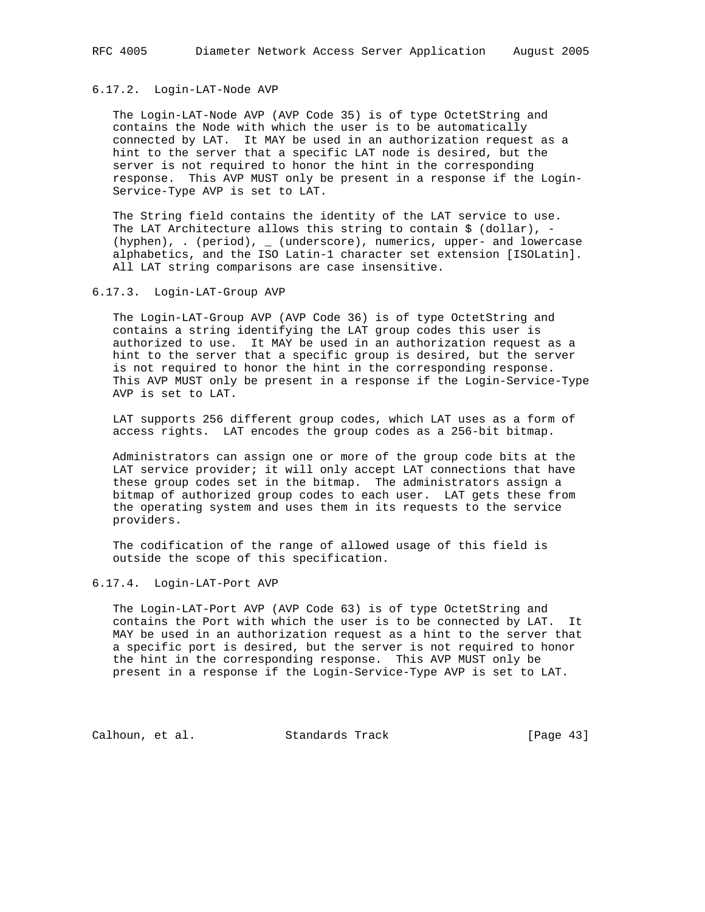### 6.17.2. Login-LAT-Node AVP

The Login-LAT-Node AVP (AVP Code 35) is of type OctetString and contains the Node with which the user is to be automatically connected by LAT. It MAY be used in an authorization request as a hint to the server that a specific LAT node is desired, but the server is not required to honor the hint in the corresponding response. This AVP MUST only be present in a response if the Login-Service-Type AVP is set to LAT.

The String field contains the identity of the LAT service to use. The LAT Architecture allows this string to contain $ (dollar), - (hyphen), . (period), _ (underscore), numerics, upper- and lowercase alphabetics, and the ISO Latin-1 character set extension [ISOLatin]. All LAT string comparisons are case insensitive.

### 6.17.3. Login-LAT-Group AVP

The Login-LAT-Group AVP (AVP Code 36) is of type OctetString and contains a string identifying the LAT group codes this user is authorized to use. It MAY be used in an authorization request as a hint to the server that a specific group is desired, but the server is not required to honor the hint in the corresponding response. This AVP MUST only be present in a response if the Login-Service-Type AVP is set to LAT.

LAT supports 256 different group codes, which LAT uses as a form of access rights. LAT encodes the group codes as a 256-bit bitmap.

Administrators can assign one or more of the group code bits at the LAT service provider; it will only accept LAT connections that have these group codes set in the bitmap. The administrators assign a bitmap of authorized group codes to each user. LAT gets these from the operating system and uses them in its requests to the service providers.

The codification of the range of allowed usage of this field is outside the scope of this specification.

### 6.17.4. Login-LAT-Port AVP

The Login-LAT-Port AVP (AVP Code 63) is of type OctetString and contains the Port with which the user is to be connected by LAT. It MAY be used in an authorization request as a hint to the server that a specific port is desired, but the server is not required to honor the hint in the corresponding response. This AVP MUST only be present in a response if the Login-Service-Type AVP is set to LAT.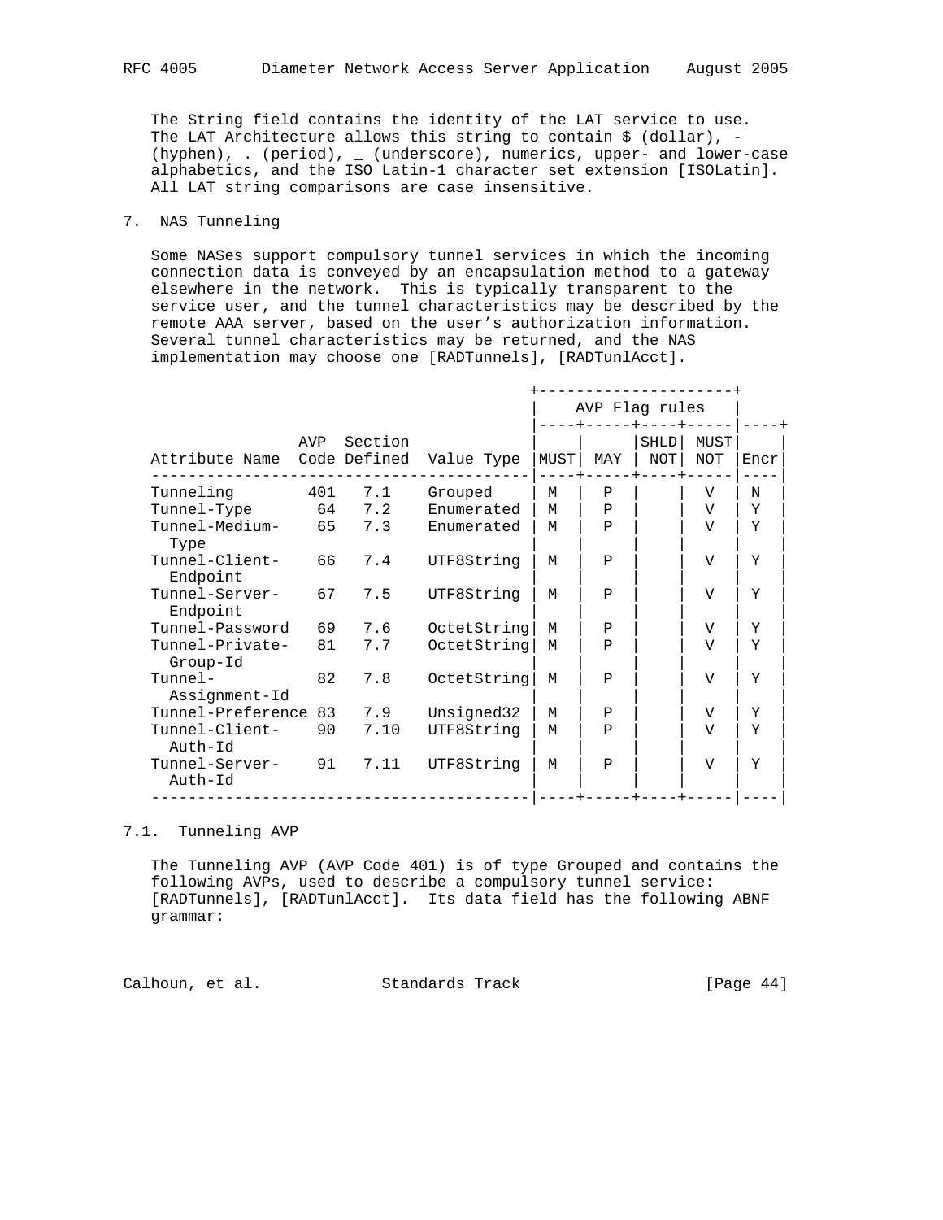The String field contains the identity of the LAT service to use. The LAT Architecture allows this string to contain $ (dollar), - (hyphen), . (period), _ (underscore), numerics, upper- and lower-case alphabetics, and the ISO Latin-1 character set extension [ISOLatin]. All LAT string comparisons are case insensitive.

## 7. NAS Tunneling

Some NASes support compulsory tunnel services in which the incoming connection data is conveyed by an encapsulation method to a gateway elsewhere in the network. This is typically transparent to the service user, and the tunnel characteristics may be described by the remote AAA server, based on the user's authorization information. Several tunnel characteristics may be returned, and the NAS implementation may choose one [RADTunnels], [RADTunlAcct].

| Attribute Name | AVP Code | Section Defined | Value Type | AVP Flag rules MUST | MAY | SHLD NOT | MUST NOT | Encr |
|---|---|---|---|---|---|---|---|---|
| Tunneling | 401 | 7.1 | Grouped | M | P | | V | N |
| Tunnel-Type | 64 | 7.2 | Enumerated | M | P | | V | Y |
| Tunnel-Medium-Type | 65 | 7.3 | Enumerated | M | P | | V | Y |
| Tunnel-Client-Endpoint | 66 | 7.4 | UTF8String | M | P | | V | Y |
| Tunnel-Server-Endpoint | 67 | 7.5 | UTF8String | M | P | | V | Y |
| Tunnel-Password | 69 | 7.6 | OctetString | M | P | | V | Y |
| Tunnel-Private-Group-Id | 81 | 7.7 | OctetString | M | P | | V | Y |
| Tunnel-Assignment-Id | 82 | 7.8 | OctetString | M | P | | V | Y |
| Tunnel-Preference | 83 | 7.9 | Unsigned32 | M | P | | V | Y |
| Tunnel-Client-Auth-Id | 90 | 7.10 | UTF8String | M | P | | V | Y |
| Tunnel-Server-Auth-Id | 91 | 7.11 | UTF8String | M | P | | V | Y |

### 7.1. Tunneling AVP

The Tunneling AVP (AVP Code 401) is of type Grouped and contains the following AVPs, used to describe a compulsory tunnel service: [RADTunnels], [RADTunlAcct]. Its data field has the following ABNF grammar: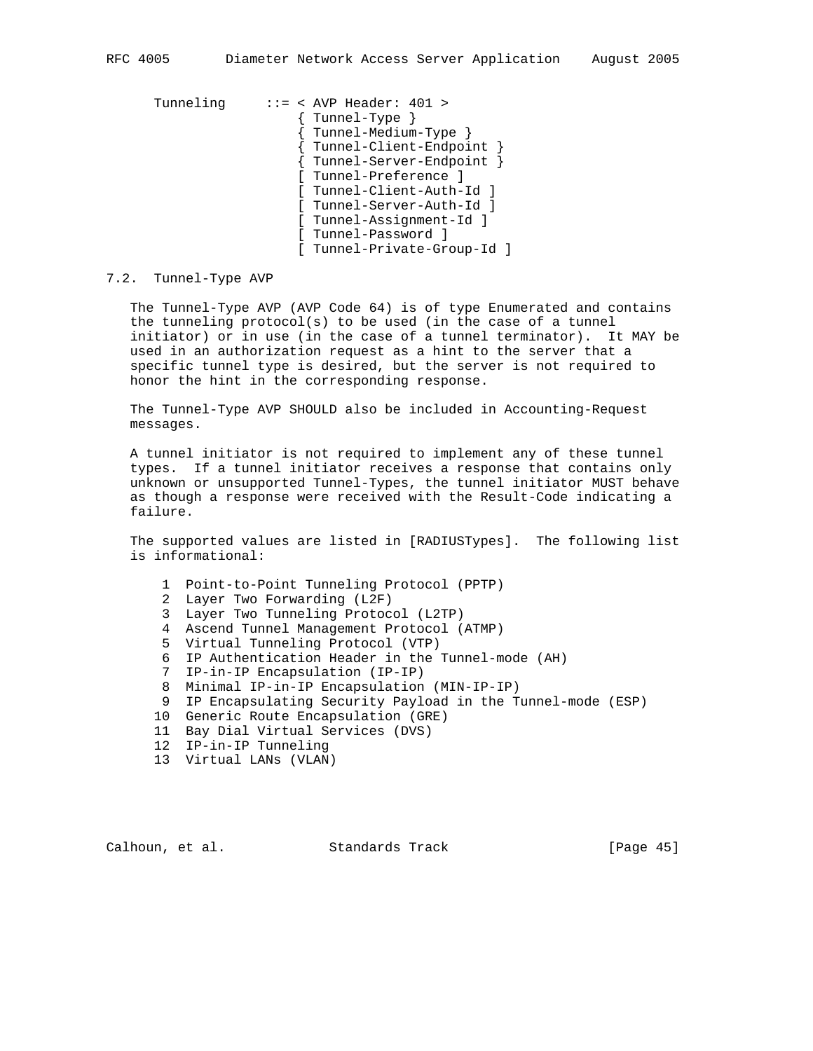```
Tunneling     ::= < AVP Header: 401 >
                  { Tunnel-Type }
                  { Tunnel-Medium-Type }
                  { Tunnel-Client-Endpoint }
                  { Tunnel-Server-Endpoint }
                  [ Tunnel-Preference ]
                  [ Tunnel-Client-Auth-Id ]
                  [ Tunnel-Server-Auth-Id ]
                  [ Tunnel-Assignment-Id ]
                  [ Tunnel-Password ]
                  [ Tunnel-Private-Group-Id ]
```

## 7.2. Tunnel-Type AVP

The Tunnel-Type AVP (AVP Code 64) is of type Enumerated and contains the tunneling protocol(s) to be used (in the case of a tunnel initiator) or in use (in the case of a tunnel terminator). It MAY be used in an authorization request as a hint to the server that a specific tunnel type is desired, but the server is not required to honor the hint in the corresponding response.

The Tunnel-Type AVP SHOULD also be included in Accounting-Request messages.

A tunnel initiator is not required to implement any of these tunnel types. If a tunnel initiator receives a response that contains only unknown or unsupported Tunnel-Types, the tunnel initiator MUST behave as though a response were received with the Result-Code indicating a failure.

The supported values are listed in [RADIUSTypes]. The following list is informational:

```
 1  Point-to-Point Tunneling Protocol (PPTP)
 2  Layer Two Forwarding (L2F)
 3  Layer Two Tunneling Protocol (L2TP)
 4  Ascend Tunnel Management Protocol (ATMP)
 5  Virtual Tunneling Protocol (VTP)
 6  IP Authentication Header in the Tunnel-mode (AH)
 7  IP-in-IP Encapsulation (IP-IP)
 8  Minimal IP-in-IP Encapsulation (MIN-IP-IP)
 9  IP Encapsulating Security Payload in the Tunnel-mode (ESP)
10  Generic Route Encapsulation (GRE)
11  Bay Dial Virtual Services (DVS)
12  IP-in-IP Tunneling
13  Virtual LANs (VLAN)
```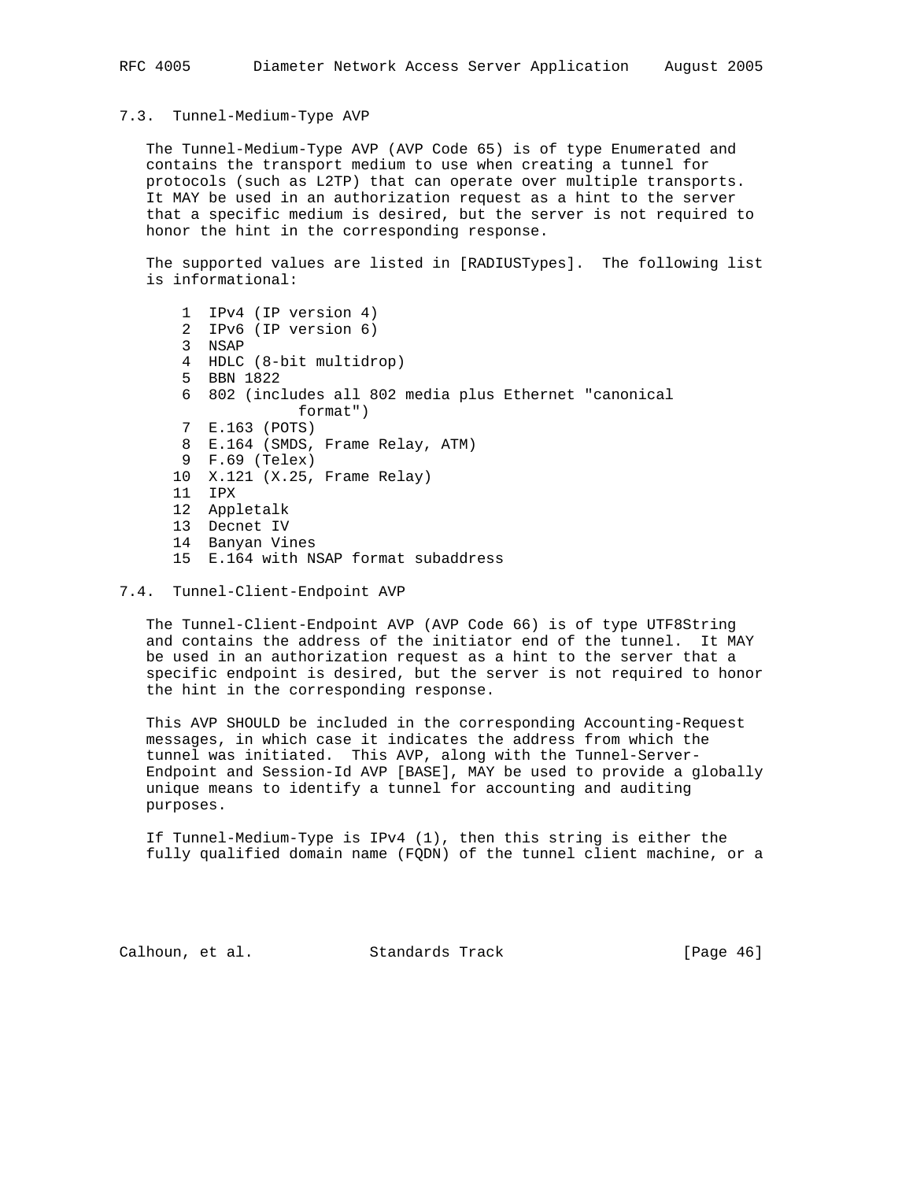### 7.3. Tunnel-Medium-Type AVP

The Tunnel-Medium-Type AVP (AVP Code 65) is of type Enumerated and contains the transport medium to use when creating a tunnel for protocols (such as L2TP) that can operate over multiple transports. It MAY be used in an authorization request as a hint to the server that a specific medium is desired, but the server is not required to honor the hint in the corresponding response.

The supported values are listed in [RADIUSTypes]. The following list is informational:

```
 1  IPv4 (IP version 4)
 2  IPv6 (IP version 6)
 3  NSAP
 4  HDLC (8-bit multidrop)
 5  BBN 1822
 6  802 (includes all 802 media plus Ethernet "canonical
              format")
 7  E.163 (POTS)
 8  E.164 (SMDS, Frame Relay, ATM)
 9  F.69 (Telex)
10  X.121 (X.25, Frame Relay)
11  IPX
12  Appletalk
13  Decnet IV
14  Banyan Vines
15  E.164 with NSAP format subaddress
```

### 7.4. Tunnel-Client-Endpoint AVP

The Tunnel-Client-Endpoint AVP (AVP Code 66) is of type UTF8String and contains the address of the initiator end of the tunnel. It MAY be used in an authorization request as a hint to the server that a specific endpoint is desired, but the server is not required to honor the hint in the corresponding response.

This AVP SHOULD be included in the corresponding Accounting-Request messages, in which case it indicates the address from which the tunnel was initiated. This AVP, along with the Tunnel-Server-Endpoint and Session-Id AVP [BASE], MAY be used to provide a globally unique means to identify a tunnel for accounting and auditing purposes.

If Tunnel-Medium-Type is IPv4 (1), then this string is either the fully qualified domain name (FQDN) of the tunnel client machine, or a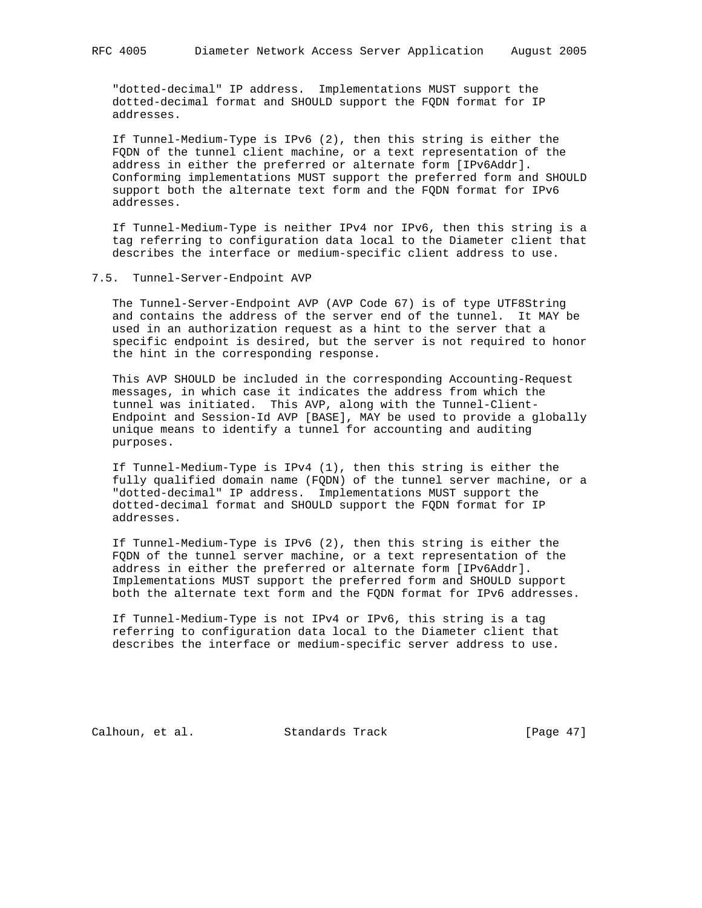"dotted-decimal" IP address. Implementations MUST support the dotted-decimal format and SHOULD support the FQDN format for IP addresses.

If Tunnel-Medium-Type is IPv6 (2), then this string is either the FQDN of the tunnel client machine, or a text representation of the address in either the preferred or alternate form [IPv6Addr]. Conforming implementations MUST support the preferred form and SHOULD support both the alternate text form and the FQDN format for IPv6 addresses.

If Tunnel-Medium-Type is neither IPv4 nor IPv6, then this string is a tag referring to configuration data local to the Diameter client that describes the interface or medium-specific client address to use.

### 7.5. Tunnel-Server-Endpoint AVP

The Tunnel-Server-Endpoint AVP (AVP Code 67) is of type UTF8String and contains the address of the server end of the tunnel. It MAY be used in an authorization request as a hint to the server that a specific endpoint is desired, but the server is not required to honor the hint in the corresponding response.

This AVP SHOULD be included in the corresponding Accounting-Request messages, in which case it indicates the address from which the tunnel was initiated. This AVP, along with the Tunnel-Client-Endpoint and Session-Id AVP [BASE], MAY be used to provide a globally unique means to identify a tunnel for accounting and auditing purposes.

If Tunnel-Medium-Type is IPv4 (1), then this string is either the fully qualified domain name (FQDN) of the tunnel server machine, or a "dotted-decimal" IP address. Implementations MUST support the dotted-decimal format and SHOULD support the FQDN format for IP addresses.

If Tunnel-Medium-Type is IPv6 (2), then this string is either the FQDN of the tunnel server machine, or a text representation of the address in either the preferred or alternate form [IPv6Addr]. Implementations MUST support the preferred form and SHOULD support both the alternate text form and the FQDN format for IPv6 addresses.

If Tunnel-Medium-Type is not IPv4 or IPv6, this string is a tag referring to configuration data local to the Diameter client that describes the interface or medium-specific server address to use.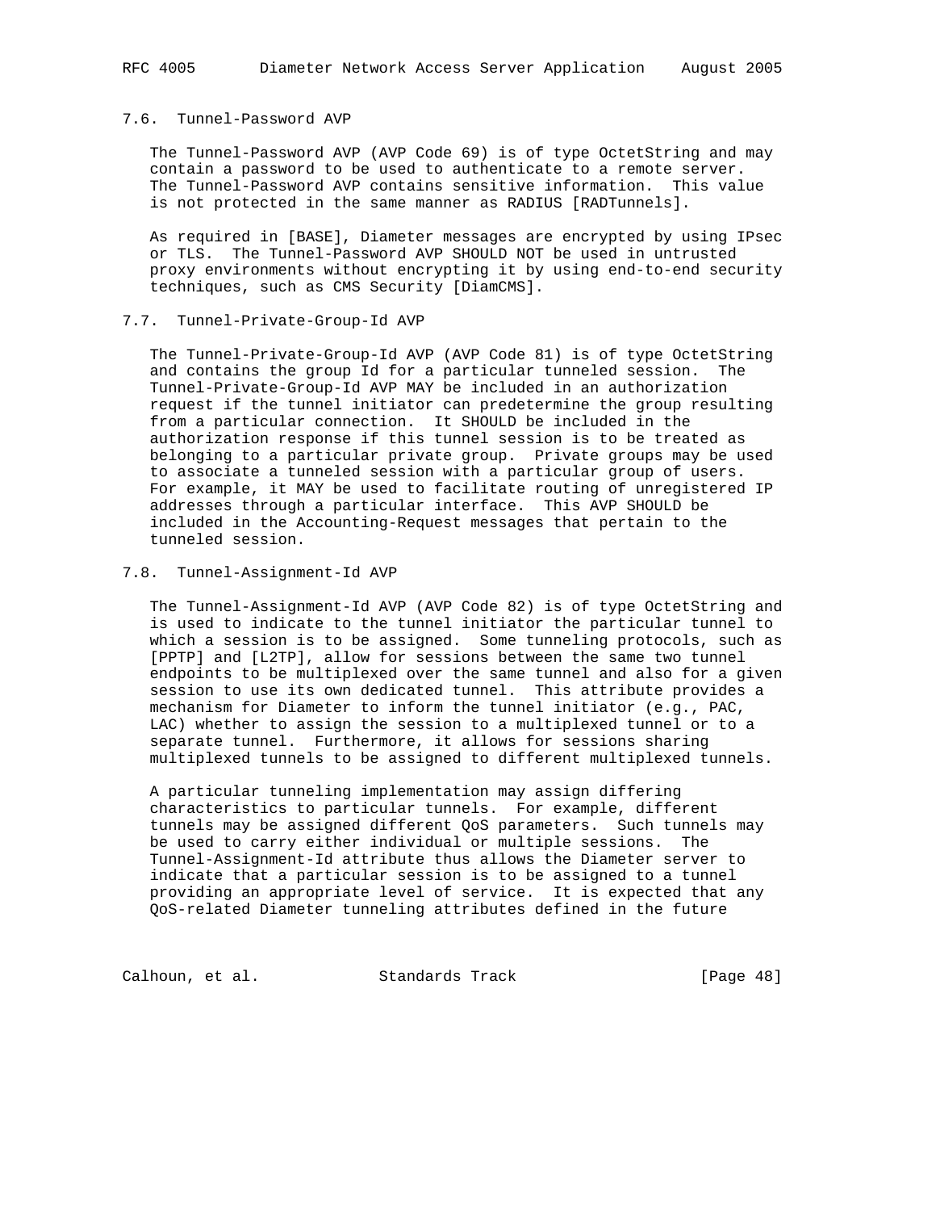### 7.6. Tunnel-Password AVP

The Tunnel-Password AVP (AVP Code 69) is of type OctetString and may contain a password to be used to authenticate to a remote server. The Tunnel-Password AVP contains sensitive information. This value is not protected in the same manner as RADIUS [RADTunnels].

As required in [BASE], Diameter messages are encrypted by using IPsec or TLS. The Tunnel-Password AVP SHOULD NOT be used in untrusted proxy environments without encrypting it by using end-to-end security techniques, such as CMS Security [DiamCMS].

### 7.7. Tunnel-Private-Group-Id AVP

The Tunnel-Private-Group-Id AVP (AVP Code 81) is of type OctetString and contains the group Id for a particular tunneled session. The Tunnel-Private-Group-Id AVP MAY be included in an authorization request if the tunnel initiator can predetermine the group resulting from a particular connection. It SHOULD be included in the authorization response if this tunnel session is to be treated as belonging to a particular private group. Private groups may be used to associate a tunneled session with a particular group of users. For example, it MAY be used to facilitate routing of unregistered IP addresses through a particular interface. This AVP SHOULD be included in the Accounting-Request messages that pertain to the tunneled session.

### 7.8. Tunnel-Assignment-Id AVP

The Tunnel-Assignment-Id AVP (AVP Code 82) is of type OctetString and is used to indicate to the tunnel initiator the particular tunnel to which a session is to be assigned. Some tunneling protocols, such as [PPTP] and [L2TP], allow for sessions between the same two tunnel endpoints to be multiplexed over the same tunnel and also for a given session to use its own dedicated tunnel. This attribute provides a mechanism for Diameter to inform the tunnel initiator (e.g., PAC, LAC) whether to assign the session to a multiplexed tunnel or to a separate tunnel. Furthermore, it allows for sessions sharing multiplexed tunnels to be assigned to different multiplexed tunnels.

A particular tunneling implementation may assign differing characteristics to particular tunnels. For example, different tunnels may be assigned different QoS parameters. Such tunnels may be used to carry either individual or multiple sessions. The Tunnel-Assignment-Id attribute thus allows the Diameter server to indicate that a particular session is to be assigned to a tunnel providing an appropriate level of service. It is expected that any QoS-related Diameter tunneling attributes defined in the future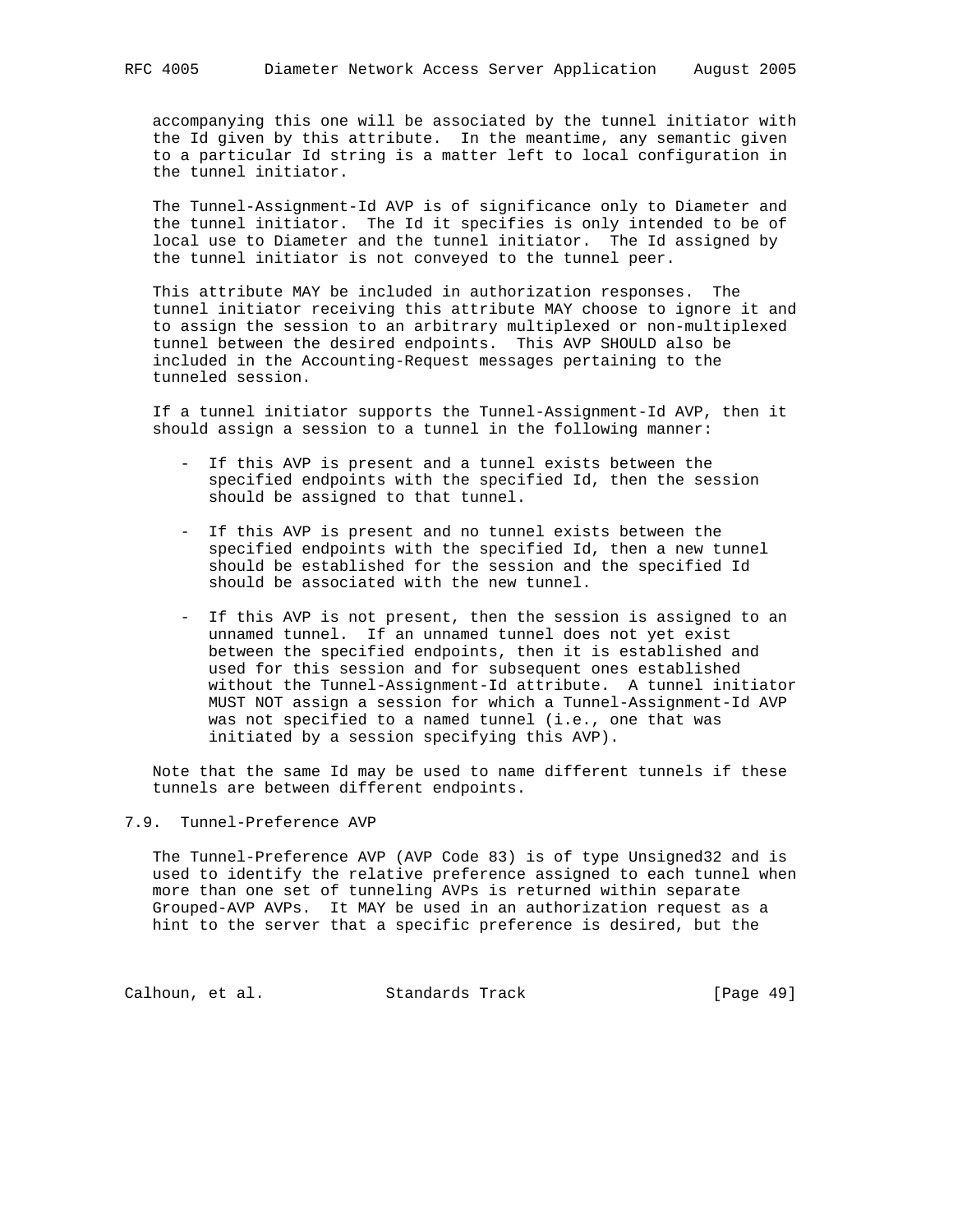accompanying this one will be associated by the tunnel initiator with the Id given by this attribute. In the meantime, any semantic given to a particular Id string is a matter left to local configuration in the tunnel initiator.

The Tunnel-Assignment-Id AVP is of significance only to Diameter and the tunnel initiator. The Id it specifies is only intended to be of local use to Diameter and the tunnel initiator. The Id assigned by the tunnel initiator is not conveyed to the tunnel peer.

This attribute MAY be included in authorization responses. The tunnel initiator receiving this attribute MAY choose to ignore it and to assign the session to an arbitrary multiplexed or non-multiplexed tunnel between the desired endpoints. This AVP SHOULD also be included in the Accounting-Request messages pertaining to the tunneled session.

If a tunnel initiator supports the Tunnel-Assignment-Id AVP, then it should assign a session to a tunnel in the following manner:

- If this AVP is present and a tunnel exists between the specified endpoints with the specified Id, then the session should be assigned to that tunnel.

- If this AVP is present and no tunnel exists between the specified endpoints with the specified Id, then a new tunnel should be established for the session and the specified Id should be associated with the new tunnel.

- If this AVP is not present, then the session is assigned to an unnamed tunnel. If an unnamed tunnel does not yet exist between the specified endpoints, then it is established and used for this session and for subsequent ones established without the Tunnel-Assignment-Id attribute. A tunnel initiator MUST NOT assign a session for which a Tunnel-Assignment-Id AVP was not specified to a named tunnel (i.e., one that was initiated by a session specifying this AVP).

Note that the same Id may be used to name different tunnels if these tunnels are between different endpoints.

## 7.9. Tunnel-Preference AVP

The Tunnel-Preference AVP (AVP Code 83) is of type Unsigned32 and is used to identify the relative preference assigned to each tunnel when more than one set of tunneling AVPs is returned within separate Grouped-AVP AVPs. It MAY be used in an authorization request as a hint to the server that a specific preference is desired, but the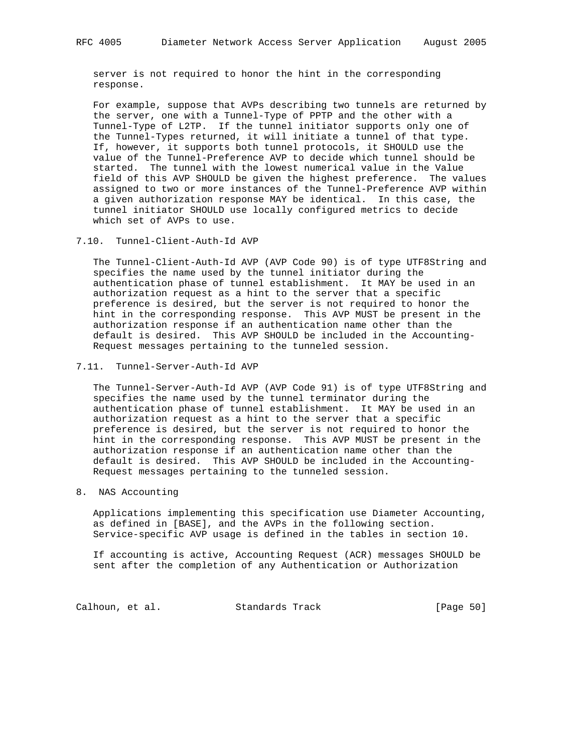server is not required to honor the hint in the corresponding response.

For example, suppose that AVPs describing two tunnels are returned by the server, one with a Tunnel-Type of PPTP and the other with a Tunnel-Type of L2TP. If the tunnel initiator supports only one of the Tunnel-Types returned, it will initiate a tunnel of that type. If, however, it supports both tunnel protocols, it SHOULD use the value of the Tunnel-Preference AVP to decide which tunnel should be started. The tunnel with the lowest numerical value in the Value field of this AVP SHOULD be given the highest preference. The values assigned to two or more instances of the Tunnel-Preference AVP within a given authorization response MAY be identical. In this case, the tunnel initiator SHOULD use locally configured metrics to decide which set of AVPs to use.

### 7.10. Tunnel-Client-Auth-Id AVP

The Tunnel-Client-Auth-Id AVP (AVP Code 90) is of type UTF8String and specifies the name used by the tunnel initiator during the authentication phase of tunnel establishment. It MAY be used in an authorization request as a hint to the server that a specific preference is desired, but the server is not required to honor the hint in the corresponding response. This AVP MUST be present in the authorization response if an authentication name other than the default is desired. This AVP SHOULD be included in the Accounting-Request messages pertaining to the tunneled session.

### 7.11. Tunnel-Server-Auth-Id AVP

The Tunnel-Server-Auth-Id AVP (AVP Code 91) is of type UTF8String and specifies the name used by the tunnel terminator during the authentication phase of tunnel establishment. It MAY be used in an authorization request as a hint to the server that a specific preference is desired, but the server is not required to honor the hint in the corresponding response. This AVP MUST be present in the authorization response if an authentication name other than the default is desired. This AVP SHOULD be included in the Accounting-Request messages pertaining to the tunneled session.

## 8. NAS Accounting

Applications implementing this specification use Diameter Accounting, as defined in [BASE], and the AVPs in the following section. Service-specific AVP usage is defined in the tables in section 10.

If accounting is active, Accounting Request (ACR) messages SHOULD be sent after the completion of any Authentication or Authorization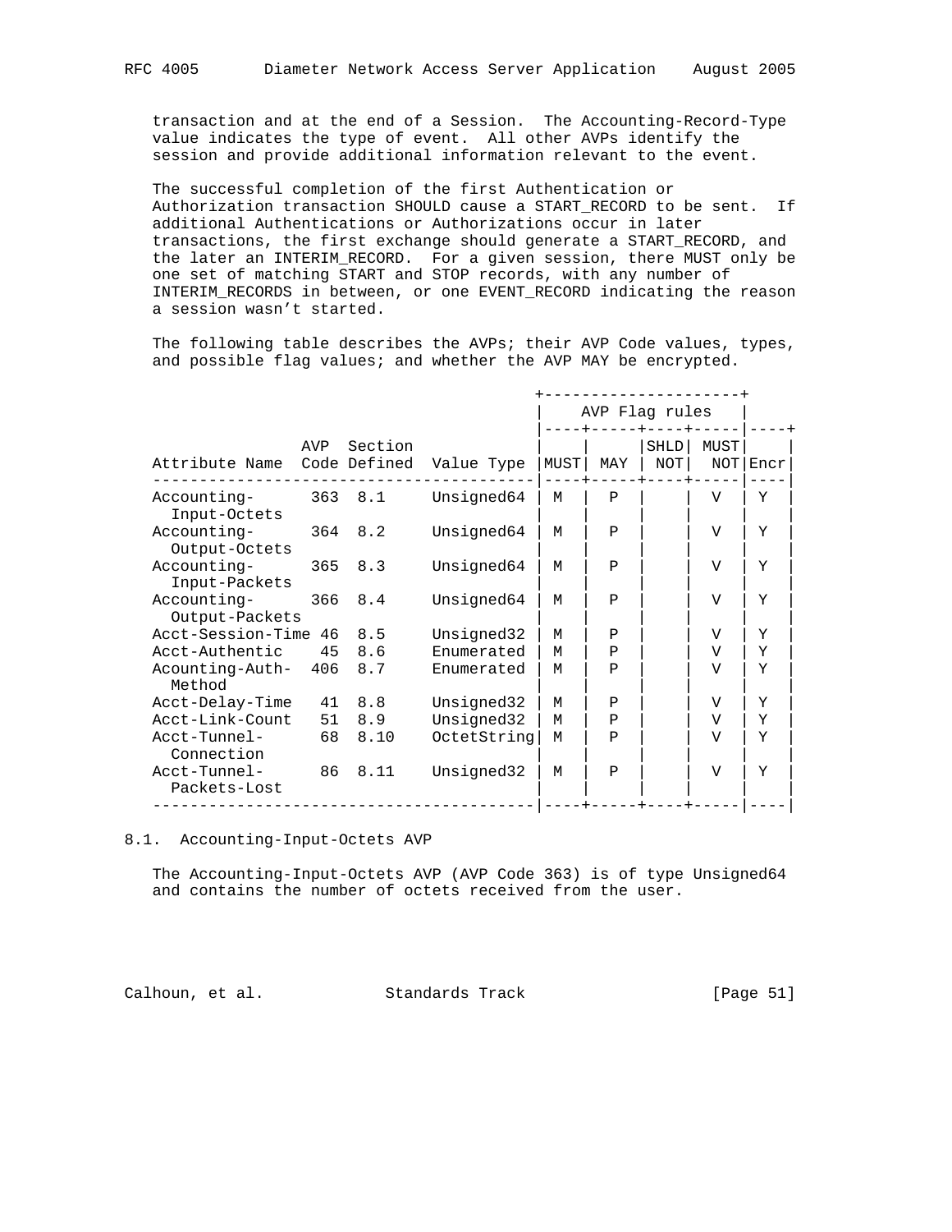transaction and at the end of a Session. The Accounting-Record-Type value indicates the type of event. All other AVPs identify the session and provide additional information relevant to the event.

The successful completion of the first Authentication or Authorization transaction SHOULD cause a START_RECORD to be sent. If additional Authentications or Authorizations occur in later transactions, the first exchange should generate a START_RECORD, and the later an INTERIM_RECORD. For a given session, there MUST only be one set of matching START and STOP records, with any number of INTERIM_RECORDS in between, or one EVENT_RECORD indicating the reason a session wasn't started.

The following table describes the AVPs; their AVP Code values, types, and possible flag values; and whether the AVP MAY be encrypted.

| Attribute Name | AVP Code | Section Defined | Value Type | AVP Flag rules MUST | MAY | SHLD NOT | MUST NOT | Encr |
|---|---|---|---|---|---|---|---|---|
| Accounting-Input-Octets | 363 | 8.1 | Unsigned64 | M | P | | V | Y |
| Accounting-Output-Octets | 364 | 8.2 | Unsigned64 | M | P | | V | Y |
| Accounting-Input-Packets | 365 | 8.3 | Unsigned64 | M | P | | V | Y |
| Accounting-Output-Packets | 366 | 8.4 | Unsigned64 | M | P | | V | Y |
| Acct-Session-Time | 46 | 8.5 | Unsigned32 | M | P | | V | Y |
| Acct-Authentic | 45 | 8.6 | Enumerated | M | P | | V | Y |
| Acounting-Auth-Method | 406 | 8.7 | Enumerated | M | P | | V | Y |
| Acct-Delay-Time | 41 | 8.8 | Unsigned32 | M | P | | V | Y |
| Acct-Link-Count | 51 | 8.9 | Unsigned32 | M | P | | V | Y |
| Acct-Tunnel-Connection | 68 | 8.10 | OctetString | M | P | | V | Y |
| Acct-Tunnel-Packets-Lost | 86 | 8.11 | Unsigned32 | M | P | | V | Y |

## 8.1. Accounting-Input-Octets AVP

The Accounting-Input-Octets AVP (AVP Code 363) is of type Unsigned64 and contains the number of octets received from the user.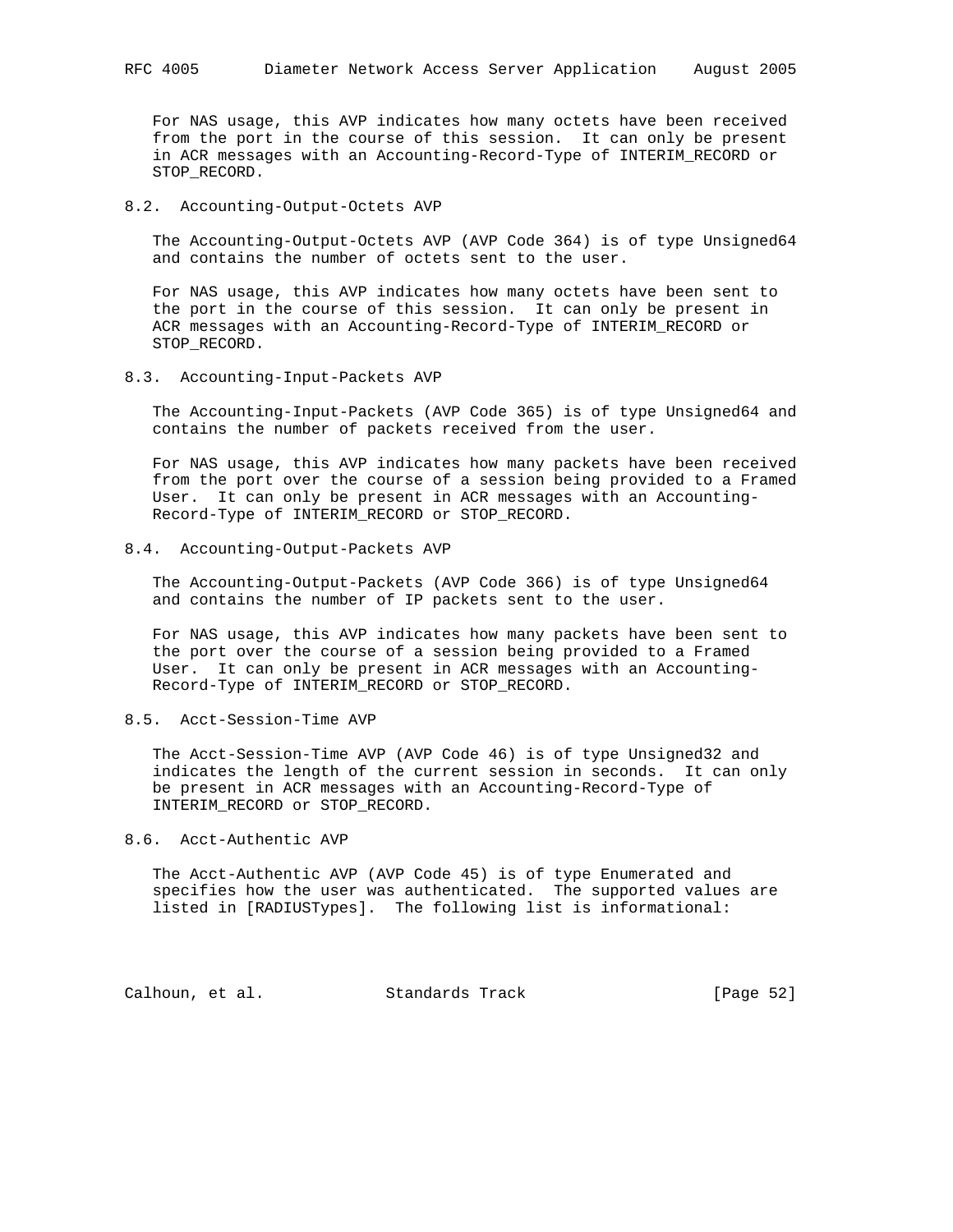For NAS usage, this AVP indicates how many octets have been received from the port in the course of this session. It can only be present in ACR messages with an Accounting-Record-Type of INTERIM_RECORD or STOP_RECORD.

### 8.2. Accounting-Output-Octets AVP

The Accounting-Output-Octets AVP (AVP Code 364) is of type Unsigned64 and contains the number of octets sent to the user.

For NAS usage, this AVP indicates how many octets have been sent to the port in the course of this session. It can only be present in ACR messages with an Accounting-Record-Type of INTERIM_RECORD or STOP_RECORD.

### 8.3. Accounting-Input-Packets AVP

The Accounting-Input-Packets (AVP Code 365) is of type Unsigned64 and contains the number of packets received from the user.

For NAS usage, this AVP indicates how many packets have been received from the port over the course of a session being provided to a Framed User. It can only be present in ACR messages with an Accounting-Record-Type of INTERIM_RECORD or STOP_RECORD.

### 8.4. Accounting-Output-Packets AVP

The Accounting-Output-Packets (AVP Code 366) is of type Unsigned64 and contains the number of IP packets sent to the user.

For NAS usage, this AVP indicates how many packets have been sent to the port over the course of a session being provided to a Framed User. It can only be present in ACR messages with an Accounting-Record-Type of INTERIM_RECORD or STOP_RECORD.

### 8.5. Acct-Session-Time AVP

The Acct-Session-Time AVP (AVP Code 46) is of type Unsigned32 and indicates the length of the current session in seconds. It can only be present in ACR messages with an Accounting-Record-Type of INTERIM_RECORD or STOP_RECORD.

### 8.6. Acct-Authentic AVP

The Acct-Authentic AVP (AVP Code 45) is of type Enumerated and specifies how the user was authenticated. The supported values are listed in [RADIUSTypes]. The following list is informational: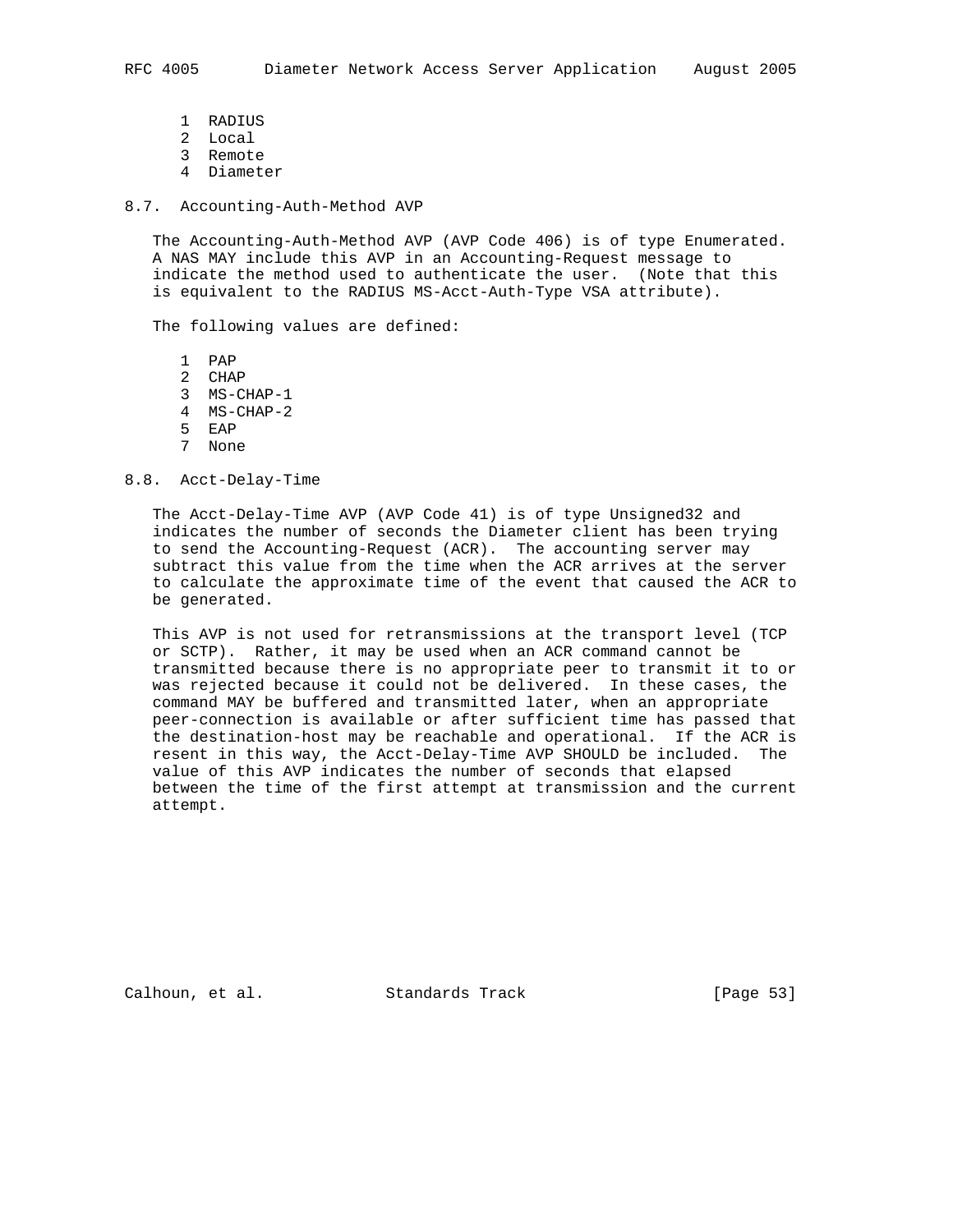1 RADIUS
2 Local
3 Remote
4 Diameter

## 8.7. Accounting-Auth-Method AVP

The Accounting-Auth-Method AVP (AVP Code 406) is of type Enumerated. A NAS MAY include this AVP in an Accounting-Request message to indicate the method used to authenticate the user. (Note that this is equivalent to the RADIUS MS-Acct-Auth-Type VSA attribute).

The following values are defined:

1 PAP
2 CHAP
3 MS-CHAP-1
4 MS-CHAP-2
5 EAP
7 None

## 8.8. Acct-Delay-Time

The Acct-Delay-Time AVP (AVP Code 41) is of type Unsigned32 and indicates the number of seconds the Diameter client has been trying to send the Accounting-Request (ACR). The accounting server may subtract this value from the time when the ACR arrives at the server to calculate the approximate time of the event that caused the ACR to be generated.

This AVP is not used for retransmissions at the transport level (TCP or SCTP). Rather, it may be used when an ACR command cannot be transmitted because there is no appropriate peer to transmit it to or was rejected because it could not be delivered. In these cases, the command MAY be buffered and transmitted later, when an appropriate peer-connection is available or after sufficient time has passed that the destination-host may be reachable and operational. If the ACR is resent in this way, the Acct-Delay-Time AVP SHOULD be included. The value of this AVP indicates the number of seconds that elapsed between the time of the first attempt at transmission and the current attempt.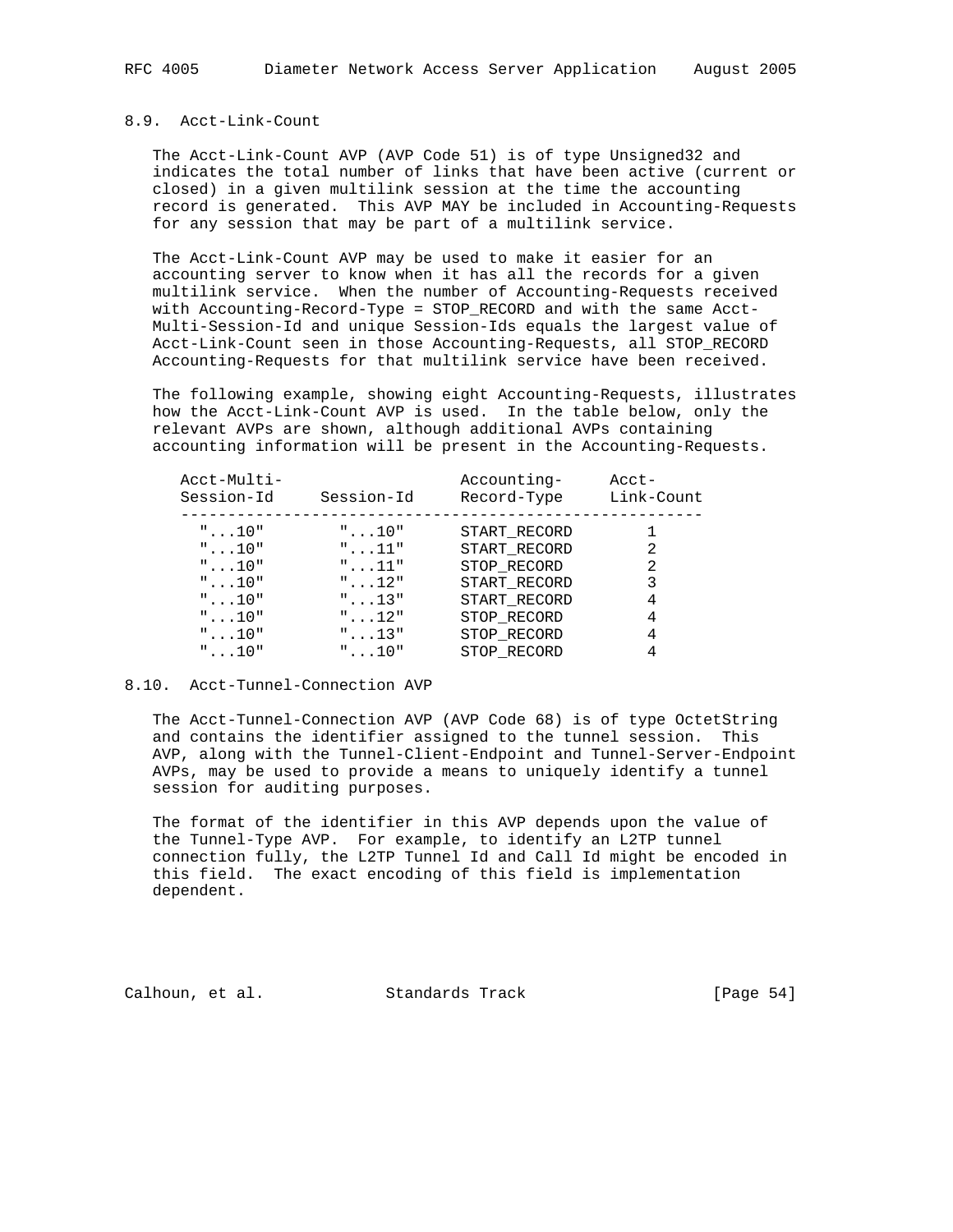## 8.9. Acct-Link-Count

The Acct-Link-Count AVP (AVP Code 51) is of type Unsigned32 and indicates the total number of links that have been active (current or closed) in a given multilink session at the time the accounting record is generated. This AVP MAY be included in Accounting-Requests for any session that may be part of a multilink service.

The Acct-Link-Count AVP may be used to make it easier for an accounting server to know when it has all the records for a given multilink service. When the number of Accounting-Requests received with Accounting-Record-Type = STOP_RECORD and with the same Acct-Multi-Session-Id and unique Session-Ids equals the largest value of Acct-Link-Count seen in those Accounting-Requests, all STOP_RECORD Accounting-Requests for that multilink service have been received.

The following example, showing eight Accounting-Requests, illustrates how the Acct-Link-Count AVP is used. In the table below, only the relevant AVPs are shown, although additional AVPs containing accounting information will be present in the Accounting-Requests.

| Acct-Multi-Session-Id | Session-Id | Accounting-Record-Type | Acct-Link-Count |
|---|---|---|---|
| "...10" | "...10" | START_RECORD | 1 |
| "...10" | "...11" | START_RECORD | 2 |
| "...10" | "...11" | STOP_RECORD | 2 |
| "...10" | "...12" | START_RECORD | 3 |
| "...10" | "...13" | START_RECORD | 4 |
| "...10" | "...12" | STOP_RECORD | 4 |
| "...10" | "...13" | STOP_RECORD | 4 |
| "...10" | "...10" | STOP_RECORD | 4 |

## 8.10. Acct-Tunnel-Connection AVP

The Acct-Tunnel-Connection AVP (AVP Code 68) is of type OctetString and contains the identifier assigned to the tunnel session. This AVP, along with the Tunnel-Client-Endpoint and Tunnel-Server-Endpoint AVPs, may be used to provide a means to uniquely identify a tunnel session for auditing purposes.

The format of the identifier in this AVP depends upon the value of the Tunnel-Type AVP. For example, to identify an L2TP tunnel connection fully, the L2TP Tunnel Id and Call Id might be encoded in this field. The exact encoding of this field is implementation dependent.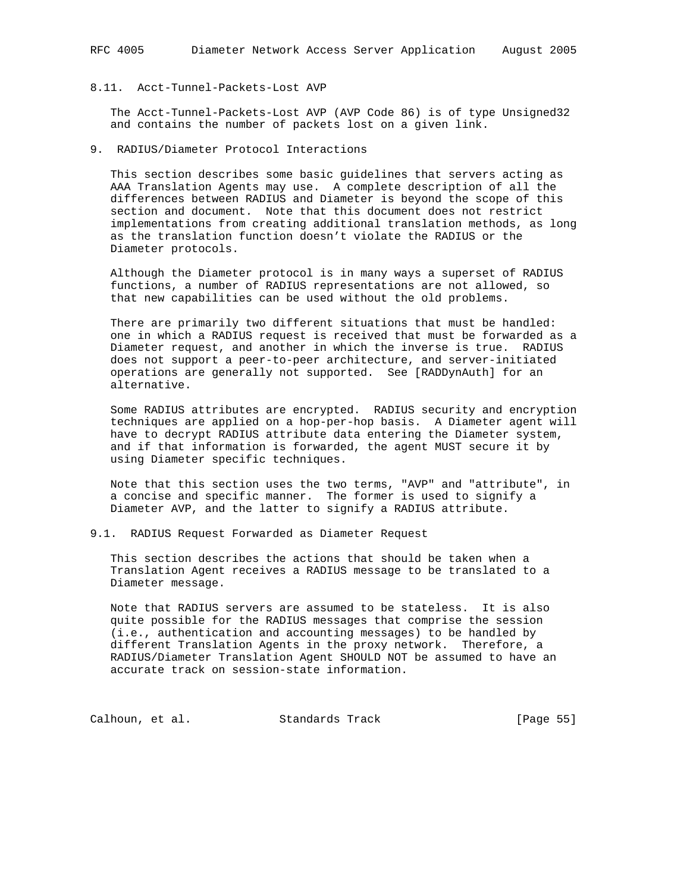### 8.11. Acct-Tunnel-Packets-Lost AVP

The Acct-Tunnel-Packets-Lost AVP (AVP Code 86) is of type Unsigned32 and contains the number of packets lost on a given link.

## 9. RADIUS/Diameter Protocol Interactions

This section describes some basic guidelines that servers acting as AAA Translation Agents may use. A complete description of all the differences between RADIUS and Diameter is beyond the scope of this section and document. Note that this document does not restrict implementations from creating additional translation methods, as long as the translation function doesn't violate the RADIUS or the Diameter protocols.

Although the Diameter protocol is in many ways a superset of RADIUS functions, a number of RADIUS representations are not allowed, so that new capabilities can be used without the old problems.

There are primarily two different situations that must be handled: one in which a RADIUS request is received that must be forwarded as a Diameter request, and another in which the inverse is true. RADIUS does not support a peer-to-peer architecture, and server-initiated operations are generally not supported. See [RADDynAuth] for an alternative.

Some RADIUS attributes are encrypted. RADIUS security and encryption techniques are applied on a hop-per-hop basis. A Diameter agent will have to decrypt RADIUS attribute data entering the Diameter system, and if that information is forwarded, the agent MUST secure it by using Diameter specific techniques.

Note that this section uses the two terms, "AVP" and "attribute", in a concise and specific manner. The former is used to signify a Diameter AVP, and the latter to signify a RADIUS attribute.

### 9.1. RADIUS Request Forwarded as Diameter Request

This section describes the actions that should be taken when a Translation Agent receives a RADIUS message to be translated to a Diameter message.

Note that RADIUS servers are assumed to be stateless. It is also quite possible for the RADIUS messages that comprise the session (i.e., authentication and accounting messages) to be handled by different Translation Agents in the proxy network. Therefore, a RADIUS/Diameter Translation Agent SHOULD NOT be assumed to have an accurate track on session-state information.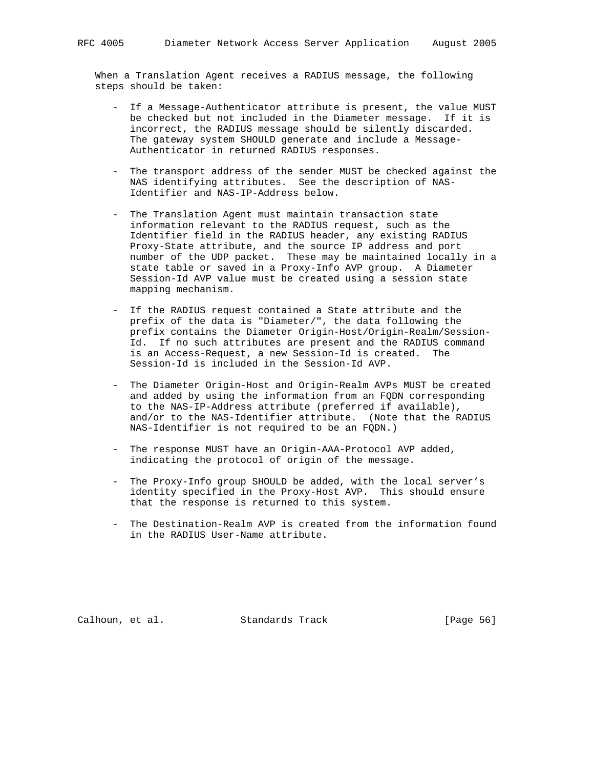When a Translation Agent receives a RADIUS message, the following steps should be taken:

- If a Message-Authenticator attribute is present, the value MUST be checked but not included in the Diameter message. If it is incorrect, the RADIUS message should be silently discarded. The gateway system SHOULD generate and include a Message-Authenticator in returned RADIUS responses.

- The transport address of the sender MUST be checked against the NAS identifying attributes. See the description of NAS-Identifier and NAS-IP-Address below.

- The Translation Agent must maintain transaction state information relevant to the RADIUS request, such as the Identifier field in the RADIUS header, any existing RADIUS Proxy-State attribute, and the source IP address and port number of the UDP packet. These may be maintained locally in a state table or saved in a Proxy-Info AVP group. A Diameter Session-Id AVP value must be created using a session state mapping mechanism.

- If the RADIUS request contained a State attribute and the prefix of the data is "Diameter/", the data following the prefix contains the Diameter Origin-Host/Origin-Realm/Session-Id. If no such attributes are present and the RADIUS command is an Access-Request, a new Session-Id is created. The Session-Id is included in the Session-Id AVP.

- The Diameter Origin-Host and Origin-Realm AVPs MUST be created and added by using the information from an FQDN corresponding to the NAS-IP-Address attribute (preferred if available), and/or to the NAS-Identifier attribute. (Note that the RADIUS NAS-Identifier is not required to be an FQDN.)

- The response MUST have an Origin-AAA-Protocol AVP added, indicating the protocol of origin of the message.

- The Proxy-Info group SHOULD be added, with the local server's identity specified in the Proxy-Host AVP. This should ensure that the response is returned to this system.

- The Destination-Realm AVP is created from the information found in the RADIUS User-Name attribute.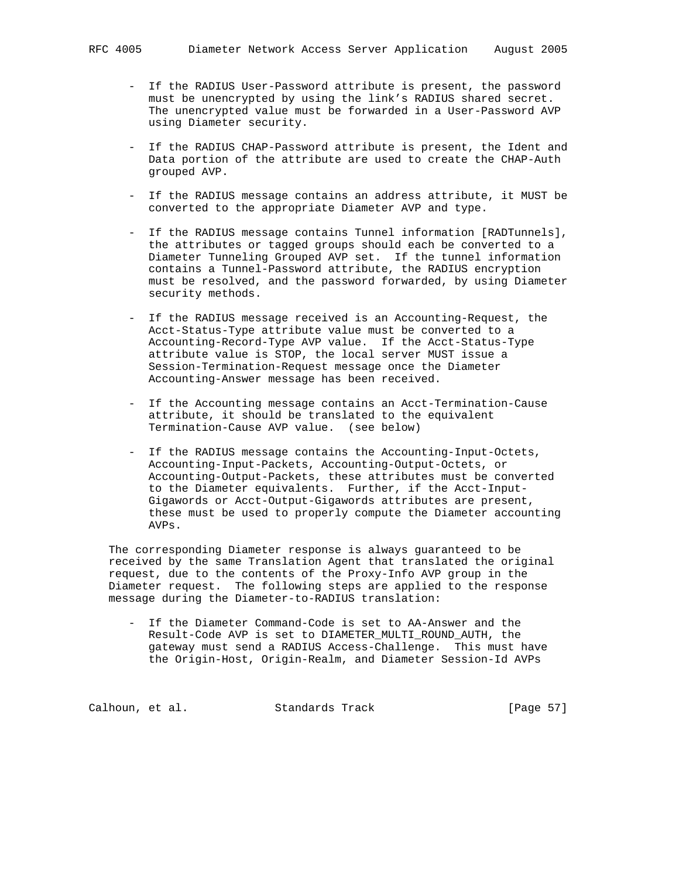- If the RADIUS User-Password attribute is present, the password must be unencrypted by using the link's RADIUS shared secret. The unencrypted value must be forwarded in a User-Password AVP using Diameter security.

- If the RADIUS CHAP-Password attribute is present, the Ident and Data portion of the attribute are used to create the CHAP-Auth grouped AVP.

- If the RADIUS message contains an address attribute, it MUST be converted to the appropriate Diameter AVP and type.

- If the RADIUS message contains Tunnel information [RADTunnels], the attributes or tagged groups should each be converted to a Diameter Tunneling Grouped AVP set. If the tunnel information contains a Tunnel-Password attribute, the RADIUS encryption must be resolved, and the password forwarded, by using Diameter security methods.

- If the RADIUS message received is an Accounting-Request, the Acct-Status-Type attribute value must be converted to a Accounting-Record-Type AVP value. If the Acct-Status-Type attribute value is STOP, the local server MUST issue a Session-Termination-Request message once the Diameter Accounting-Answer message has been received.

- If the Accounting message contains an Acct-Termination-Cause attribute, it should be translated to the equivalent Termination-Cause AVP value. (see below)

- If the RADIUS message contains the Accounting-Input-Octets, Accounting-Input-Packets, Accounting-Output-Octets, or Accounting-Output-Packets, these attributes must be converted to the Diameter equivalents. Further, if the Acct-Input-Gigawords or Acct-Output-Gigawords attributes are present, these must be used to properly compute the Diameter accounting AVPs.

The corresponding Diameter response is always guaranteed to be received by the same Translation Agent that translated the original request, due to the contents of the Proxy-Info AVP group in the Diameter request. The following steps are applied to the response message during the Diameter-to-RADIUS translation:

- If the Diameter Command-Code is set to AA-Answer and the Result-Code AVP is set to DIAMETER_MULTI_ROUND_AUTH, the gateway must send a RADIUS Access-Challenge. This must have the Origin-Host, Origin-Realm, and Diameter Session-Id AVPs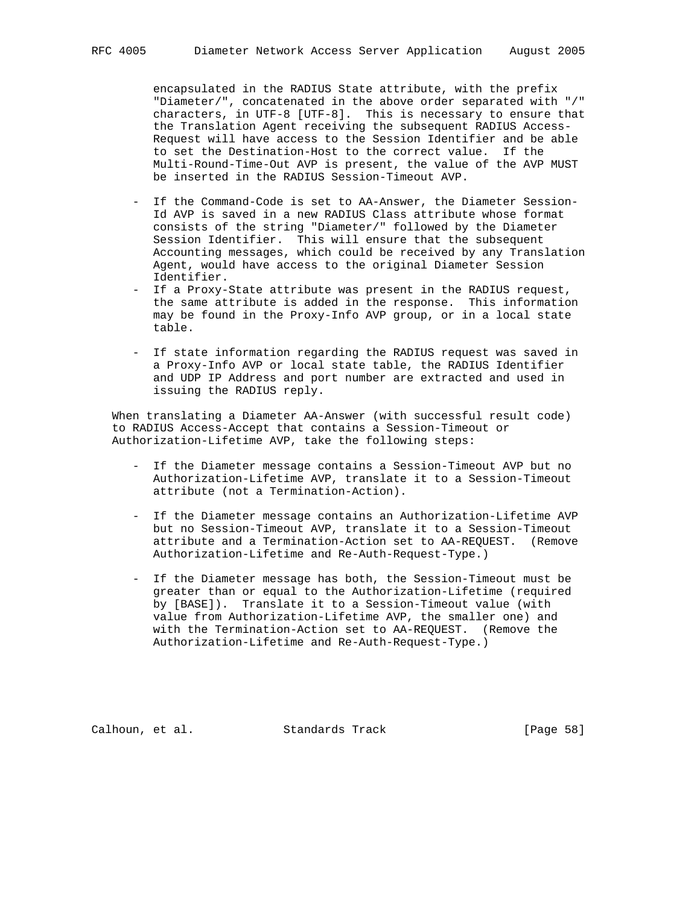encapsulated in the RADIUS State attribute, with the prefix "Diameter/", concatenated in the above order separated with "/" characters, in UTF-8 [UTF-8]. This is necessary to ensure that the Translation Agent receiving the subsequent RADIUS Access-Request will have access to the Session Identifier and be able to set the Destination-Host to the correct value. If the Multi-Round-Time-Out AVP is present, the value of the AVP MUST be inserted in the RADIUS Session-Timeout AVP.

- If the Command-Code is set to AA-Answer, the Diameter Session-Id AVP is saved in a new RADIUS Class attribute whose format consists of the string "Diameter/" followed by the Diameter Session Identifier. This will ensure that the subsequent Accounting messages, which could be received by any Translation Agent, would have access to the original Diameter Session Identifier.
- If a Proxy-State attribute was present in the RADIUS request, the same attribute is added in the response. This information may be found in the Proxy-Info AVP group, or in a local state table.

- If state information regarding the RADIUS request was saved in a Proxy-Info AVP or local state table, the RADIUS Identifier and UDP IP Address and port number are extracted and used in issuing the RADIUS reply.

When translating a Diameter AA-Answer (with successful result code) to RADIUS Access-Accept that contains a Session-Timeout or Authorization-Lifetime AVP, take the following steps:

- If the Diameter message contains a Session-Timeout AVP but no Authorization-Lifetime AVP, translate it to a Session-Timeout attribute (not a Termination-Action).

- If the Diameter message contains an Authorization-Lifetime AVP but no Session-Timeout AVP, translate it to a Session-Timeout attribute and a Termination-Action set to AA-REQUEST. (Remove Authorization-Lifetime and Re-Auth-Request-Type.)

- If the Diameter message has both, the Session-Timeout must be greater than or equal to the Authorization-Lifetime (required by [BASE]). Translate it to a Session-Timeout value (with value from Authorization-Lifetime AVP, the smaller one) and with the Termination-Action set to AA-REQUEST. (Remove the Authorization-Lifetime and Re-Auth-Request-Type.)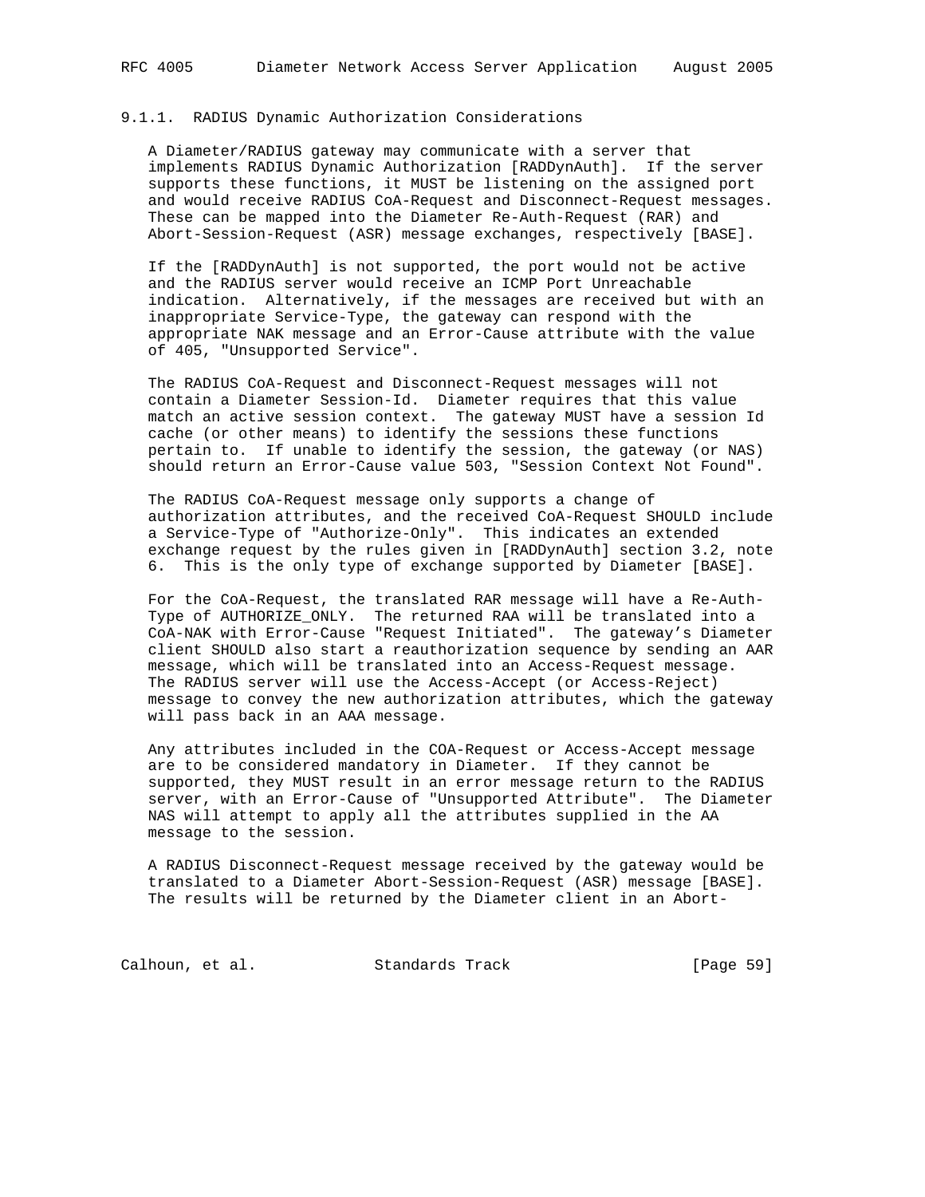### 9.1.1. RADIUS Dynamic Authorization Considerations

A Diameter/RADIUS gateway may communicate with a server that implements RADIUS Dynamic Authorization [RADDynAuth]. If the server supports these functions, it MUST be listening on the assigned port and would receive RADIUS CoA-Request and Disconnect-Request messages. These can be mapped into the Diameter Re-Auth-Request (RAR) and Abort-Session-Request (ASR) message exchanges, respectively [BASE].

If the [RADDynAuth] is not supported, the port would not be active and the RADIUS server would receive an ICMP Port Unreachable indication. Alternatively, if the messages are received but with an inappropriate Service-Type, the gateway can respond with the appropriate NAK message and an Error-Cause attribute with the value of 405, "Unsupported Service".

The RADIUS CoA-Request and Disconnect-Request messages will not contain a Diameter Session-Id. Diameter requires that this value match an active session context. The gateway MUST have a session Id cache (or other means) to identify the sessions these functions pertain to. If unable to identify the session, the gateway (or NAS) should return an Error-Cause value 503, "Session Context Not Found".

The RADIUS CoA-Request message only supports a change of authorization attributes, and the received CoA-Request SHOULD include a Service-Type of "Authorize-Only". This indicates an extended exchange request by the rules given in [RADDynAuth] section 3.2, note 6. This is the only type of exchange supported by Diameter [BASE].

For the CoA-Request, the translated RAR message will have a Re-Auth-Type of AUTHORIZE_ONLY. The returned RAA will be translated into a CoA-NAK with Error-Cause "Request Initiated". The gateway's Diameter client SHOULD also start a reauthorization sequence by sending an AAR message, which will be translated into an Access-Request message. The RADIUS server will use the Access-Accept (or Access-Reject) message to convey the new authorization attributes, which the gateway will pass back in an AAA message.

Any attributes included in the COA-Request or Access-Accept message are to be considered mandatory in Diameter. If they cannot be supported, they MUST result in an error message return to the RADIUS server, with an Error-Cause of "Unsupported Attribute". The Diameter NAS will attempt to apply all the attributes supplied in the AA message to the session.

A RADIUS Disconnect-Request message received by the gateway would be translated to a Diameter Abort-Session-Request (ASR) message [BASE]. The results will be returned by the Diameter client in an Abort-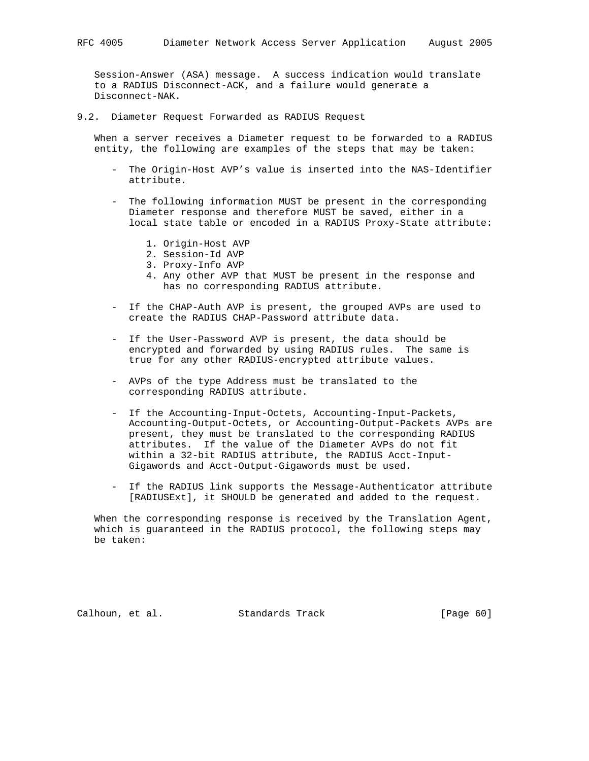Session-Answer (ASA) message. A success indication would translate to a RADIUS Disconnect-ACK, and a failure would generate a Disconnect-NAK.

## 9.2. Diameter Request Forwarded as RADIUS Request

When a server receives a Diameter request to be forwarded to a RADIUS entity, the following are examples of the steps that may be taken:

- The Origin-Host AVP's value is inserted into the NAS-Identifier attribute.

- The following information MUST be present in the corresponding Diameter response and therefore MUST be saved, either in a local state table or encoded in a RADIUS Proxy-State attribute:

  1. Origin-Host AVP
  2. Session-Id AVP
  3. Proxy-Info AVP
  4. Any other AVP that MUST be present in the response and has no corresponding RADIUS attribute.

- If the CHAP-Auth AVP is present, the grouped AVPs are used to create the RADIUS CHAP-Password attribute data.

- If the User-Password AVP is present, the data should be encrypted and forwarded by using RADIUS rules. The same is true for any other RADIUS-encrypted attribute values.

- AVPs of the type Address must be translated to the corresponding RADIUS attribute.

- If the Accounting-Input-Octets, Accounting-Input-Packets, Accounting-Output-Octets, or Accounting-Output-Packets AVPs are present, they must be translated to the corresponding RADIUS attributes. If the value of the Diameter AVPs do not fit within a 32-bit RADIUS attribute, the RADIUS Acct-Input-Gigawords and Acct-Output-Gigawords must be used.

- If the RADIUS link supports the Message-Authenticator attribute [RADIUSExt], it SHOULD be generated and added to the request.

When the corresponding response is received by the Translation Agent, which is guaranteed in the RADIUS protocol, the following steps may be taken: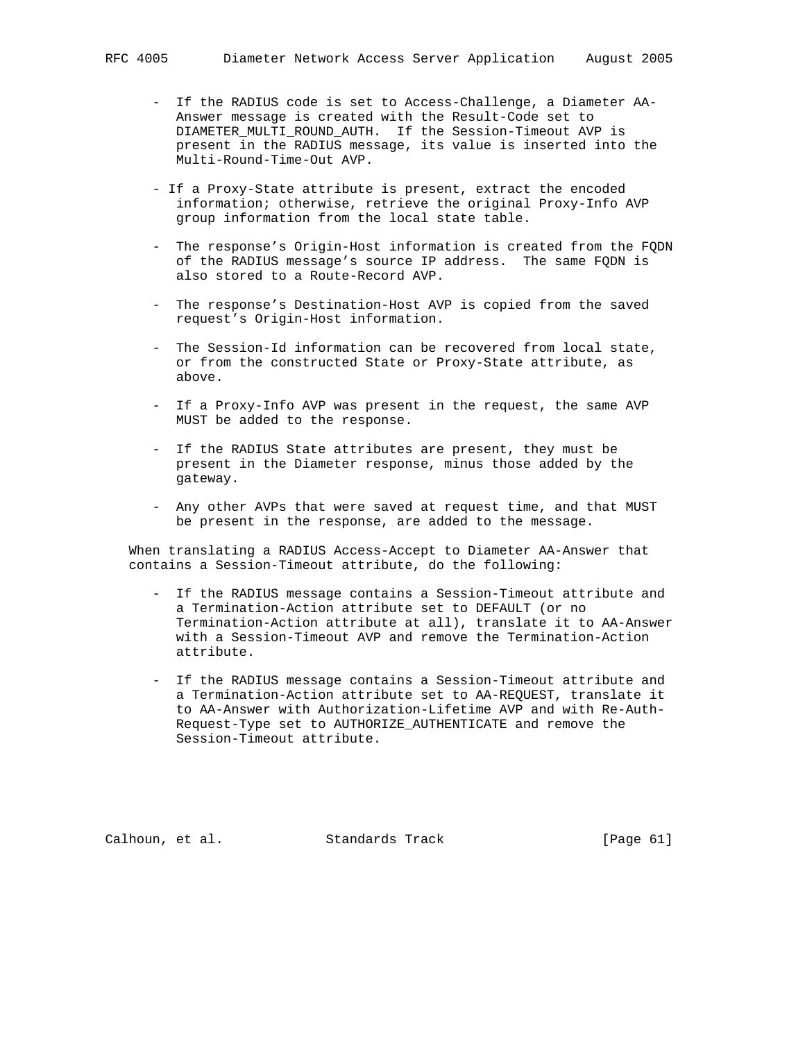- If the RADIUS code is set to Access-Challenge, a Diameter AA-Answer message is created with the Result-Code set to DIAMETER_MULTI_ROUND_AUTH. If the Session-Timeout AVP is present in the RADIUS message, its value is inserted into the Multi-Round-Time-Out AVP.

- If a Proxy-State attribute is present, extract the encoded information; otherwise, retrieve the original Proxy-Info AVP group information from the local state table.

- The response's Origin-Host information is created from the FQDN of the RADIUS message's source IP address. The same FQDN is also stored to a Route-Record AVP.

- The response's Destination-Host AVP is copied from the saved request's Origin-Host information.

- The Session-Id information can be recovered from local state, or from the constructed State or Proxy-State attribute, as above.

- If a Proxy-Info AVP was present in the request, the same AVP MUST be added to the response.

- If the RADIUS State attributes are present, they must be present in the Diameter response, minus those added by the gateway.

- Any other AVPs that were saved at request time, and that MUST be present in the response, are added to the message.

When translating a RADIUS Access-Accept to Diameter AA-Answer that contains a Session-Timeout attribute, do the following:

- If the RADIUS message contains a Session-Timeout attribute and a Termination-Action attribute set to DEFAULT (or no Termination-Action attribute at all), translate it to AA-Answer with a Session-Timeout AVP and remove the Termination-Action attribute.

- If the RADIUS message contains a Session-Timeout attribute and a Termination-Action attribute set to AA-REQUEST, translate it to AA-Answer with Authorization-Lifetime AVP and with Re-Auth-Request-Type set to AUTHORIZE_AUTHENTICATE and remove the Session-Timeout attribute.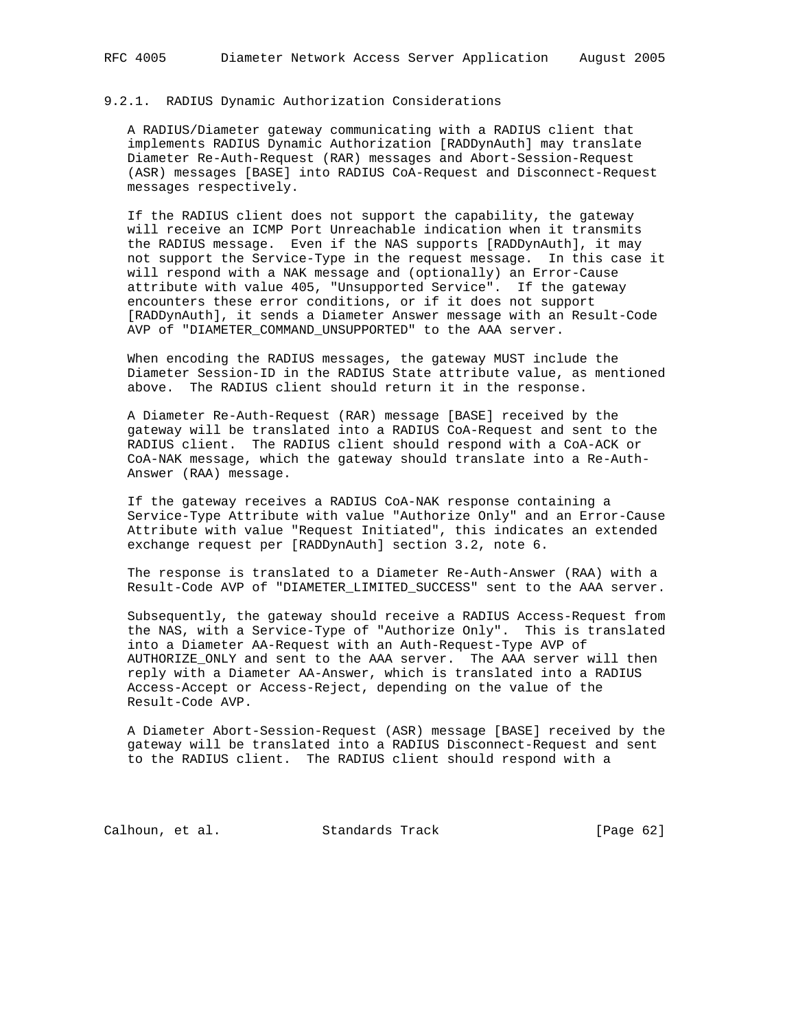### 9.2.1. RADIUS Dynamic Authorization Considerations

A RADIUS/Diameter gateway communicating with a RADIUS client that implements RADIUS Dynamic Authorization [RADDynAuth] may translate Diameter Re-Auth-Request (RAR) messages and Abort-Session-Request (ASR) messages [BASE] into RADIUS CoA-Request and Disconnect-Request messages respectively.

If the RADIUS client does not support the capability, the gateway will receive an ICMP Port Unreachable indication when it transmits the RADIUS message. Even if the NAS supports [RADDynAuth], it may not support the Service-Type in the request message. In this case it will respond with a NAK message and (optionally) an Error-Cause attribute with value 405, "Unsupported Service". If the gateway encounters these error conditions, or if it does not support [RADDynAuth], it sends a Diameter Answer message with an Result-Code AVP of "DIAMETER_COMMAND_UNSUPPORTED" to the AAA server.

When encoding the RADIUS messages, the gateway MUST include the Diameter Session-ID in the RADIUS State attribute value, as mentioned above. The RADIUS client should return it in the response.

A Diameter Re-Auth-Request (RAR) message [BASE] received by the gateway will be translated into a RADIUS CoA-Request and sent to the RADIUS client. The RADIUS client should respond with a CoA-ACK or CoA-NAK message, which the gateway should translate into a Re-Auth-Answer (RAA) message.

If the gateway receives a RADIUS CoA-NAK response containing a Service-Type Attribute with value "Authorize Only" and an Error-Cause Attribute with value "Request Initiated", this indicates an extended exchange request per [RADDynAuth] section 3.2, note 6.

The response is translated to a Diameter Re-Auth-Answer (RAA) with a Result-Code AVP of "DIAMETER_LIMITED_SUCCESS" sent to the AAA server.

Subsequently, the gateway should receive a RADIUS Access-Request from the NAS, with a Service-Type of "Authorize Only". This is translated into a Diameter AA-Request with an Auth-Request-Type AVP of AUTHORIZE_ONLY and sent to the AAA server. The AAA server will then reply with a Diameter AA-Answer, which is translated into a RADIUS Access-Accept or Access-Reject, depending on the value of the Result-Code AVP.

A Diameter Abort-Session-Request (ASR) message [BASE] received by the gateway will be translated into a RADIUS Disconnect-Request and sent to the RADIUS client. The RADIUS client should respond with a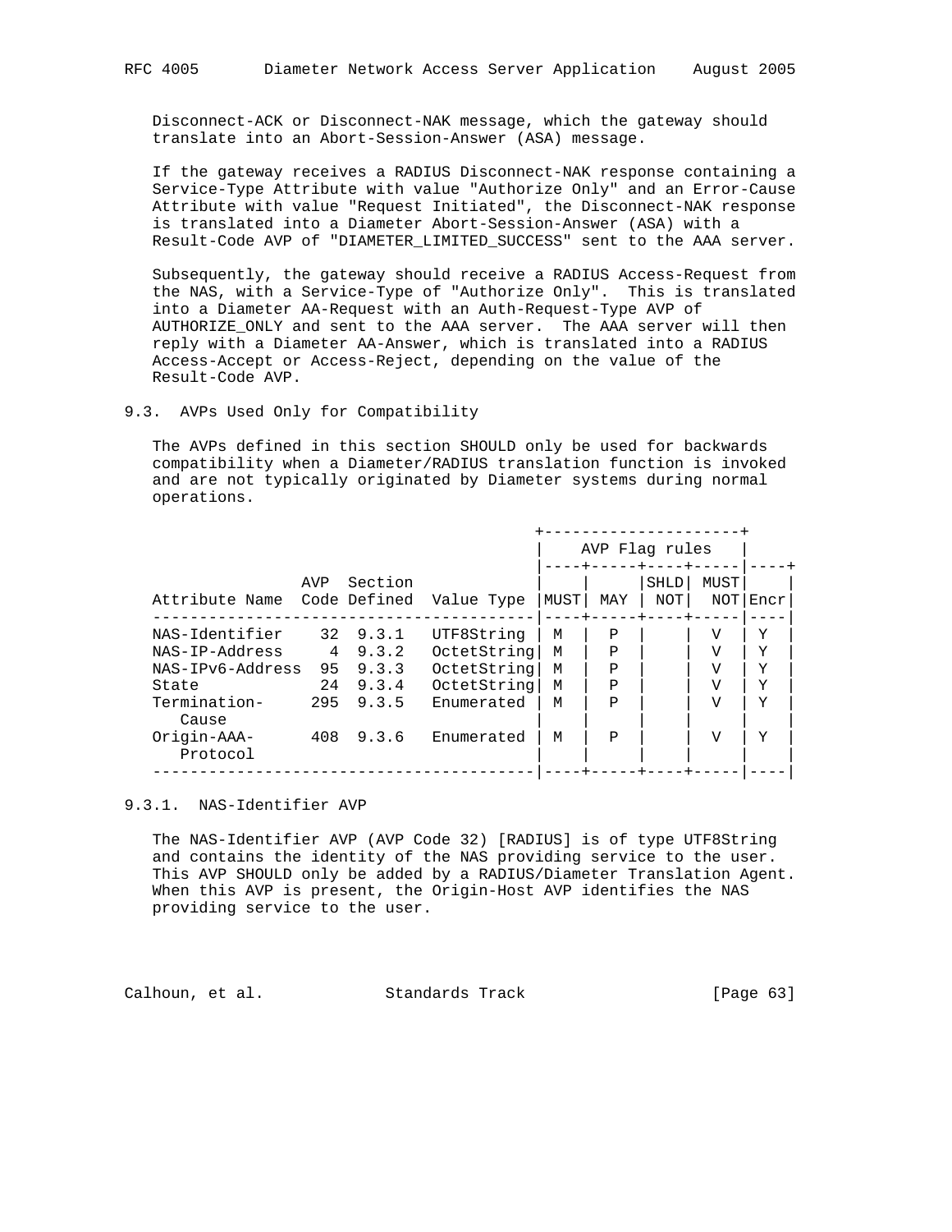Disconnect-ACK or Disconnect-NAK message, which the gateway should translate into an Abort-Session-Answer (ASA) message.

If the gateway receives a RADIUS Disconnect-NAK response containing a Service-Type Attribute with value "Authorize Only" and an Error-Cause Attribute with value "Request Initiated", the Disconnect-NAK response is translated into a Diameter Abort-Session-Answer (ASA) with a Result-Code AVP of "DIAMETER_LIMITED_SUCCESS" sent to the AAA server.

Subsequently, the gateway should receive a RADIUS Access-Request from the NAS, with a Service-Type of "Authorize Only". This is translated into a Diameter AA-Request with an Auth-Request-Type AVP of AUTHORIZE_ONLY and sent to the AAA server. The AAA server will then reply with a Diameter AA-Answer, which is translated into a RADIUS Access-Accept or Access-Reject, depending on the value of the Result-Code AVP.

## 9.3. AVPs Used Only for Compatibility

The AVPs defined in this section SHOULD only be used for backwards compatibility when a Diameter/RADIUS translation function is invoked and are not typically originated by Diameter systems during normal operations.

| Attribute Name | AVP Code | Section Defined | Value Type | AVP Flag rules: MUST | MAY | SHLD NOT | MUST NOT | Encr |
|---|---|---|---|---|---|---|---|---|
| NAS-Identifier | 32 | 9.3.1 | UTF8String | M | P | | V | Y |
| NAS-IP-Address | 4 | 9.3.2 | OctetString | M | P | | V | Y |
| NAS-IPv6-Address | 95 | 9.3.3 | OctetString | M | P | | V | Y |
| State | 24 | 9.3.4 | OctetString | M | P | | V | Y |
| Termination-Cause | 295 | 9.3.5 | Enumerated | M | P | | V | Y |
| Origin-AAA-Protocol | 408 | 9.3.6 | Enumerated | M | P | | V | Y |

### 9.3.1. NAS-Identifier AVP

The NAS-Identifier AVP (AVP Code 32) [RADIUS] is of type UTF8String and contains the identity of the NAS providing service to the user. This AVP SHOULD only be added by a RADIUS/Diameter Translation Agent. When this AVP is present, the Origin-Host AVP identifies the NAS providing service to the user.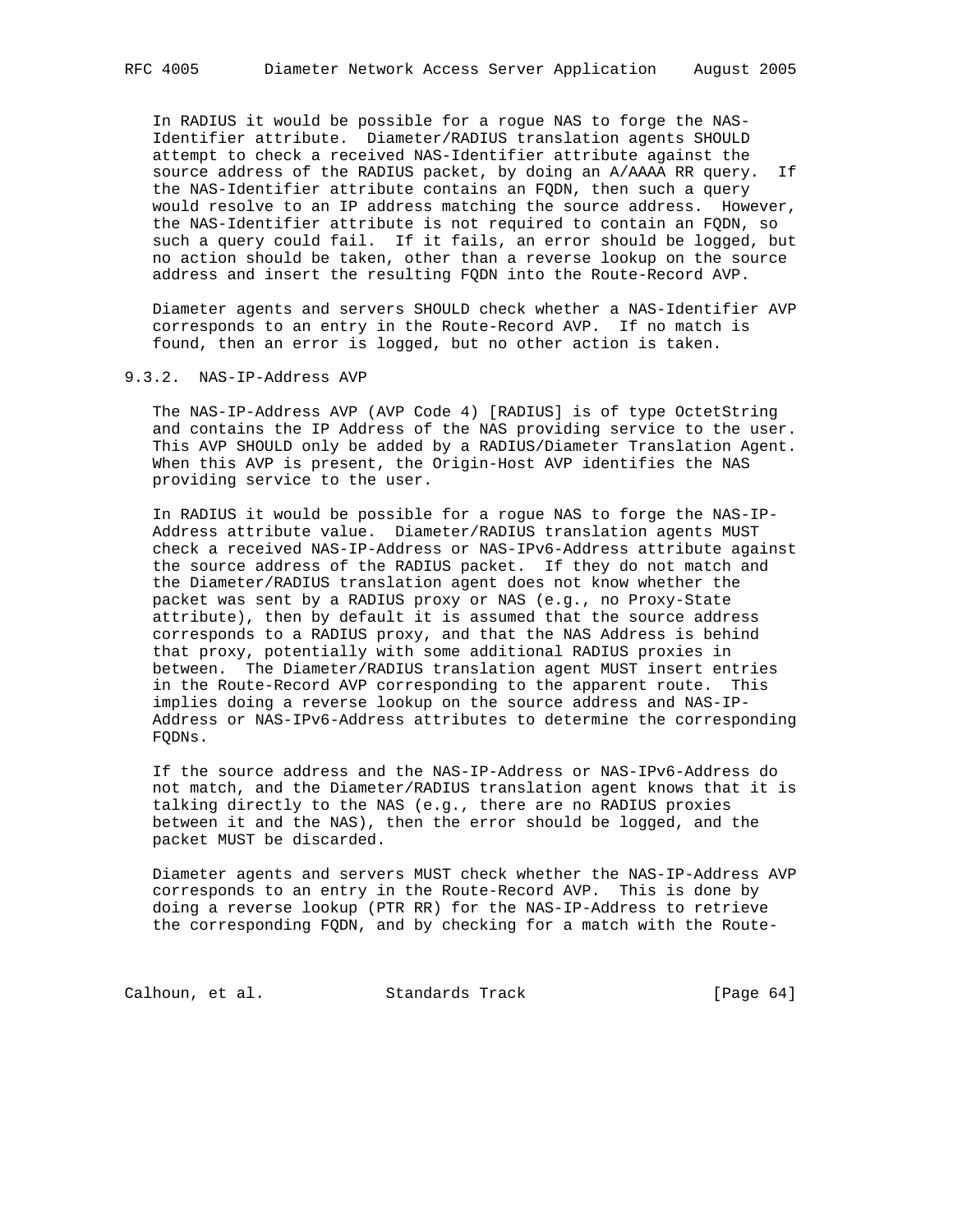In RADIUS it would be possible for a rogue NAS to forge the NAS-Identifier attribute. Diameter/RADIUS translation agents SHOULD attempt to check a received NAS-Identifier attribute against the source address of the RADIUS packet, by doing an A/AAAA RR query. If the NAS-Identifier attribute contains an FQDN, then such a query would resolve to an IP address matching the source address. However, the NAS-Identifier attribute is not required to contain an FQDN, so such a query could fail. If it fails, an error should be logged, but no action should be taken, other than a reverse lookup on the source address and insert the resulting FQDN into the Route-Record AVP.

Diameter agents and servers SHOULD check whether a NAS-Identifier AVP corresponds to an entry in the Route-Record AVP. If no match is found, then an error is logged, but no other action is taken.

### 9.3.2. NAS-IP-Address AVP

The NAS-IP-Address AVP (AVP Code 4) [RADIUS] is of type OctetString and contains the IP Address of the NAS providing service to the user. This AVP SHOULD only be added by a RADIUS/Diameter Translation Agent. When this AVP is present, the Origin-Host AVP identifies the NAS providing service to the user.

In RADIUS it would be possible for a rogue NAS to forge the NAS-IP-Address attribute value. Diameter/RADIUS translation agents MUST check a received NAS-IP-Address or NAS-IPv6-Address attribute against the source address of the RADIUS packet. If they do not match and the Diameter/RADIUS translation agent does not know whether the packet was sent by a RADIUS proxy or NAS (e.g., no Proxy-State attribute), then by default it is assumed that the source address corresponds to a RADIUS proxy, and that the NAS Address is behind that proxy, potentially with some additional RADIUS proxies in between. The Diameter/RADIUS translation agent MUST insert entries in the Route-Record AVP corresponding to the apparent route. This implies doing a reverse lookup on the source address and NAS-IP-Address or NAS-IPv6-Address attributes to determine the corresponding FQDNs.

If the source address and the NAS-IP-Address or NAS-IPv6-Address do not match, and the Diameter/RADIUS translation agent knows that it is talking directly to the NAS (e.g., there are no RADIUS proxies between it and the NAS), then the error should be logged, and the packet MUST be discarded.

Diameter agents and servers MUST check whether the NAS-IP-Address AVP corresponds to an entry in the Route-Record AVP. This is done by doing a reverse lookup (PTR RR) for the NAS-IP-Address to retrieve the corresponding FQDN, and by checking for a match with the Route-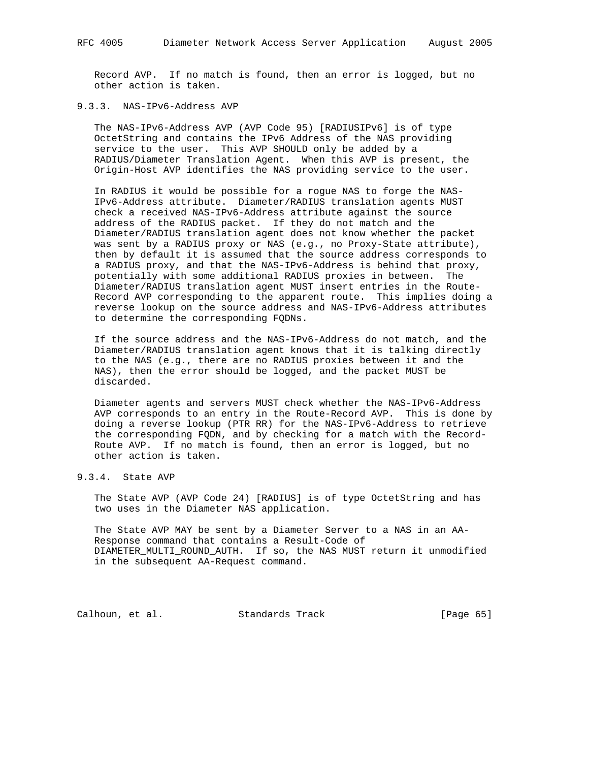Record AVP. If no match is found, then an error is logged, but no other action is taken.

### 9.3.3. NAS-IPv6-Address AVP

The NAS-IPv6-Address AVP (AVP Code 95) [RADIUSIPv6] is of type OctetString and contains the IPv6 Address of the NAS providing service to the user. This AVP SHOULD only be added by a RADIUS/Diameter Translation Agent. When this AVP is present, the Origin-Host AVP identifies the NAS providing service to the user.

In RADIUS it would be possible for a rogue NAS to forge the NAS-IPv6-Address attribute. Diameter/RADIUS translation agents MUST check a received NAS-IPv6-Address attribute against the source address of the RADIUS packet. If they do not match and the Diameter/RADIUS translation agent does not know whether the packet was sent by a RADIUS proxy or NAS (e.g., no Proxy-State attribute), then by default it is assumed that the source address corresponds to a RADIUS proxy, and that the NAS-IPv6-Address is behind that proxy, potentially with some additional RADIUS proxies in between. The Diameter/RADIUS translation agent MUST insert entries in the Route-Record AVP corresponding to the apparent route. This implies doing a reverse lookup on the source address and NAS-IPv6-Address attributes to determine the corresponding FQDNs.

If the source address and the NAS-IPv6-Address do not match, and the Diameter/RADIUS translation agent knows that it is talking directly to the NAS (e.g., there are no RADIUS proxies between it and the NAS), then the error should be logged, and the packet MUST be discarded.

Diameter agents and servers MUST check whether the NAS-IPv6-Address AVP corresponds to an entry in the Route-Record AVP. This is done by doing a reverse lookup (PTR RR) for the NAS-IPv6-Address to retrieve the corresponding FQDN, and by checking for a match with the Record-Route AVP. If no match is found, then an error is logged, but no other action is taken.

### 9.3.4. State AVP

The State AVP (AVP Code 24) [RADIUS] is of type OctetString and has two uses in the Diameter NAS application.

The State AVP MAY be sent by a Diameter Server to a NAS in an AA-Response command that contains a Result-Code of DIAMETER_MULTI_ROUND_AUTH. If so, the NAS MUST return it unmodified in the subsequent AA-Request command.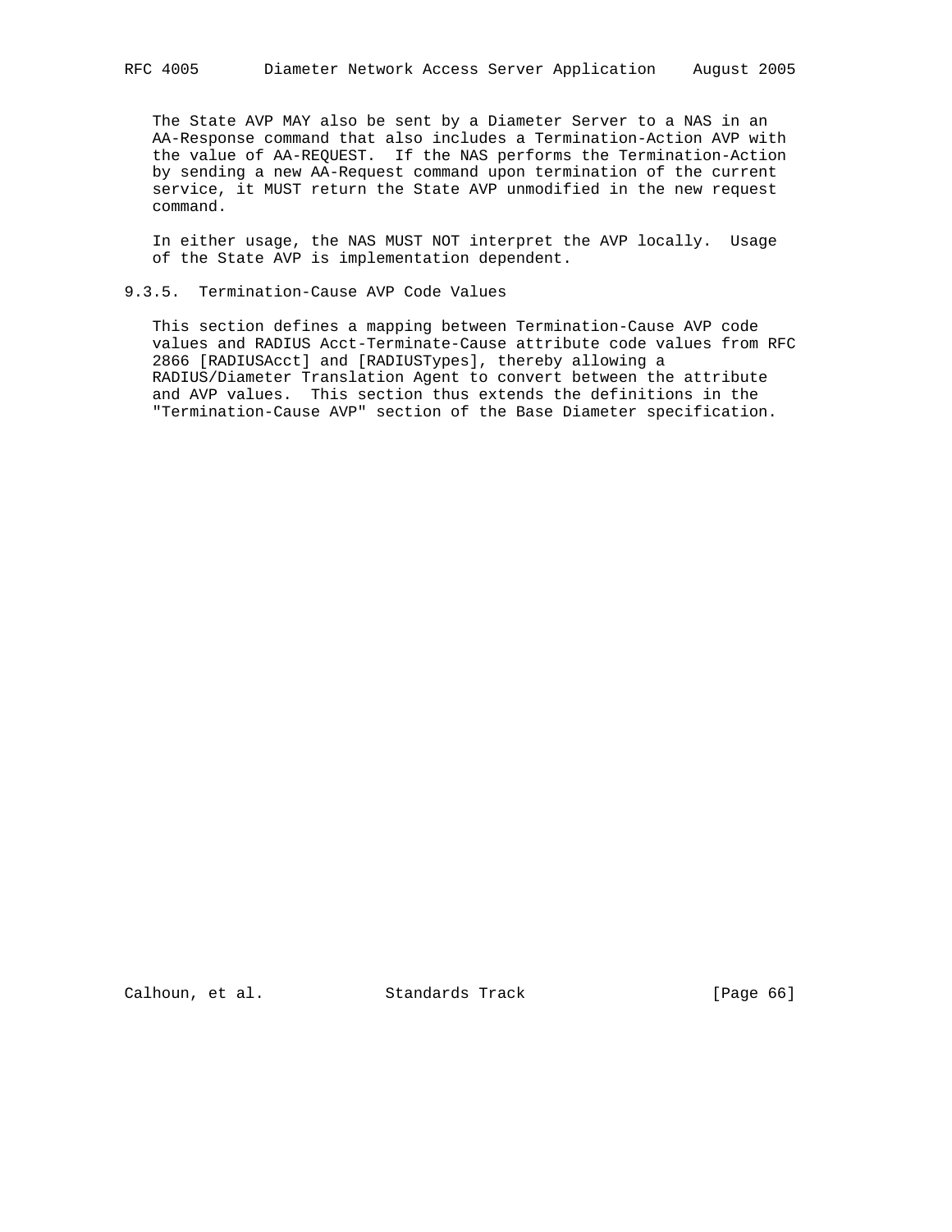The State AVP MAY also be sent by a Diameter Server to a NAS in an AA-Response command that also includes a Termination-Action AVP with the value of AA-REQUEST. If the NAS performs the Termination-Action by sending a new AA-Request command upon termination of the current service, it MUST return the State AVP unmodified in the new request command.

In either usage, the NAS MUST NOT interpret the AVP locally. Usage of the State AVP is implementation dependent.

### 9.3.5. Termination-Cause AVP Code Values

This section defines a mapping between Termination-Cause AVP code values and RADIUS Acct-Terminate-Cause attribute code values from RFC 2866 [RADIUSAcct] and [RADIUSTypes], thereby allowing a RADIUS/Diameter Translation Agent to convert between the attribute and AVP values. This section thus extends the definitions in the "Termination-Cause AVP" section of the Base Diameter specification.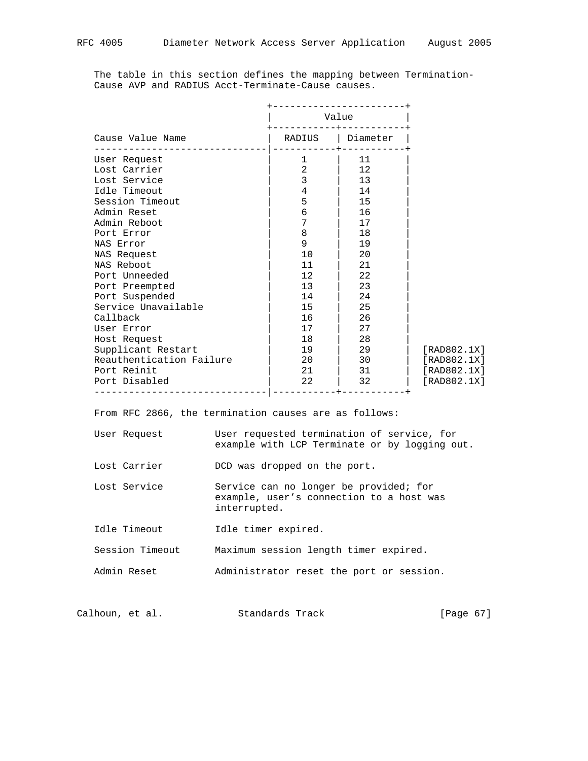The table in this section defines the mapping between Termination-Cause AVP and RADIUS Acct-Terminate-Cause causes.

| Cause Value Name | RADIUS | Diameter | |
|---|---|---|---|
| User Request | 1 | 11 | |
| Lost Carrier | 2 | 12 | |
| Lost Service | 3 | 13 | |
| Idle Timeout | 4 | 14 | |
| Session Timeout | 5 | 15 | |
| Admin Reset | 6 | 16 | |
| Admin Reboot | 7 | 17 | |
| Port Error | 8 | 18 | |
| NAS Error | 9 | 19 | |
| NAS Request | 10 | 20 | |
| NAS Reboot | 11 | 21 | |
| Port Unneeded | 12 | 22 | |
| Port Preempted | 13 | 23 | |
| Port Suspended | 14 | 24 | |
| Service Unavailable | 15 | 25 | |
| Callback | 16 | 26 | |
| User Error | 17 | 27 | |
| Host Request | 18 | 28 | |
| Supplicant Restart | 19 | 29 | [RAD802.1X] |
| Reauthentication Failure | 20 | 30 | [RAD802.1X] |
| Port Reinit | 21 | 31 | [RAD802.1X] |
| Port Disabled | 22 | 32 | [RAD802.1X] |

From RFC 2866, the termination causes are as follows:

User Request — User requested termination of service, for example with LCP Terminate or by logging out.

Lost Carrier — DCD was dropped on the port.

Lost Service — Service can no longer be provided; for example, user's connection to a host was interrupted.

Idle Timeout — Idle timer expired.

Session Timeout — Maximum session length timer expired.

Admin Reset — Administrator reset the port or session.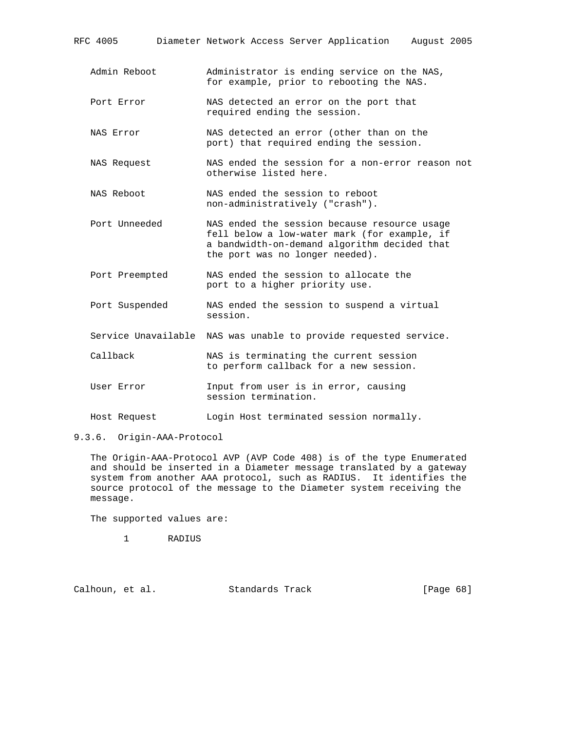| | |
|---|---|
| Admin Reboot | Administrator is ending service on the NAS, for example, prior to rebooting the NAS. |
| Port Error | NAS detected an error on the port that required ending the session. |
| NAS Error | NAS detected an error (other than on the port) that required ending the session. |
| NAS Request | NAS ended the session for a non-error reason not otherwise listed here. |
| NAS Reboot | NAS ended the session to reboot non-administratively ("crash"). |
| Port Unneeded | NAS ended the session because resource usage fell below a low-water mark (for example, if a bandwidth-on-demand algorithm decided that the port was no longer needed). |
| Port Preempted | NAS ended the session to allocate the port to a higher priority use. |
| Port Suspended | NAS ended the session to suspend a virtual session. |
| Service Unavailable | NAS was unable to provide requested service. |
| Callback | NAS is terminating the current session to perform callback for a new session. |
| User Error | Input from user is in error, causing session termination. |
| Host Request | Login Host terminated session normally. |

### 9.3.6. Origin-AAA-Protocol

The Origin-AAA-Protocol AVP (AVP Code 408) is of the type Enumerated and should be inserted in a Diameter message translated by a gateway system from another AAA protocol, such as RADIUS. It identifies the source protocol of the message to the Diameter system receiving the message.

The supported values are:

```
1       RADIUS
```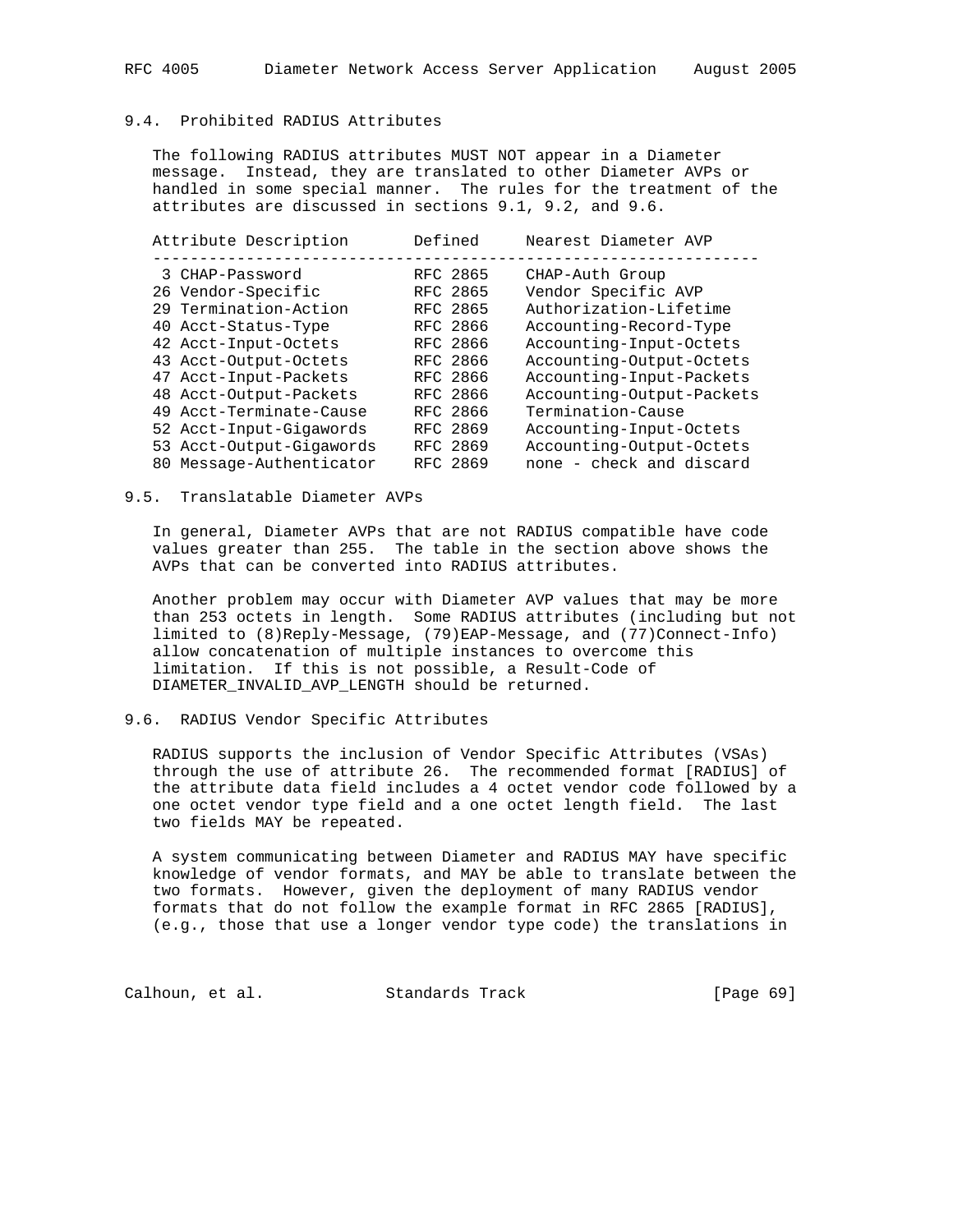## 9.4. Prohibited RADIUS Attributes

The following RADIUS attributes MUST NOT appear in a Diameter message. Instead, they are translated to other Diameter AVPs or handled in some special manner. The rules for the treatment of the attributes are discussed in sections 9.1, 9.2, and 9.6.

| Attribute Description | Defined | Nearest Diameter AVP |
|---|---|---|
| 3 CHAP-Password | RFC 2865 | CHAP-Auth Group |
| 26 Vendor-Specific | RFC 2865 | Vendor Specific AVP |
| 29 Termination-Action | RFC 2865 | Authorization-Lifetime |
| 40 Acct-Status-Type | RFC 2866 | Accounting-Record-Type |
| 42 Acct-Input-Octets | RFC 2866 | Accounting-Input-Octets |
| 43 Acct-Output-Octets | RFC 2866 | Accounting-Output-Octets |
| 47 Acct-Input-Packets | RFC 2866 | Accounting-Input-Packets |
| 48 Acct-Output-Packets | RFC 2866 | Accounting-Output-Packets |
| 49 Acct-Terminate-Cause | RFC 2866 | Termination-Cause |
| 52 Acct-Input-Gigawords | RFC 2869 | Accounting-Input-Octets |
| 53 Acct-Output-Gigawords | RFC 2869 | Accounting-Output-Octets |
| 80 Message-Authenticator | RFC 2869 | none - check and discard |

## 9.5. Translatable Diameter AVPs

In general, Diameter AVPs that are not RADIUS compatible have code values greater than 255. The table in the section above shows the AVPs that can be converted into RADIUS attributes.

Another problem may occur with Diameter AVP values that may be more than 253 octets in length. Some RADIUS attributes (including but not limited to (8)Reply-Message, (79)EAP-Message, and (77)Connect-Info) allow concatenation of multiple instances to overcome this limitation. If this is not possible, a Result-Code of DIAMETER_INVALID_AVP_LENGTH should be returned.

## 9.6. RADIUS Vendor Specific Attributes

RADIUS supports the inclusion of Vendor Specific Attributes (VSAs) through the use of attribute 26. The recommended format [RADIUS] of the attribute data field includes a 4 octet vendor code followed by a one octet vendor type field and a one octet length field. The last two fields MAY be repeated.

A system communicating between Diameter and RADIUS MAY have specific knowledge of vendor formats, and MAY be able to translate between the two formats. However, given the deployment of many RADIUS vendor formats that do not follow the example format in RFC 2865 [RADIUS], (e.g., those that use a longer vendor type code) the translations in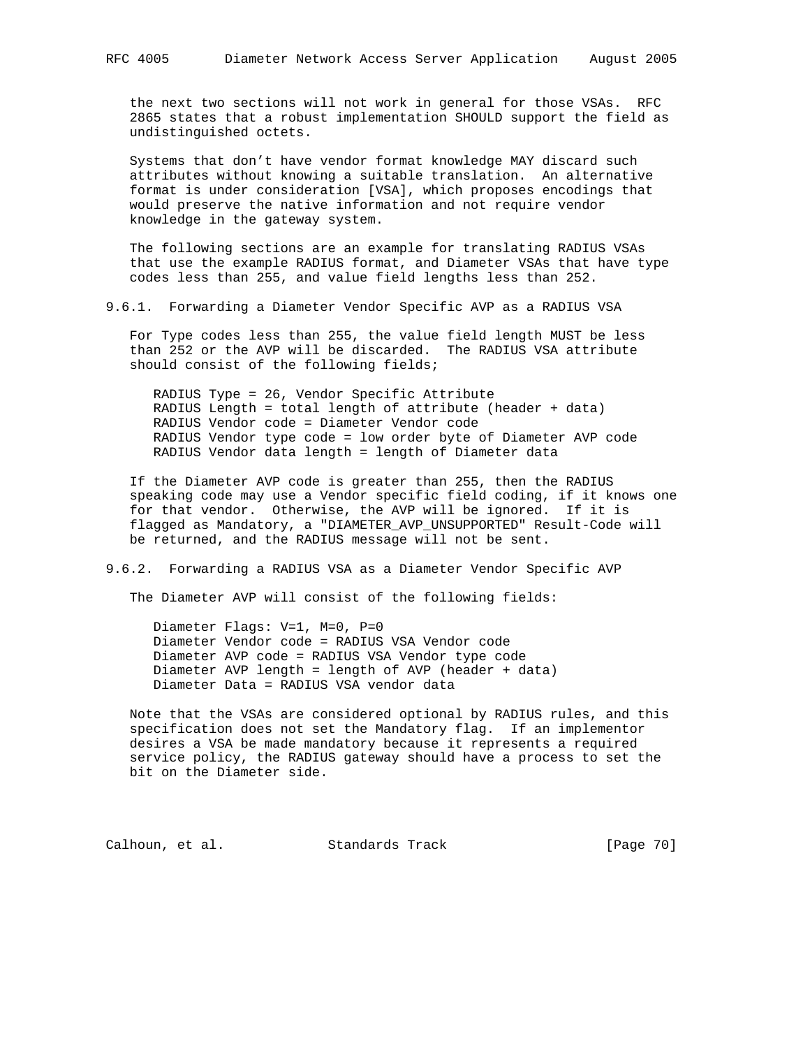the next two sections will not work in general for those VSAs. RFC 2865 states that a robust implementation SHOULD support the field as undistinguished octets.

Systems that don't have vendor format knowledge MAY discard such attributes without knowing a suitable translation. An alternative format is under consideration [VSA], which proposes encodings that would preserve the native information and not require vendor knowledge in the gateway system.

The following sections are an example for translating RADIUS VSAs that use the example RADIUS format, and Diameter VSAs that have type codes less than 255, and value field lengths less than 252.

### 9.6.1. Forwarding a Diameter Vendor Specific AVP as a RADIUS VSA

For Type codes less than 255, the value field length MUST be less than 252 or the AVP will be discarded. The RADIUS VSA attribute should consist of the following fields;

```
RADIUS Type = 26, Vendor Specific Attribute
RADIUS Length = total length of attribute (header + data)
RADIUS Vendor code = Diameter Vendor code
RADIUS Vendor type code = low order byte of Diameter AVP code
RADIUS Vendor data length = length of Diameter data
```

If the Diameter AVP code is greater than 255, then the RADIUS speaking code may use a Vendor specific field coding, if it knows one for that vendor. Otherwise, the AVP will be ignored. If it is flagged as Mandatory, a "DIAMETER_AVP_UNSUPPORTED" Result-Code will be returned, and the RADIUS message will not be sent.

### 9.6.2. Forwarding a RADIUS VSA as a Diameter Vendor Specific AVP

The Diameter AVP will consist of the following fields:

```
Diameter Flags: V=1, M=0, P=0
Diameter Vendor code = RADIUS VSA Vendor code
Diameter AVP code = RADIUS VSA Vendor type code
Diameter AVP length = length of AVP (header + data)
Diameter Data = RADIUS VSA vendor data
```

Note that the VSAs are considered optional by RADIUS rules, and this specification does not set the Mandatory flag. If an implementor desires a VSA be made mandatory because it represents a required service policy, the RADIUS gateway should have a process to set the bit on the Diameter side.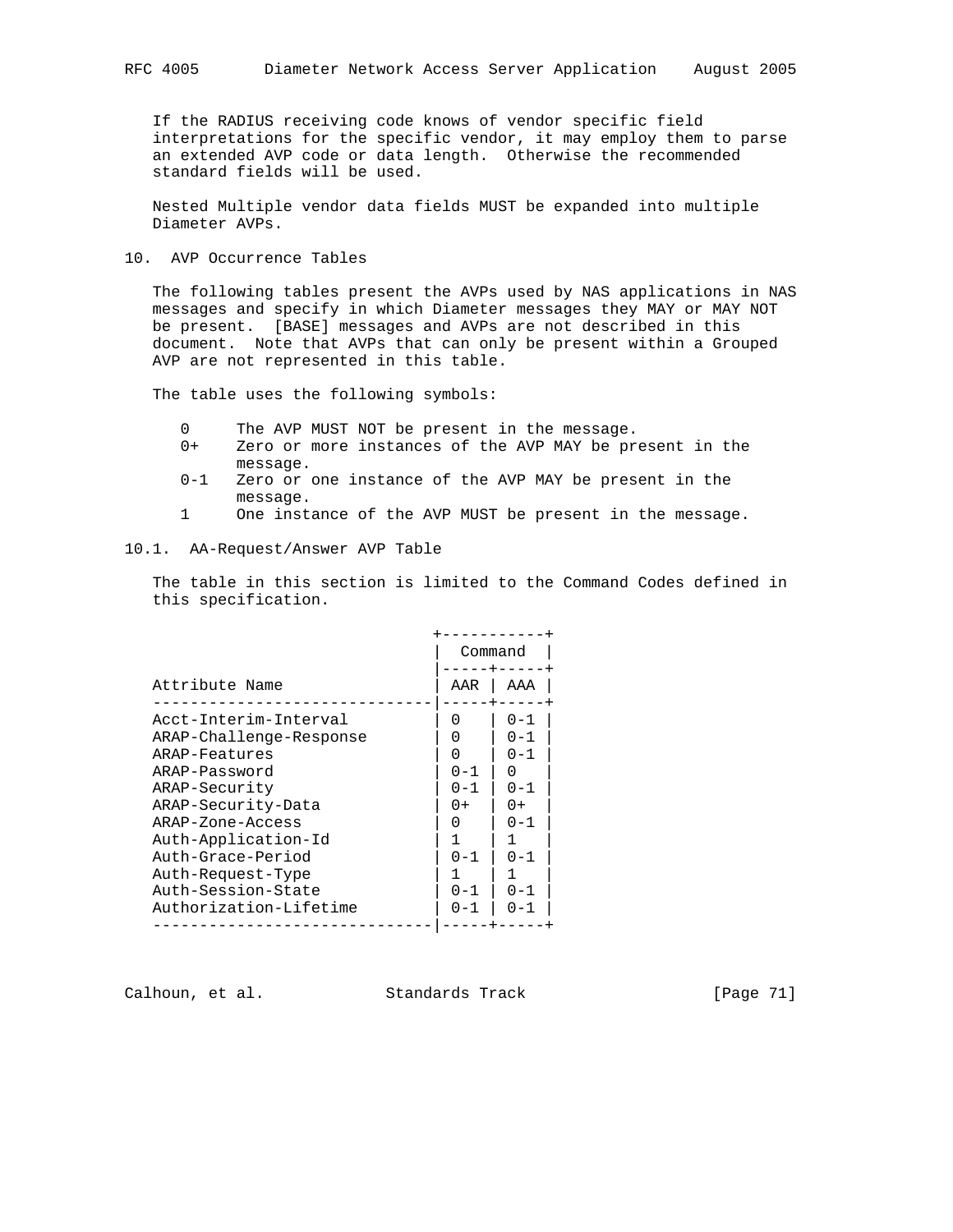If the RADIUS receiving code knows of vendor specific field interpretations for the specific vendor, it may employ them to parse an extended AVP code or data length. Otherwise the recommended standard fields will be used.

Nested Multiple vendor data fields MUST be expanded into multiple Diameter AVPs.

## 10. AVP Occurrence Tables

The following tables present the AVPs used by NAS applications in NAS messages and specify in which Diameter messages they MAY or MAY NOT be present. [BASE] messages and AVPs are not described in this document. Note that AVPs that can only be present within a Grouped AVP are not represented in this table.

The table uses the following symbols:

- 0 The AVP MUST NOT be present in the message.
- 0+ Zero or more instances of the AVP MAY be present in the message.
- 0-1 Zero or one instance of the AVP MAY be present in the message.
- 1 One instance of the AVP MUST be present in the message.

### 10.1. AA-Request/Answer AVP Table

The table in this section is limited to the Command Codes defined in this specification.

| Attribute Name | Command | |
|---|---|---|
| | AAR | AAA |
| Acct-Interim-Interval | 0 | 0-1 |
| ARAP-Challenge-Response | 0 | 0-1 |
| ARAP-Features | 0 | 0-1 |
| ARAP-Password | 0-1 | 0 |
| ARAP-Security | 0-1 | 0-1 |
| ARAP-Security-Data | 0+ | 0+ |
| ARAP-Zone-Access | 0 | 0-1 |
| Auth-Application-Id | 1 | 1 |
| Auth-Grace-Period | 0-1 | 0-1 |
| Auth-Request-Type | 1 | 1 |
| Auth-Session-State | 0-1 | 0-1 |
| Authorization-Lifetime | 0-1 | 0-1 |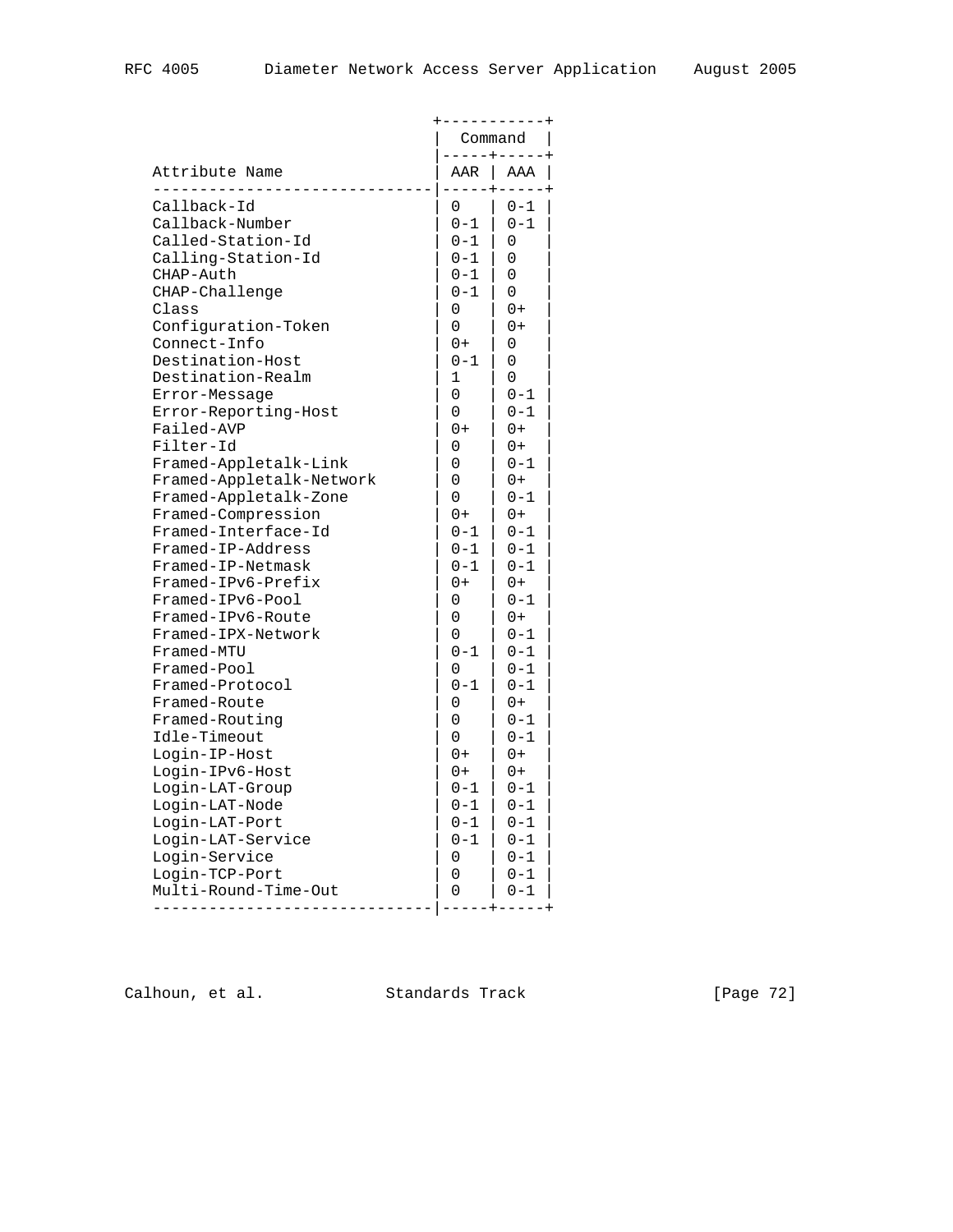| Attribute Name | Command AAR | AAA |
|---|---|---|
| Callback-Id | 0 | 0-1 |
| Callback-Number | 0-1 | 0-1 |
| Called-Station-Id | 0-1 | 0 |
| Calling-Station-Id | 0-1 | 0 |
| CHAP-Auth | 0-1 | 0 |
| CHAP-Challenge | 0-1 | 0 |
| Class | 0 | 0+ |
| Configuration-Token | 0 | 0+ |
| Connect-Info | 0+ | 0 |
| Destination-Host | 0-1 | 0 |
| Destination-Realm | 1 | 0 |
| Error-Message | 0 | 0-1 |
| Error-Reporting-Host | 0 | 0-1 |
| Failed-AVP | 0+ | 0+ |
| Filter-Id | 0 | 0+ |
| Framed-Appletalk-Link | 0 | 0-1 |
| Framed-Appletalk-Network | 0 | 0+ |
| Framed-Appletalk-Zone | 0 | 0-1 |
| Framed-Compression | 0+ | 0+ |
| Framed-Interface-Id | 0-1 | 0-1 |
| Framed-IP-Address | 0-1 | 0-1 |
| Framed-IP-Netmask | 0-1 | 0-1 |
| Framed-IPv6-Prefix | 0+ | 0+ |
| Framed-IPv6-Pool | 0 | 0-1 |
| Framed-IPv6-Route | 0 | 0+ |
| Framed-IPX-Network | 0 | 0-1 |
| Framed-MTU | 0-1 | 0-1 |
| Framed-Pool | 0 | 0-1 |
| Framed-Protocol | 0-1 | 0-1 |
| Framed-Route | 0 | 0+ |
| Framed-Routing | 0 | 0-1 |
| Idle-Timeout | 0 | 0-1 |
| Login-IP-Host | 0+ | 0+ |
| Login-IPv6-Host | 0+ | 0+ |
| Login-LAT-Group | 0-1 | 0-1 |
| Login-LAT-Node | 0-1 | 0-1 |
| Login-LAT-Port | 0-1 | 0-1 |
| Login-LAT-Service | 0-1 | 0-1 |
| Login-Service | 0 | 0-1 |
| Login-TCP-Port | 0 | 0-1 |
| Multi-Round-Time-Out | 0 | 0-1 |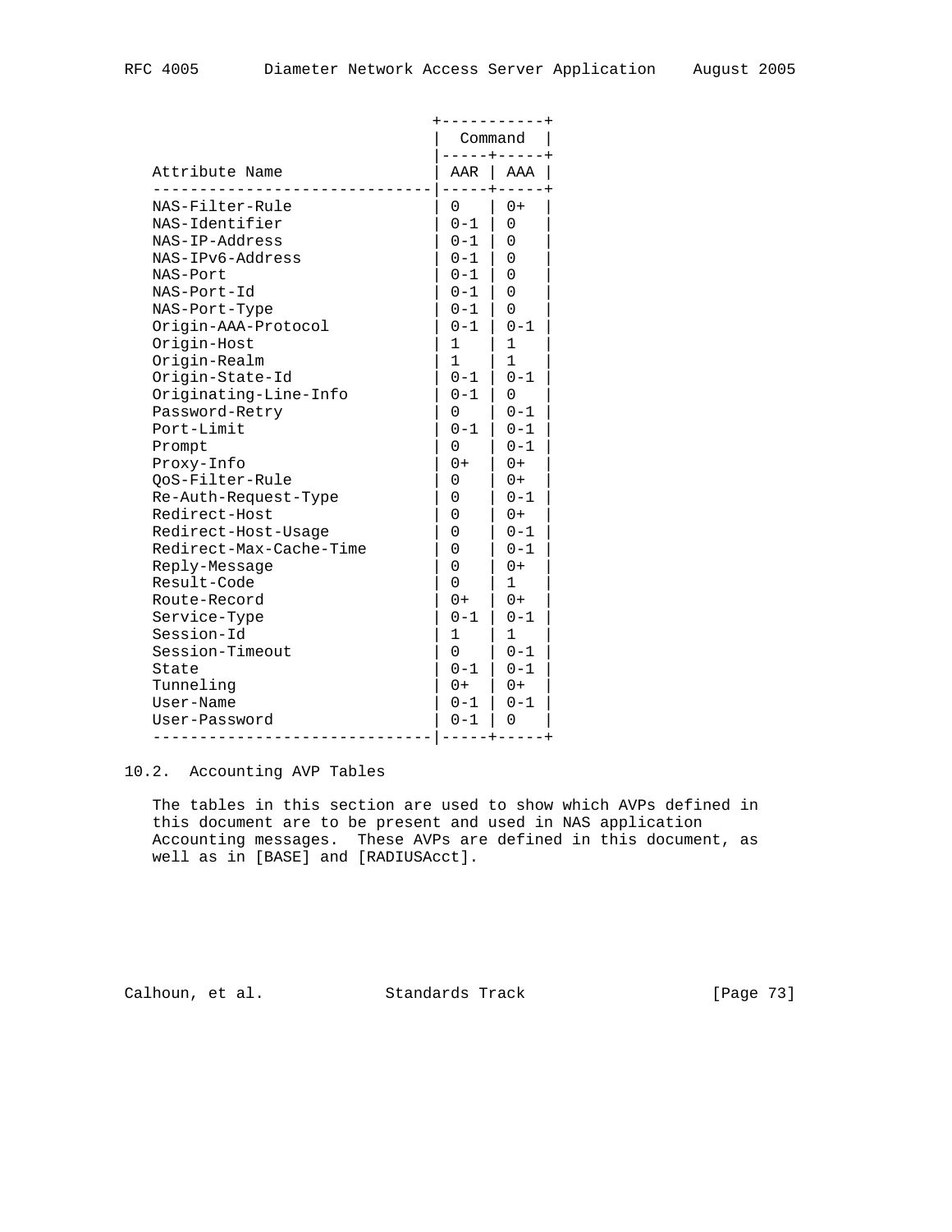| Attribute Name | Command | |
|---|---|---|
| | AAR | AAA |
| NAS-Filter-Rule | 0 | 0+ |
| NAS-Identifier | 0-1 | 0 |
| NAS-IP-Address | 0-1 | 0 |
| NAS-IPv6-Address | 0-1 | 0 |
| NAS-Port | 0-1 | 0 |
| NAS-Port-Id | 0-1 | 0 |
| NAS-Port-Type | 0-1 | 0 |
| Origin-AAA-Protocol | 0-1 | 0-1 |
| Origin-Host | 1 | 1 |
| Origin-Realm | 1 | 1 |
| Origin-State-Id | 0-1 | 0-1 |
| Originating-Line-Info | 0-1 | 0 |
| Password-Retry | 0 | 0-1 |
| Port-Limit | 0-1 | 0-1 |
| Prompt | 0 | 0-1 |
| Proxy-Info | 0+ | 0+ |
| QoS-Filter-Rule | 0 | 0+ |
| Re-Auth-Request-Type | 0 | 0-1 |
| Redirect-Host | 0 | 0+ |
| Redirect-Host-Usage | 0 | 0-1 |
| Redirect-Max-Cache-Time | 0 | 0-1 |
| Reply-Message | 0 | 0+ |
| Result-Code | 0 | 1 |
| Route-Record | 0+ | 0+ |
| Service-Type | 0-1 | 0-1 |
| Session-Id | 1 | 1 |
| Session-Timeout | 0 | 0-1 |
| State | 0-1 | 0-1 |
| Tunneling | 0+ | 0+ |
| User-Name | 0-1 | 0-1 |
| User-Password | 0-1 | 0 |

## 10.2. Accounting AVP Tables

The tables in this section are used to show which AVPs defined in this document are to be present and used in NAS application Accounting messages. These AVPs are defined in this document, as well as in [BASE] and [RADIUSAcct].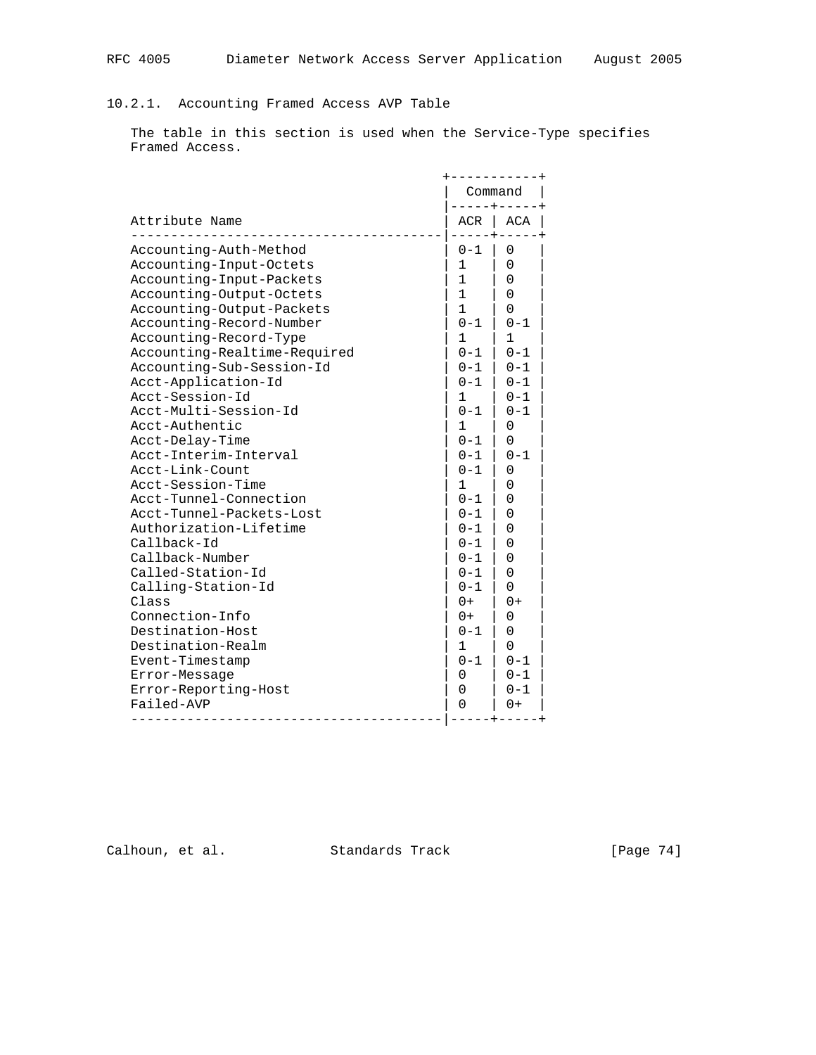### 10.2.1. Accounting Framed Access AVP Table

The table in this section is used when the Service-Type specifies Framed Access.

| Attribute Name | Command | |
|---|---|---|
| | ACR | ACA |
| Accounting-Auth-Method | 0-1 | 0 |
| Accounting-Input-Octets | 1 | 0 |
| Accounting-Input-Packets | 1 | 0 |
| Accounting-Output-Octets | 1 | 0 |
| Accounting-Output-Packets | 1 | 0 |
| Accounting-Record-Number | 0-1 | 0-1 |
| Accounting-Record-Type | 1 | 1 |
| Accounting-Realtime-Required | 0-1 | 0-1 |
| Accounting-Sub-Session-Id | 0-1 | 0-1 |
| Acct-Application-Id | 0-1 | 0-1 |
| Acct-Session-Id | 1 | 0-1 |
| Acct-Multi-Session-Id | 0-1 | 0-1 |
| Acct-Authentic | 1 | 0 |
| Acct-Delay-Time | 0-1 | 0 |
| Acct-Interim-Interval | 0-1 | 0-1 |
| Acct-Link-Count | 0-1 | 0 |
| Acct-Session-Time | 1 | 0 |
| Acct-Tunnel-Connection | 0-1 | 0 |
| Acct-Tunnel-Packets-Lost | 0-1 | 0 |
| Authorization-Lifetime | 0-1 | 0 |
| Callback-Id | 0-1 | 0 |
| Callback-Number | 0-1 | 0 |
| Called-Station-Id | 0-1 | 0 |
| Calling-Station-Id | 0-1 | 0 |
| Class | 0+ | 0+ |
| Connection-Info | 0+ | 0 |
| Destination-Host | 0-1 | 0 |
| Destination-Realm | 1 | 0 |
| Event-Timestamp | 0-1 | 0-1 |
| Error-Message | 0 | 0-1 |
| Error-Reporting-Host | 0 | 0-1 |
| Failed-AVP | 0 | 0+ |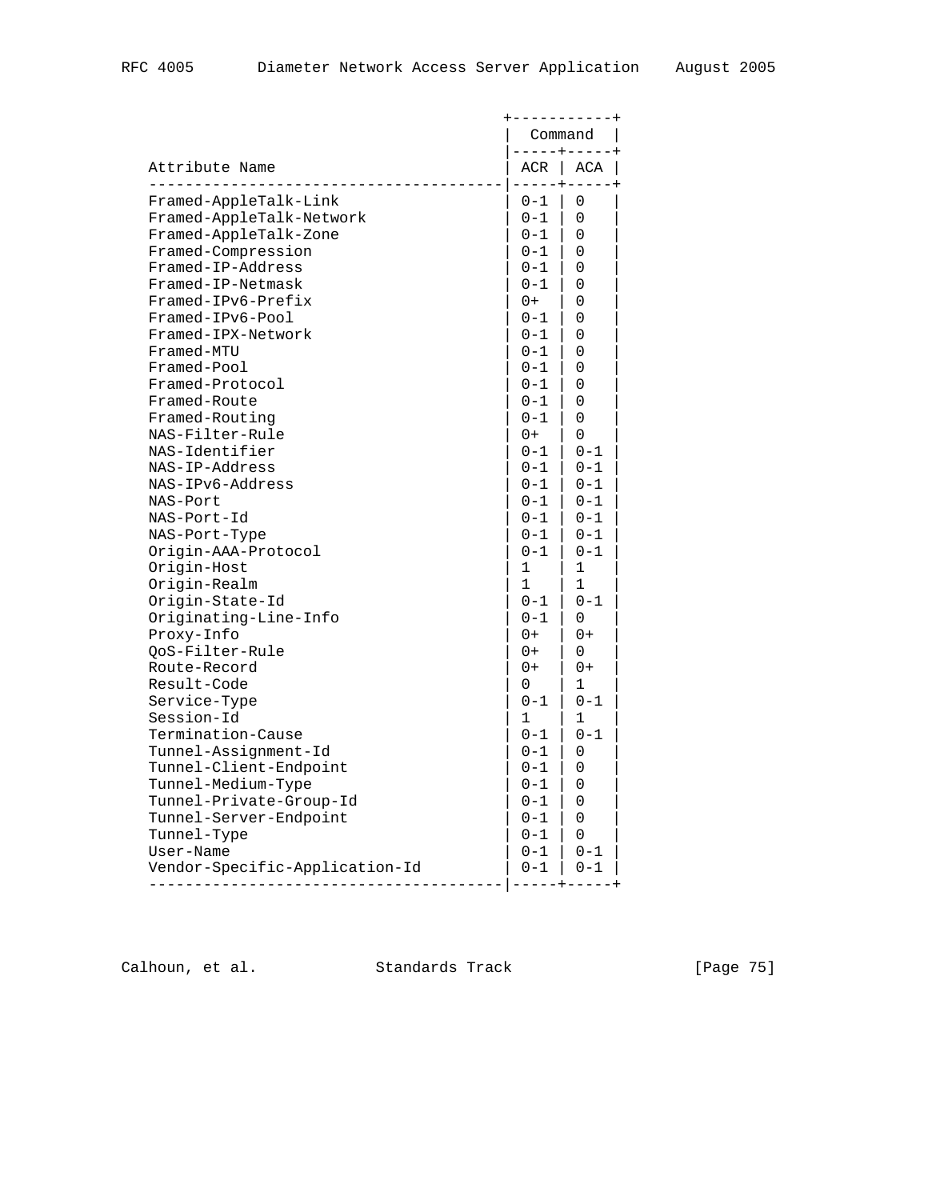| Attribute Name | Command | |
|---|---|---|
| | ACR | ACA |
| Framed-AppleTalk-Link | 0-1 | 0 |
| Framed-AppleTalk-Network | 0-1 | 0 |
| Framed-AppleTalk-Zone | 0-1 | 0 |
| Framed-Compression | 0-1 | 0 |
| Framed-IP-Address | 0-1 | 0 |
| Framed-IP-Netmask | 0-1 | 0 |
| Framed-IPv6-Prefix | 0+ | 0 |
| Framed-IPv6-Pool | 0-1 | 0 |
| Framed-IPX-Network | 0-1 | 0 |
| Framed-MTU | 0-1 | 0 |
| Framed-Pool | 0-1 | 0 |
| Framed-Protocol | 0-1 | 0 |
| Framed-Route | 0-1 | 0 |
| Framed-Routing | 0-1 | 0 |
| NAS-Filter-Rule | 0+ | 0 |
| NAS-Identifier | 0-1 | 0-1 |
| NAS-IP-Address | 0-1 | 0-1 |
| NAS-IPv6-Address | 0-1 | 0-1 |
| NAS-Port | 0-1 | 0-1 |
| NAS-Port-Id | 0-1 | 0-1 |
| NAS-Port-Type | 0-1 | 0-1 |
| Origin-AAA-Protocol | 0-1 | 0-1 |
| Origin-Host | 1 | 1 |
| Origin-Realm | 1 | 1 |
| Origin-State-Id | 0-1 | 0-1 |
| Originating-Line-Info | 0-1 | 0 |
| Proxy-Info | 0+ | 0+ |
| QoS-Filter-Rule | 0+ | 0 |
| Route-Record | 0+ | 0+ |
| Result-Code | 0 | 1 |
| Service-Type | 0-1 | 0-1 |
| Session-Id | 1 | 1 |
| Termination-Cause | 0-1 | 0-1 |
| Tunnel-Assignment-Id | 0-1 | 0 |
| Tunnel-Client-Endpoint | 0-1 | 0 |
| Tunnel-Medium-Type | 0-1 | 0 |
| Tunnel-Private-Group-Id | 0-1 | 0 |
| Tunnel-Server-Endpoint | 0-1 | 0 |
| Tunnel-Type | 0-1 | 0 |
| User-Name | 0-1 | 0-1 |
| Vendor-Specific-Application-Id | 0-1 | 0-1 |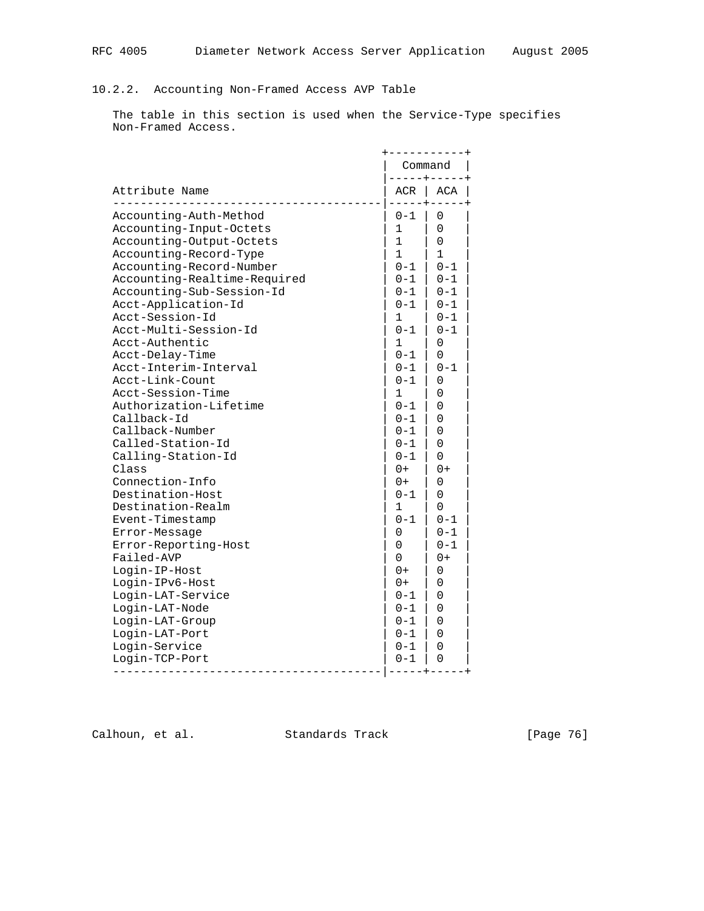### 10.2.2. Accounting Non-Framed Access AVP Table

The table in this section is used when the Service-Type specifies Non-Framed Access.

| Attribute Name | Command | |
|---|---|---|
| | ACR | ACA |
| Accounting-Auth-Method | 0-1 | 0 |
| Accounting-Input-Octets | 1 | 0 |
| Accounting-Output-Octets | 1 | 0 |
| Accounting-Record-Type | 1 | 1 |
| Accounting-Record-Number | 0-1 | 0-1 |
| Accounting-Realtime-Required | 0-1 | 0-1 |
| Accounting-Sub-Session-Id | 0-1 | 0-1 |
| Acct-Application-Id | 0-1 | 0-1 |
| Acct-Session-Id | 1 | 0-1 |
| Acct-Multi-Session-Id | 0-1 | 0-1 |
| Acct-Authentic | 1 | 0 |
| Acct-Delay-Time | 0-1 | 0 |
| Acct-Interim-Interval | 0-1 | 0-1 |
| Acct-Link-Count | 0-1 | 0 |
| Acct-Session-Time | 1 | 0 |
| Authorization-Lifetime | 0-1 | 0 |
| Callback-Id | 0-1 | 0 |
| Callback-Number | 0-1 | 0 |
| Called-Station-Id | 0-1 | 0 |
| Calling-Station-Id | 0-1 | 0 |
| Class | 0+ | 0+ |
| Connection-Info | 0+ | 0 |
| Destination-Host | 0-1 | 0 |
| Destination-Realm | 1 | 0 |
| Event-Timestamp | 0-1 | 0-1 |
| Error-Message | 0 | 0-1 |
| Error-Reporting-Host | 0 | 0-1 |
| Failed-AVP | 0 | 0+ |
| Login-IP-Host | 0+ | 0 |
| Login-IPv6-Host | 0+ | 0 |
| Login-LAT-Service | 0-1 | 0 |
| Login-LAT-Node | 0-1 | 0 |
| Login-LAT-Group | 0-1 | 0 |
| Login-LAT-Port | 0-1 | 0 |
| Login-Service | 0-1 | 0 |
| Login-TCP-Port | 0-1 | 0 |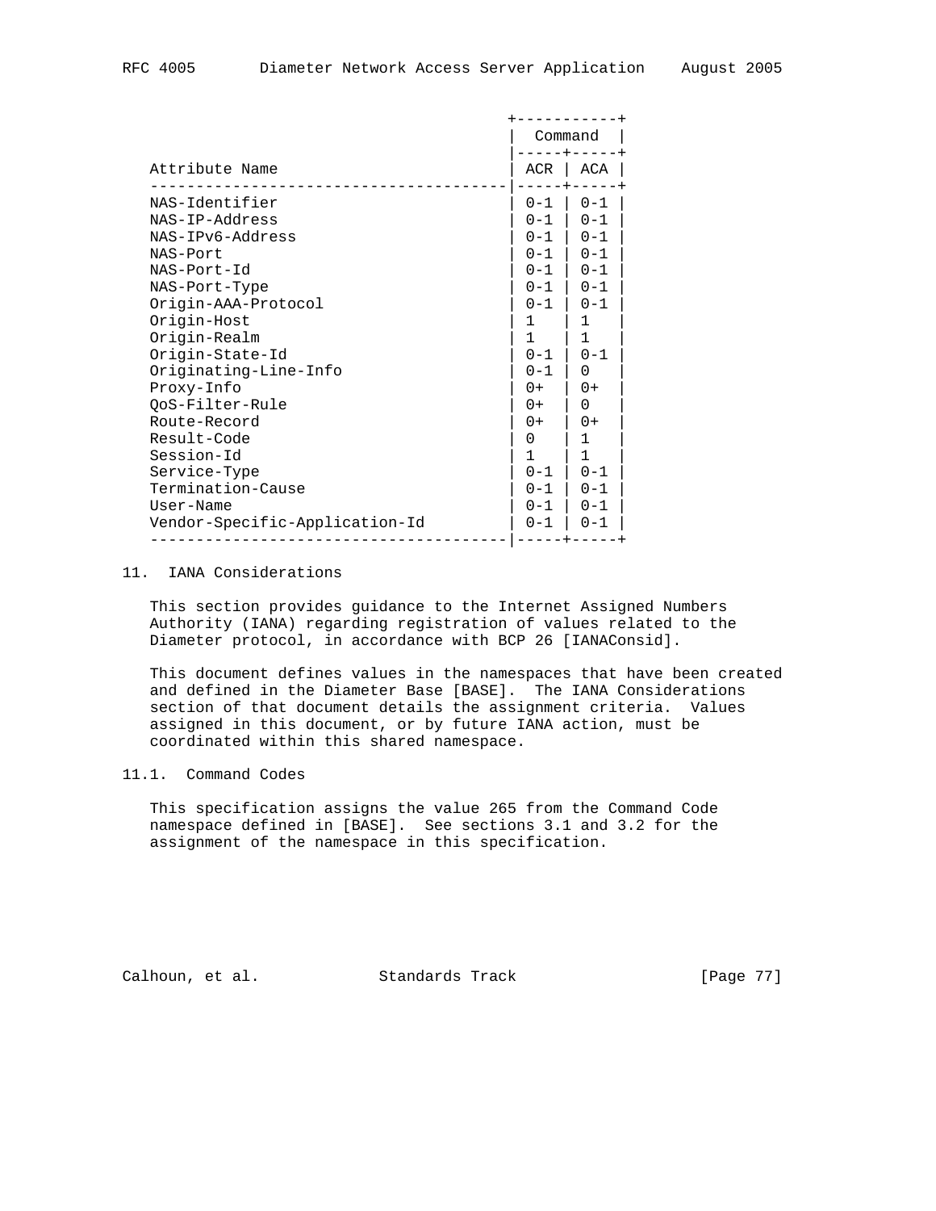| Attribute Name | Command | |
|---|---|---|
| | ACR | ACA |
| NAS-Identifier | 0-1 | 0-1 |
| NAS-IP-Address | 0-1 | 0-1 |
| NAS-IPv6-Address | 0-1 | 0-1 |
| NAS-Port | 0-1 | 0-1 |
| NAS-Port-Id | 0-1 | 0-1 |
| NAS-Port-Type | 0-1 | 0-1 |
| Origin-AAA-Protocol | 0-1 | 0-1 |
| Origin-Host | 1 | 1 |
| Origin-Realm | 1 | 1 |
| Origin-State-Id | 0-1 | 0-1 |
| Originating-Line-Info | 0-1 | 0 |
| Proxy-Info | 0+ | 0+ |
| QoS-Filter-Rule | 0+ | 0 |
| Route-Record | 0+ | 0+ |
| Result-Code | 0 | 1 |
| Session-Id | 1 | 1 |
| Service-Type | 0-1 | 0-1 |
| Termination-Cause | 0-1 | 0-1 |
| User-Name | 0-1 | 0-1 |
| Vendor-Specific-Application-Id | 0-1 | 0-1 |

## 11. IANA Considerations

This section provides guidance to the Internet Assigned Numbers Authority (IANA) regarding registration of values related to the Diameter protocol, in accordance with BCP 26 [IANAConsid].

This document defines values in the namespaces that have been created and defined in the Diameter Base [BASE]. The IANA Considerations section of that document details the assignment criteria. Values assigned in this document, or by future IANA action, must be coordinated within this shared namespace.

### 11.1. Command Codes

This specification assigns the value 265 from the Command Code namespace defined in [BASE]. See sections 3.1 and 3.2 for the assignment of the namespace in this specification.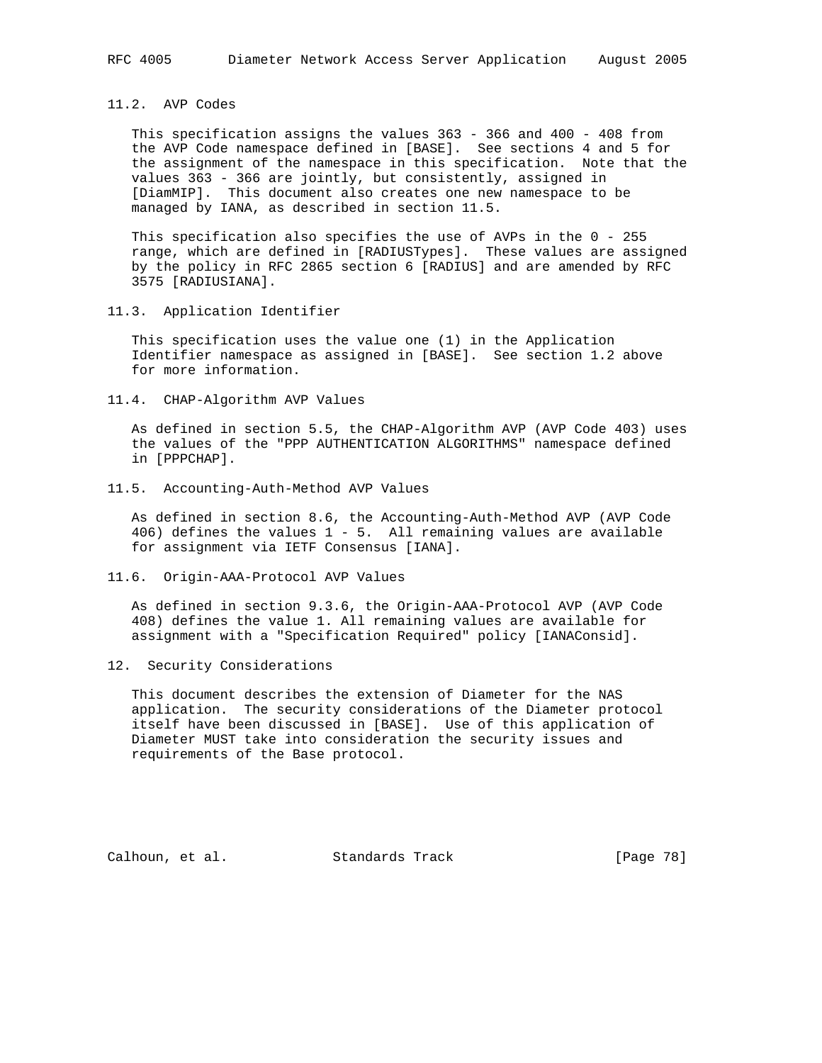### 11.2. AVP Codes

This specification assigns the values 363 - 366 and 400 - 408 from the AVP Code namespace defined in [BASE]. See sections 4 and 5 for the assignment of the namespace in this specification. Note that the values 363 - 366 are jointly, but consistently, assigned in [DiamMIP]. This document also creates one new namespace to be managed by IANA, as described in section 11.5.

This specification also specifies the use of AVPs in the 0 - 255 range, which are defined in [RADIUSTypes]. These values are assigned by the policy in RFC 2865 section 6 [RADIUS] and are amended by RFC 3575 [RADIUSIANA].

### 11.3. Application Identifier

This specification uses the value one (1) in the Application Identifier namespace as assigned in [BASE]. See section 1.2 above for more information.

### 11.4. CHAP-Algorithm AVP Values

As defined in section 5.5, the CHAP-Algorithm AVP (AVP Code 403) uses the values of the "PPP AUTHENTICATION ALGORITHMS" namespace defined in [PPPCHAP].

### 11.5. Accounting-Auth-Method AVP Values

As defined in section 8.6, the Accounting-Auth-Method AVP (AVP Code 406) defines the values 1 - 5. All remaining values are available for assignment via IETF Consensus [IANA].

### 11.6. Origin-AAA-Protocol AVP Values

As defined in section 9.3.6, the Origin-AAA-Protocol AVP (AVP Code 408) defines the value 1. All remaining values are available for assignment with a "Specification Required" policy [IANAConsid].

## 12. Security Considerations

This document describes the extension of Diameter for the NAS application. The security considerations of the Diameter protocol itself have been discussed in [BASE]. Use of this application of Diameter MUST take into consideration the security issues and requirements of the Base protocol.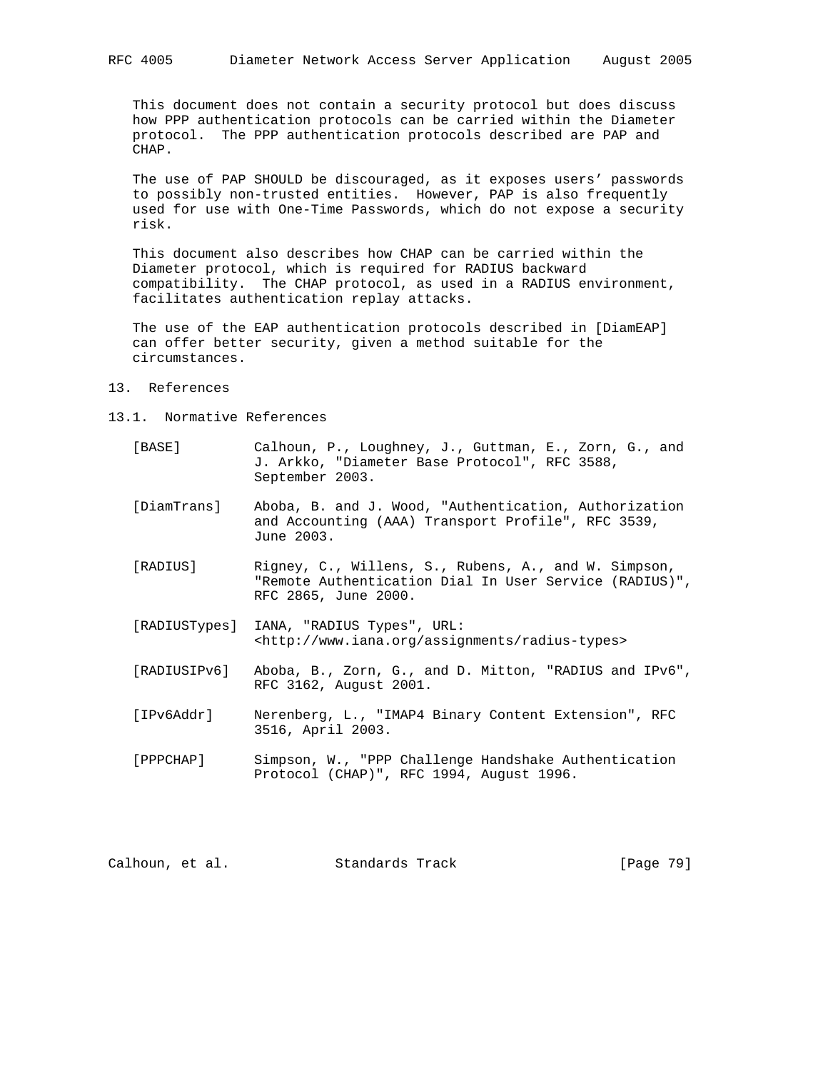This document does not contain a security protocol but does discuss how PPP authentication protocols can be carried within the Diameter protocol. The PPP authentication protocols described are PAP and CHAP.

The use of PAP SHOULD be discouraged, as it exposes users' passwords to possibly non-trusted entities. However, PAP is also frequently used for use with One-Time Passwords, which do not expose a security risk.

This document also describes how CHAP can be carried within the Diameter protocol, which is required for RADIUS backward compatibility. The CHAP protocol, as used in a RADIUS environment, facilitates authentication replay attacks.

The use of the EAP authentication protocols described in [DiamEAP] can offer better security, given a method suitable for the circumstances.

## 13. References

### 13.1. Normative References

[BASE] Calhoun, P., Loughney, J., Guttman, E., Zorn, G., and J. Arkko, "Diameter Base Protocol", RFC 3588, September 2003.

[DiamTrans] Aboba, B. and J. Wood, "Authentication, Authorization and Accounting (AAA) Transport Profile", RFC 3539, June 2003.

[RADIUS] Rigney, C., Willens, S., Rubens, A., and W. Simpson, "Remote Authentication Dial In User Service (RADIUS)", RFC 2865, June 2000.

[RADIUSTypes] IANA, "RADIUS Types", URL: <http://www.iana.org/assignments/radius-types>

[RADIUSIPv6] Aboba, B., Zorn, G., and D. Mitton, "RADIUS and IPv6", RFC 3162, August 2001.

[IPv6Addr] Nerenberg, L., "IMAP4 Binary Content Extension", RFC 3516, April 2003.

[PPPCHAP] Simpson, W., "PPP Challenge Handshake Authentication Protocol (CHAP)", RFC 1994, August 1996.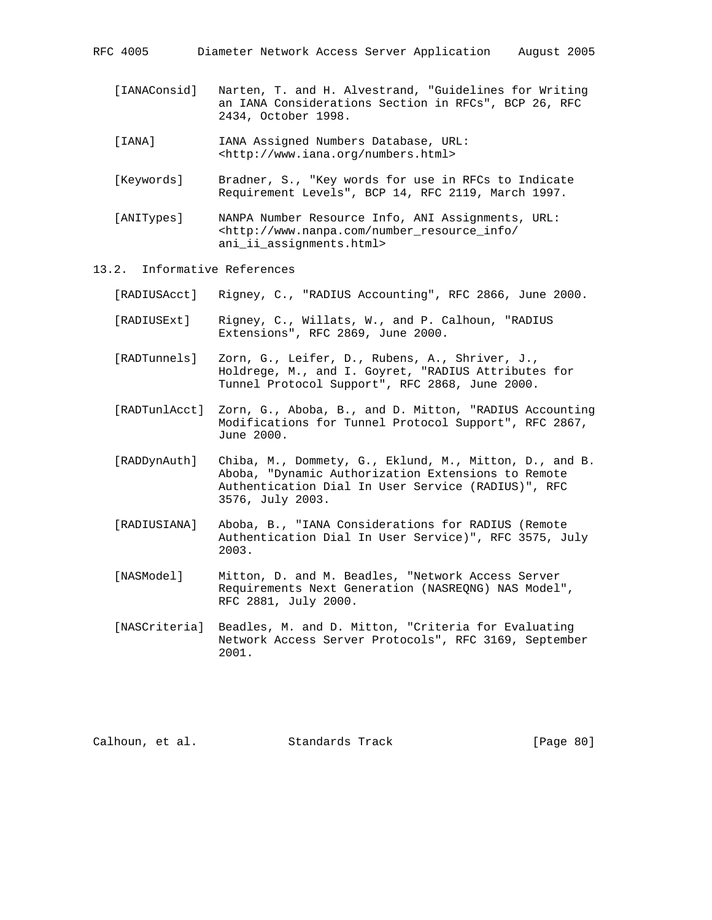[IANAConsid] Narten, T. and H. Alvestrand, "Guidelines for Writing an IANA Considerations Section in RFCs", BCP 26, RFC 2434, October 1998.

[IANA] IANA Assigned Numbers Database, URL: <http://www.iana.org/numbers.html>

[Keywords] Bradner, S., "Key words for use in RFCs to Indicate Requirement Levels", BCP 14, RFC 2119, March 1997.

[ANITypes] NANPA Number Resource Info, ANI Assignments, URL: <http://www.nanpa.com/number_resource_info/ani_ii_assignments.html>

## 13.2. Informative References

[RADIUSAcct] Rigney, C., "RADIUS Accounting", RFC 2866, June 2000.

[RADIUSExt] Rigney, C., Willats, W., and P. Calhoun, "RADIUS Extensions", RFC 2869, June 2000.

[RADTunnels] Zorn, G., Leifer, D., Rubens, A., Shriver, J., Holdrege, M., and I. Goyret, "RADIUS Attributes for Tunnel Protocol Support", RFC 2868, June 2000.

[RADTunlAcct] Zorn, G., Aboba, B., and D. Mitton, "RADIUS Accounting Modifications for Tunnel Protocol Support", RFC 2867, June 2000.

[RADDynAuth] Chiba, M., Dommety, G., Eklund, M., Mitton, D., and B. Aboba, "Dynamic Authorization Extensions to Remote Authentication Dial In User Service (RADIUS)", RFC 3576, July 2003.

[RADIUSIANA] Aboba, B., "IANA Considerations for RADIUS (Remote Authentication Dial In User Service)", RFC 3575, July 2003.

[NASModel] Mitton, D. and M. Beadles, "Network Access Server Requirements Next Generation (NASREQNG) NAS Model", RFC 2881, July 2000.

[NASCriteria] Beadles, M. and D. Mitton, "Criteria for Evaluating Network Access Server Protocols", RFC 3169, September 2001.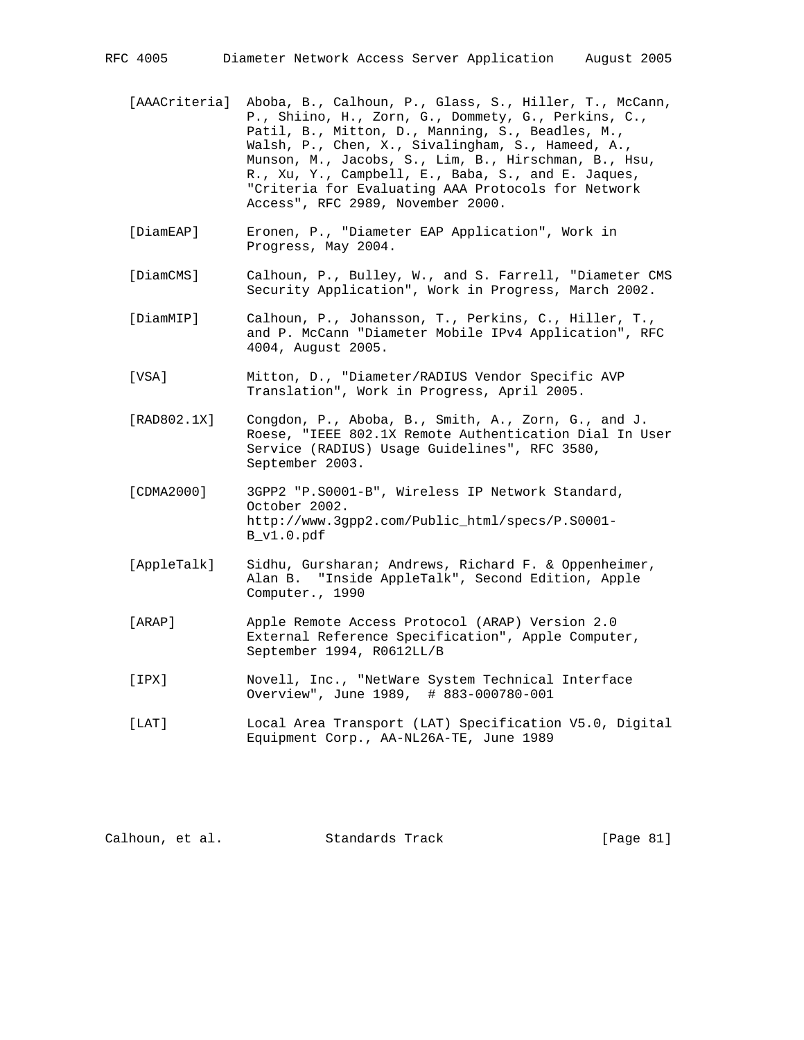[AAACriteria] Aboba, B., Calhoun, P., Glass, S., Hiller, T., McCann, P., Shiino, H., Zorn, G., Dommety, G., Perkins, C., Patil, B., Mitton, D., Manning, S., Beadles, M., Walsh, P., Chen, X., Sivalingham, S., Hameed, A., Munson, M., Jacobs, S., Lim, B., Hirschman, B., Hsu, R., Xu, Y., Campbell, E., Baba, S., and E. Jaques, "Criteria for Evaluating AAA Protocols for Network Access", RFC 2989, November 2000.

[DiamEAP] Eronen, P., "Diameter EAP Application", Work in Progress, May 2004.

[DiamCMS] Calhoun, P., Bulley, W., and S. Farrell, "Diameter CMS Security Application", Work in Progress, March 2002.

[DiamMIP] Calhoun, P., Johansson, T., Perkins, C., Hiller, T., and P. McCann "Diameter Mobile IPv4 Application", RFC 4004, August 2005.

[VSA] Mitton, D., "Diameter/RADIUS Vendor Specific AVP Translation", Work in Progress, April 2005.

[RAD802.1X] Congdon, P., Aboba, B., Smith, A., Zorn, G., and J. Roese, "IEEE 802.1X Remote Authentication Dial In User Service (RADIUS) Usage Guidelines", RFC 3580, September 2003.

[CDMA2000] 3GPP2 "P.S0001-B", Wireless IP Network Standard, October 2002. http://www.3gpp2.com/Public_html/specs/P.S0001-B_v1.0.pdf

[AppleTalk] Sidhu, Gursharan; Andrews, Richard F. & Oppenheimer, Alan B. "Inside AppleTalk", Second Edition, Apple Computer., 1990

[ARAP] Apple Remote Access Protocol (ARAP) Version 2.0 External Reference Specification", Apple Computer, September 1994, R0612LL/B

[IPX] Novell, Inc., "NetWare System Technical Interface Overview", June 1989, # 883-000780-001

[LAT] Local Area Transport (LAT) Specification V5.0, Digital Equipment Corp., AA-NL26A-TE, June 1989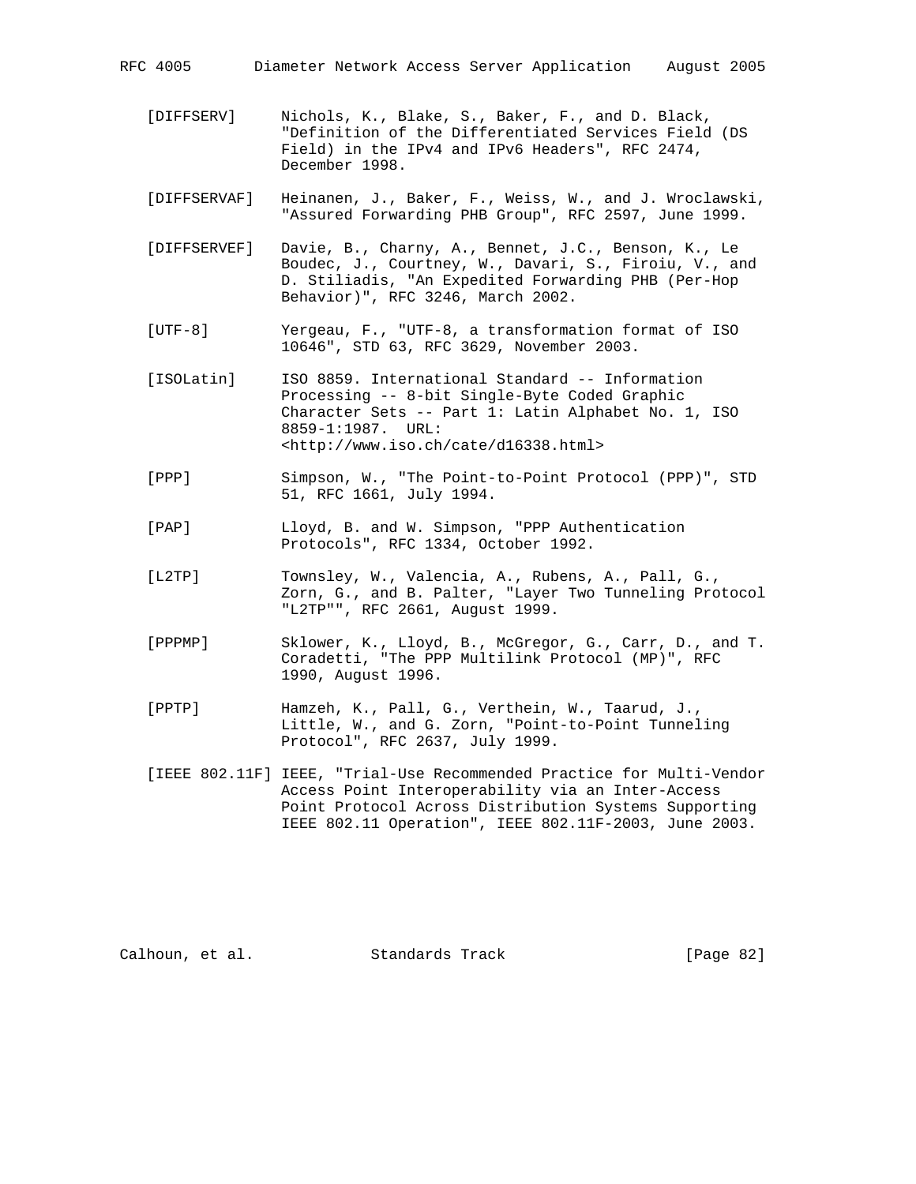[DIFFSERV] Nichols, K., Blake, S., Baker, F., and D. Black, "Definition of the Differentiated Services Field (DS Field) in the IPv4 and IPv6 Headers", RFC 2474, December 1998.

[DIFFSERVAF] Heinanen, J., Baker, F., Weiss, W., and J. Wroclawski, "Assured Forwarding PHB Group", RFC 2597, June 1999.

[DIFFSERVEF] Davie, B., Charny, A., Bennet, J.C., Benson, K., Le Boudec, J., Courtney, W., Davari, S., Firoiu, V., and D. Stiliadis, "An Expedited Forwarding PHB (Per-Hop Behavior)", RFC 3246, March 2002.

[UTF-8] Yergeau, F., "UTF-8, a transformation format of ISO 10646", STD 63, RFC 3629, November 2003.

[ISOLatin] ISO 8859. International Standard -- Information Processing -- 8-bit Single-Byte Coded Graphic Character Sets -- Part 1: Latin Alphabet No. 1, ISO 8859-1:1987. URL: <http://www.iso.ch/cate/d16338.html>

[PPP] Simpson, W., "The Point-to-Point Protocol (PPP)", STD 51, RFC 1661, July 1994.

[PAP] Lloyd, B. and W. Simpson, "PPP Authentication Protocols", RFC 1334, October 1992.

[L2TP] Townsley, W., Valencia, A., Rubens, A., Pall, G., Zorn, G., and B. Palter, "Layer Two Tunneling Protocol "L2TP"", RFC 2661, August 1999.

[PPPMP] Sklower, K., Lloyd, B., McGregor, G., Carr, D., and T. Coradetti, "The PPP Multilink Protocol (MP)", RFC 1990, August 1996.

[PPTP] Hamzeh, K., Pall, G., Verthein, W., Taarud, J., Little, W., and G. Zorn, "Point-to-Point Tunneling Protocol", RFC 2637, July 1999.

[IEEE 802.11F] IEEE, "Trial-Use Recommended Practice for Multi-Vendor Access Point Interoperability via an Inter-Access Point Protocol Across Distribution Systems Supporting IEEE 802.11 Operation", IEEE 802.11F-2003, June 2003.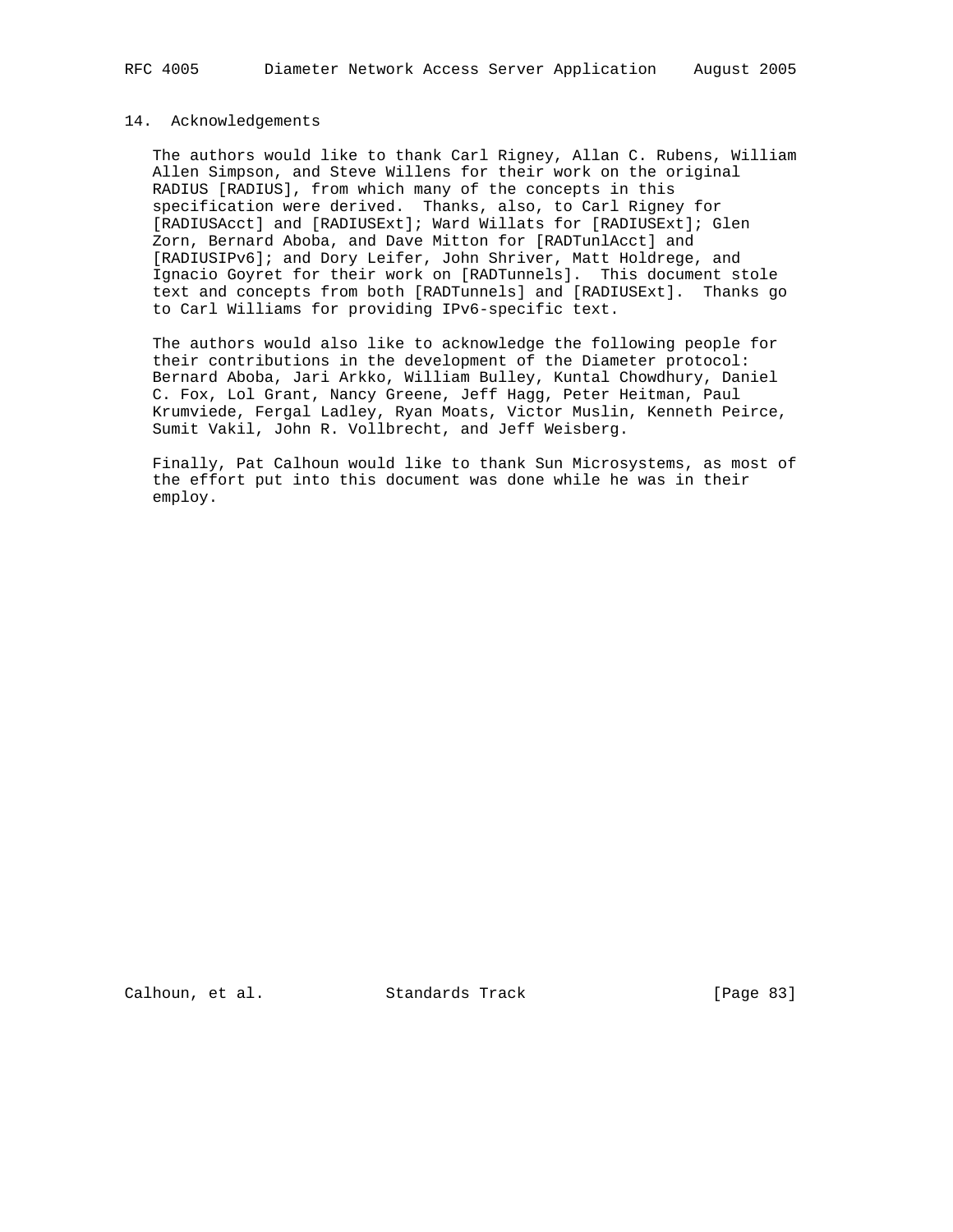## 14. Acknowledgements

The authors would like to thank Carl Rigney, Allan C. Rubens, William Allen Simpson, and Steve Willens for their work on the original RADIUS [RADIUS], from which many of the concepts in this specification were derived. Thanks, also, to Carl Rigney for [RADIUSAcct] and [RADIUSExt]; Ward Willats for [RADIUSExt]; Glen Zorn, Bernard Aboba, and Dave Mitton for [RADTunlAcct] and [RADIUSIPv6]; and Dory Leifer, John Shriver, Matt Holdrege, and Ignacio Goyret for their work on [RADTunnels]. This document stole text and concepts from both [RADTunnels] and [RADIUSExt]. Thanks go to Carl Williams for providing IPv6-specific text.

The authors would also like to acknowledge the following people for their contributions in the development of the Diameter protocol: Bernard Aboba, Jari Arkko, William Bulley, Kuntal Chowdhury, Daniel C. Fox, Lol Grant, Nancy Greene, Jeff Hagg, Peter Heitman, Paul Krumviede, Fergal Ladley, Ryan Moats, Victor Muslin, Kenneth Peirce, Sumit Vakil, John R. Vollbrecht, and Jeff Weisberg.

Finally, Pat Calhoun would like to thank Sun Microsystems, as most of the effort put into this document was done while he was in their employ.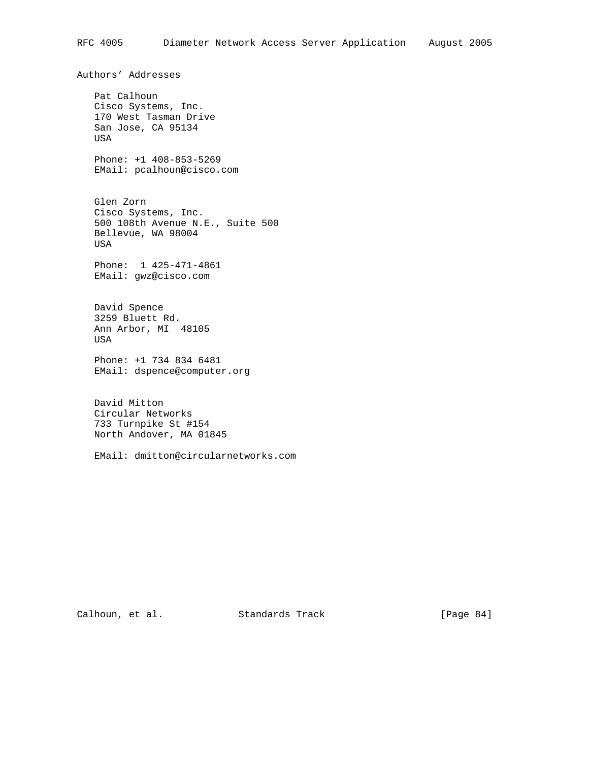## Authors' Addresses

Pat Calhoun
Cisco Systems, Inc.
170 West Tasman Drive
San Jose, CA 95134
USA

Phone: +1 408-853-5269
EMail: pcalhoun@cisco.com

Glen Zorn
Cisco Systems, Inc.
500 108th Avenue N.E., Suite 500
Bellevue, WA 98004
USA

Phone:  1 425-471-4861
EMail: gwz@cisco.com

David Spence
3259 Bluett Rd.
Ann Arbor, MI  48105
USA

Phone: +1 734 834 6481
EMail: dspence@computer.org

David Mitton
Circular Networks
733 Turnpike St #154
North Andover, MA 01845

EMail: dmitton@circularnetworks.com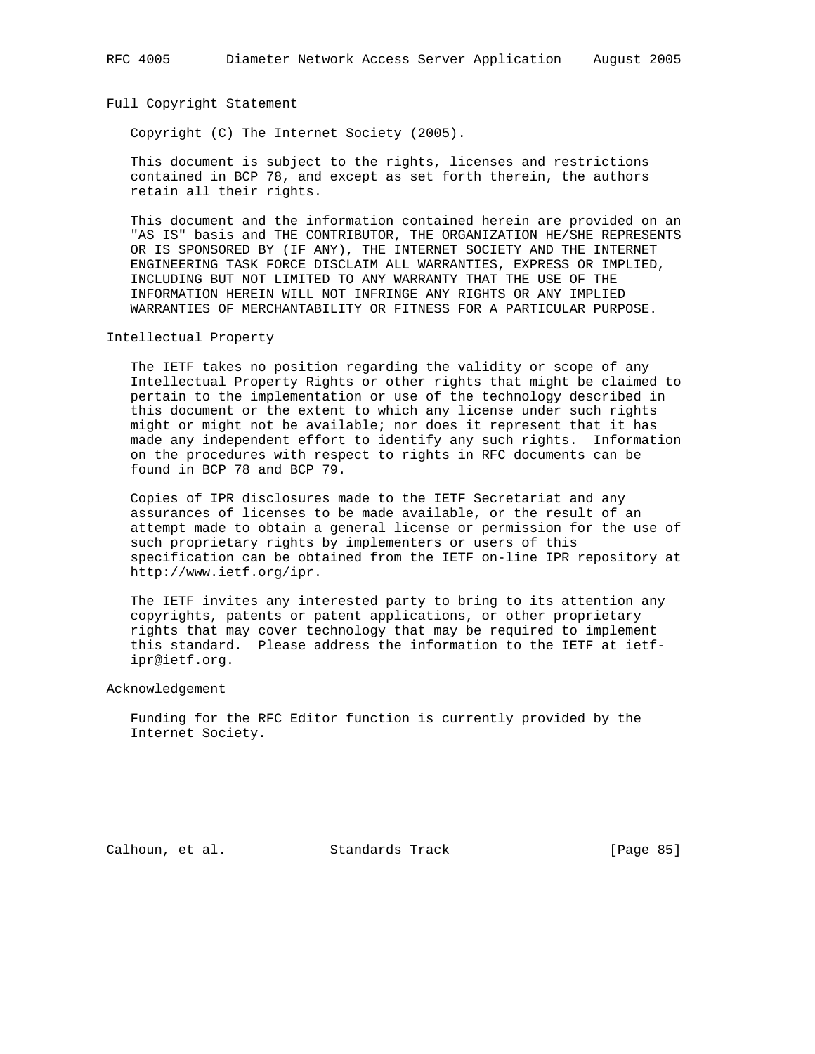## Full Copyright Statement

Copyright (C) The Internet Society (2005).

This document is subject to the rights, licenses and restrictions contained in BCP 78, and except as set forth therein, the authors retain all their rights.

This document and the information contained herein are provided on an "AS IS" basis and THE CONTRIBUTOR, THE ORGANIZATION HE/SHE REPRESENTS OR IS SPONSORED BY (IF ANY), THE INTERNET SOCIETY AND THE INTERNET ENGINEERING TASK FORCE DISCLAIM ALL WARRANTIES, EXPRESS OR IMPLIED, INCLUDING BUT NOT LIMITED TO ANY WARRANTY THAT THE USE OF THE INFORMATION HEREIN WILL NOT INFRINGE ANY RIGHTS OR ANY IMPLIED WARRANTIES OF MERCHANTABILITY OR FITNESS FOR A PARTICULAR PURPOSE.

## Intellectual Property

The IETF takes no position regarding the validity or scope of any Intellectual Property Rights or other rights that might be claimed to pertain to the implementation or use of the technology described in this document or the extent to which any license under such rights might or might not be available; nor does it represent that it has made any independent effort to identify any such rights. Information on the procedures with respect to rights in RFC documents can be found in BCP 78 and BCP 79.

Copies of IPR disclosures made to the IETF Secretariat and any assurances of licenses to be made available, or the result of an attempt made to obtain a general license or permission for the use of such proprietary rights by implementers or users of this specification can be obtained from the IETF on-line IPR repository at http://www.ietf.org/ipr.

The IETF invites any interested party to bring to its attention any copyrights, patents or patent applications, or other proprietary rights that may cover technology that may be required to implement this standard. Please address the information to the IETF at ietf-ipr@ietf.org.

## Acknowledgement

Funding for the RFC Editor function is currently provided by the Internet Society.